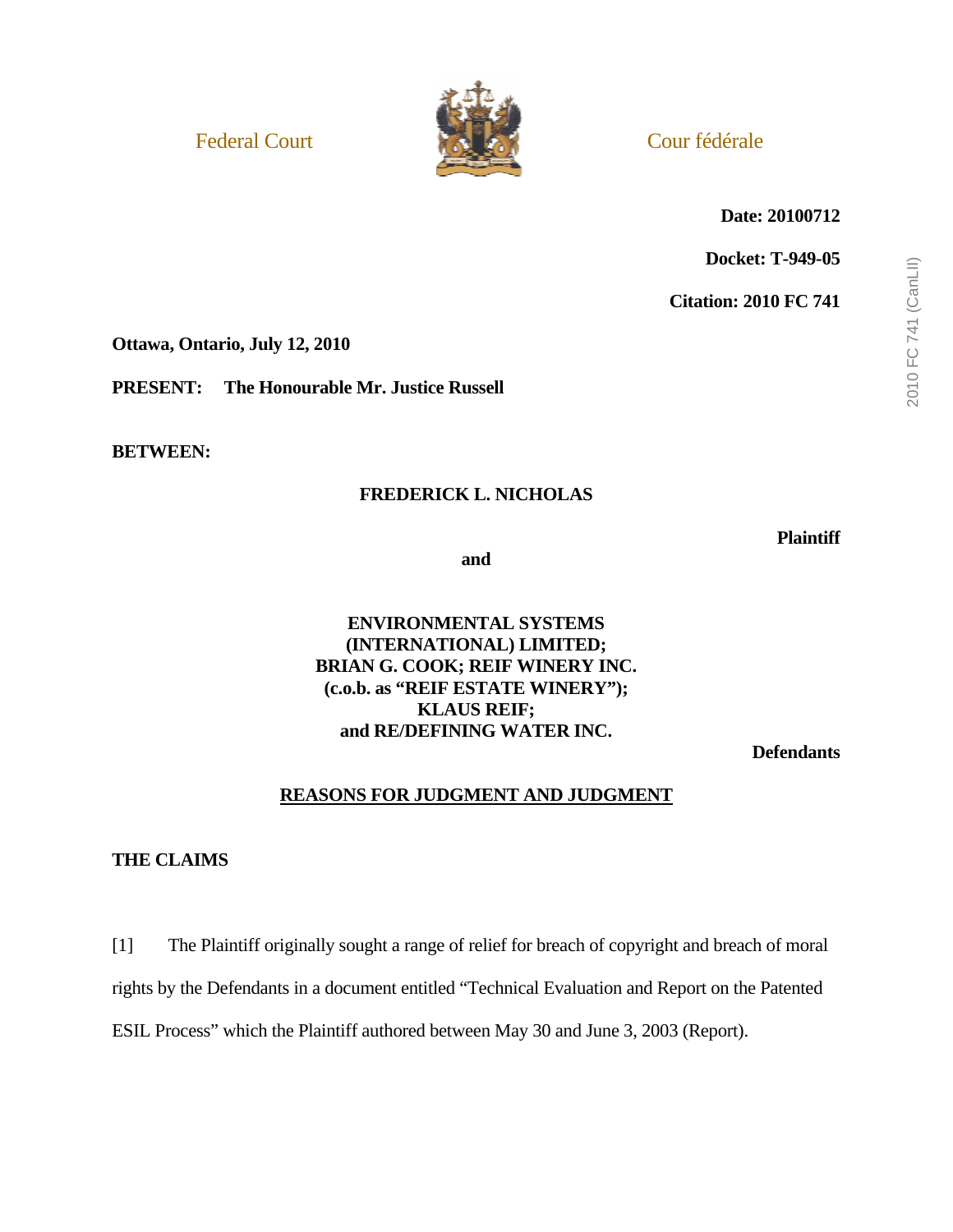Federal Court Cour fédérale

**Date: 20100712**

**Docket: T-949-05**

**Citation: 2010 FC 741**

**Ottawa, Ontario, July 12, 2010**

**PRESENT: The Honourable Mr. Justice Russell**

**BETWEEN:**

**FREDERICK L. NICHOLAS**

**Plaintiff**

**and**

**ENVIRONMENTAL SYSTEMS (INTERNATIONAL) LIMITED; BRIAN G. COOK; REIF WINERY INC. (c.o.b. as "REIF ESTATE WINERY"); KLAUS REIF; and RE/DEFINING WATER INC.**

**Defendants**

**REASONS FOR JUDGMENT AND JUDGMENT**

**THE CLAIMS**

[1] The Plaintiff originally sought a range of relief for breach of copyright and breach of moral rights by the Defendants in a document entitled "Technical Evaluation and Report on the Patented ESIL Process" which the Plaintiff authored between May 30 and June 3, 2003 (Report).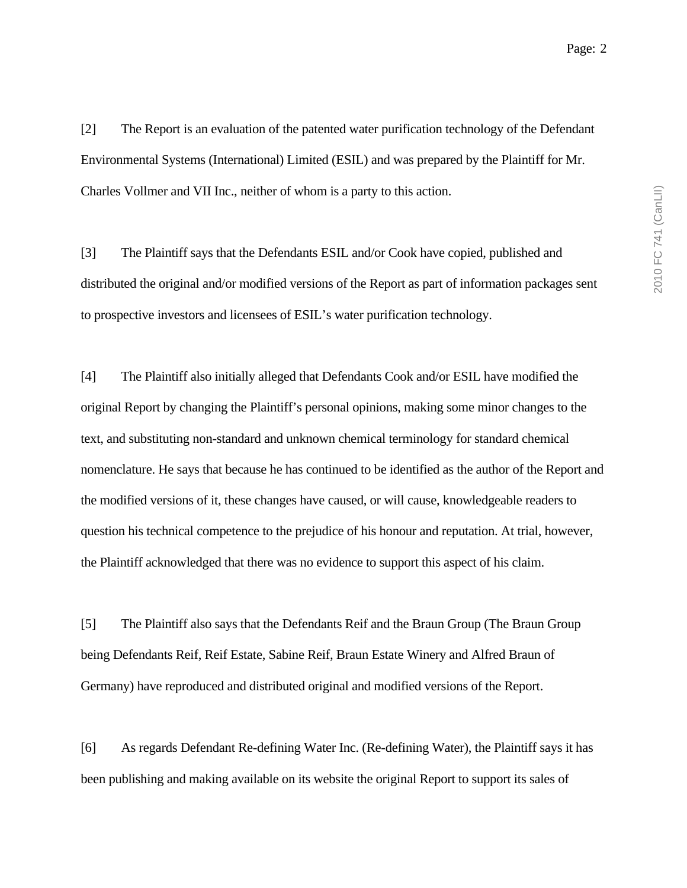[2] The Report is an evaluation of the patented water purification technology of the Defendant Environmental Systems (International) Limited (ESIL) and was prepared by the Plaintiff for Mr. Charles Vollmer and VII Inc., neither of whom is a party to this action.

[3] The Plaintiff says that the Defendants ESIL and/or Cook have copied, published and distributed the original and/or modified versions of the Report as part of information packages sent to prospective investors and licensees of ESIL's water purification technology.

[4] The Plaintiff also initially alleged that Defendants Cook and/or ESIL have modified the original Report by changing the Plaintiff's personal opinions, making some minor changes to the text, and substituting non-standard and unknown chemical terminology for standard chemical nomenclature. He says that because he has continued to be identified as the author of the Report and the modified versions of it, these changes have caused, or will cause, knowledgeable readers to question his technical competence to the prejudice of his honour and reputation. At trial, however, the Plaintiff acknowledged that there was no evidence to support this aspect of his claim.

[5] The Plaintiff also says that the Defendants Reif and the Braun Group (The Braun Group being Defendants Reif, Reif Estate, Sabine Reif, Braun Estate Winery and Alfred Braun of Germany) have reproduced and distributed original and modified versions of the Report.

[6] As regards Defendant Re-defining Water Inc. (Re-defining Water), the Plaintiff says it has been publishing and making available on its website the original Report to support its sales of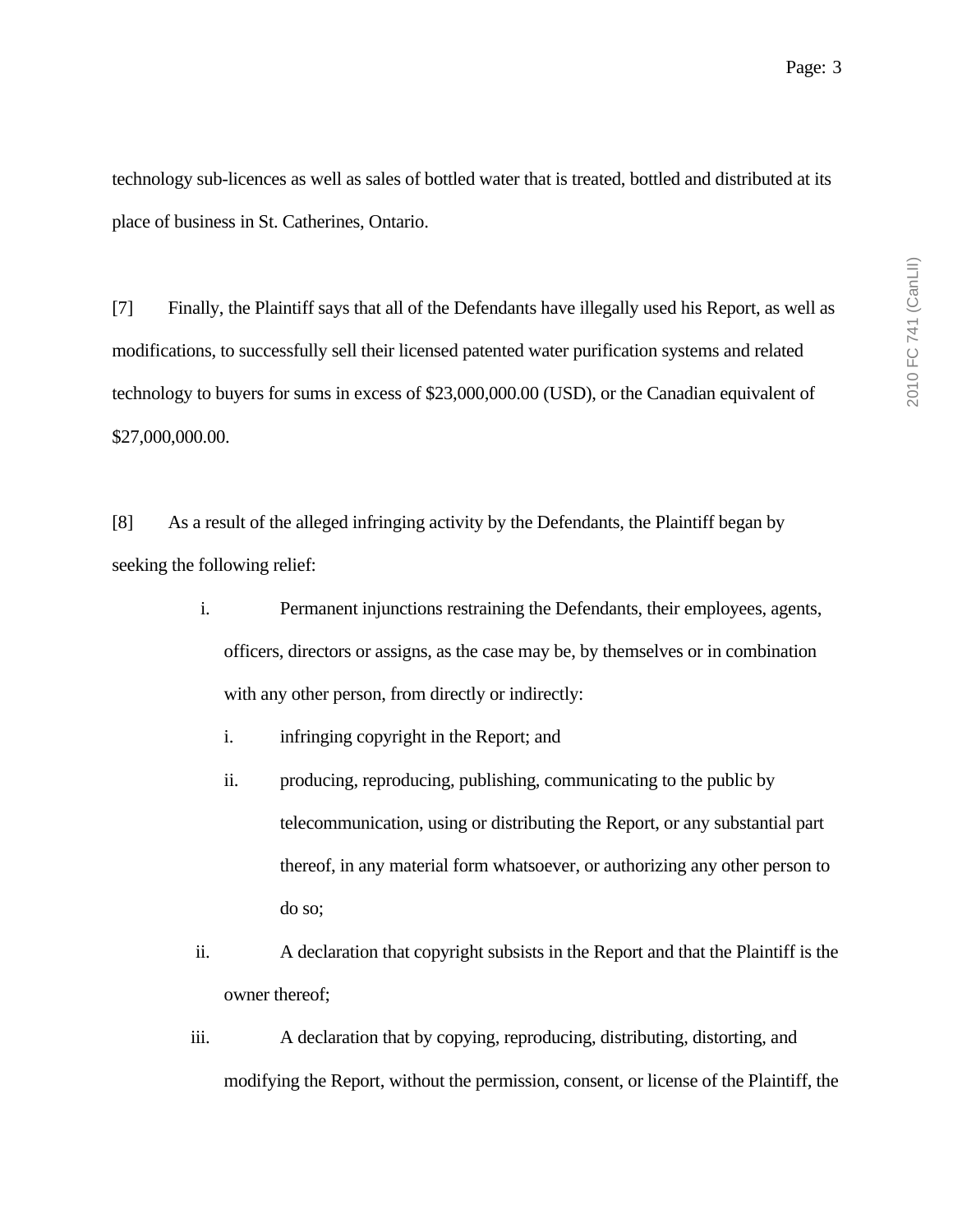technology sub-licences as well as sales of bottled water that is treated, bottled and distributed at its place of business in St. Catherines, Ontario.

[7] Finally, the Plaintiff says that all of the Defendants have illegally used his Report, as well as modifications, to successfully sell their licensed patented water purification systems and related technology to buyers for sums in excess of $23,000,000.00 (USD), or the Canadian equivalent of $27,000,000.00.

[8] As a result of the alleged infringing activity by the Defendants, the Plaintiff began by seeking the following relief:

i. Permanent injunctions restraining the Defendants, their employees, agents, officers, directors or assigns, as the case may be, by themselves or in combination with any other person, from directly or indirectly:

   i. infringing copyright in the Report; and

   ii. producing, reproducing, publishing, communicating to the public by telecommunication, using or distributing the Report, or any substantial part thereof, in any material form whatsoever, or authorizing any other person to do so;

ii. A declaration that copyright subsists in the Report and that the Plaintiff is the owner thereof;

iii. A declaration that by copying, reproducing, distributing, distorting, and modifying the Report, without the permission, consent, or license of the Plaintiff, the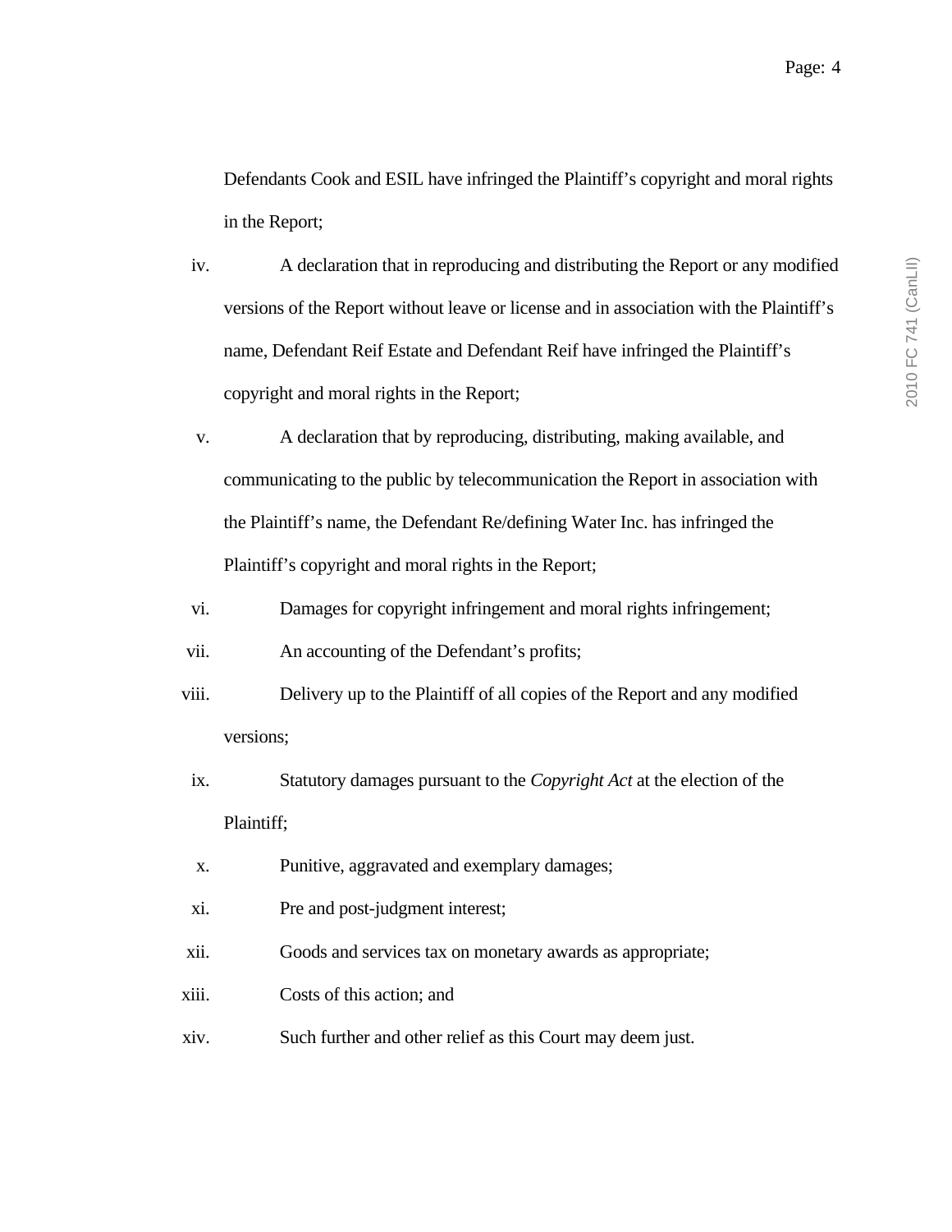Defendants Cook and ESIL have infringed the Plaintiff's copyright and moral rights in the Report;

iv. A declaration that in reproducing and distributing the Report or any modified versions of the Report without leave or license and in association with the Plaintiff's name, Defendant Reif Estate and Defendant Reif have infringed the Plaintiff's copyright and moral rights in the Report;

v. A declaration that by reproducing, distributing, making available, and communicating to the public by telecommunication the Report in association with the Plaintiff's name, the Defendant Re/defining Water Inc. has infringed the Plaintiff's copyright and moral rights in the Report;

vi. Damages for copyright infringement and moral rights infringement;

vii. An accounting of the Defendant's profits;

viii. Delivery up to the Plaintiff of all copies of the Report and any modified versions;

ix. Statutory damages pursuant to the *Copyright Act* at the election of the Plaintiff;

x. Punitive, aggravated and exemplary damages;

xi. Pre and post-judgment interest;

xii. Goods and services tax on monetary awards as appropriate;

xiii. Costs of this action; and

xiv. Such further and other relief as this Court may deem just.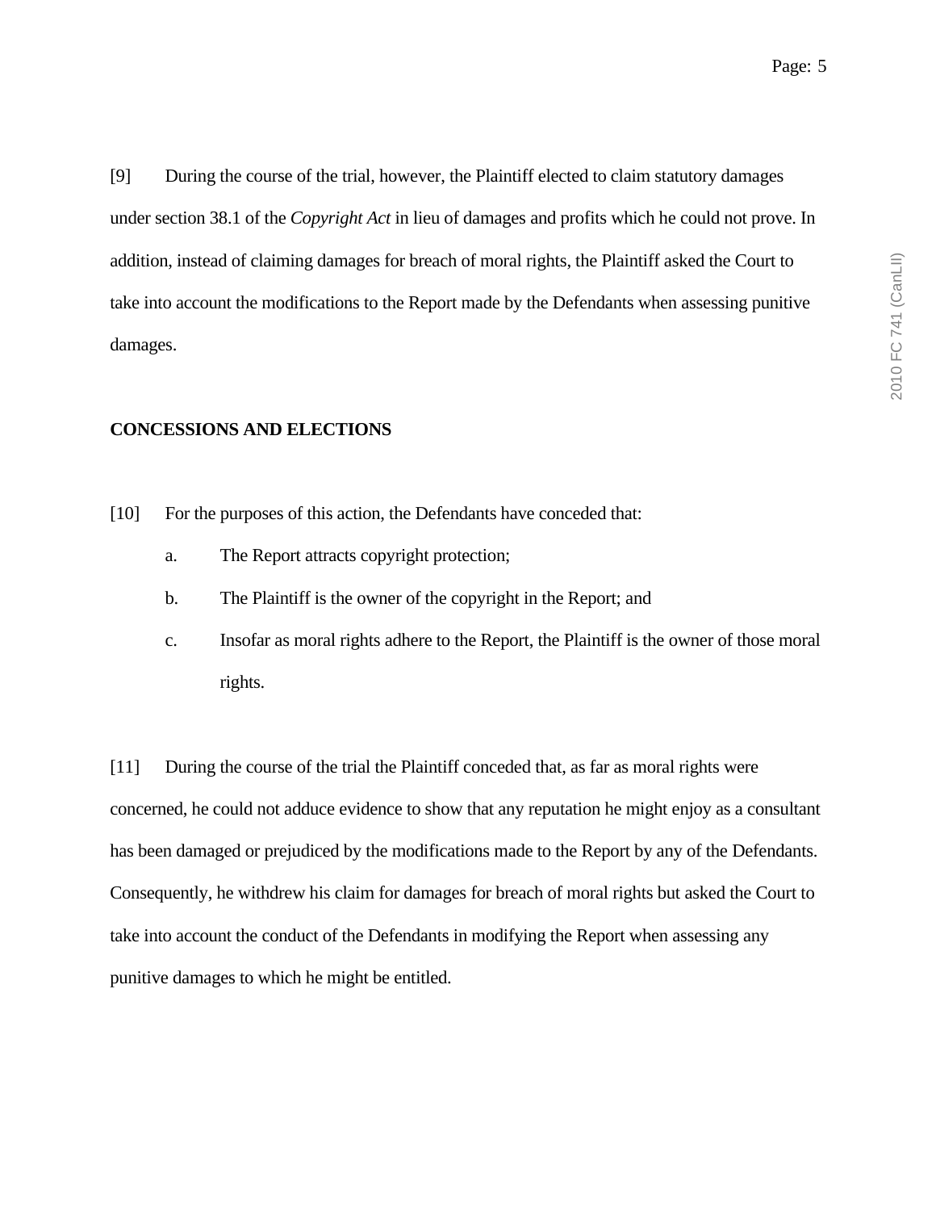[9] During the course of the trial, however, the Plaintiff elected to claim statutory damages under section 38.1 of the *Copyright Act* in lieu of damages and profits which he could not prove. In addition, instead of claiming damages for breach of moral rights, the Plaintiff asked the Court to take into account the modifications to the Report made by the Defendants when assessing punitive damages.

**CONCESSIONS AND ELECTIONS**

[10] For the purposes of this action, the Defendants have conceded that:

a. The Report attracts copyright protection;

b. The Plaintiff is the owner of the copyright in the Report; and

c. Insofar as moral rights adhere to the Report, the Plaintiff is the owner of those moral rights.

[11] During the course of the trial the Plaintiff conceded that, as far as moral rights were concerned, he could not adduce evidence to show that any reputation he might enjoy as a consultant has been damaged or prejudiced by the modifications made to the Report by any of the Defendants. Consequently, he withdrew his claim for damages for breach of moral rights but asked the Court to take into account the conduct of the Defendants in modifying the Report when assessing any punitive damages to which he might be entitled.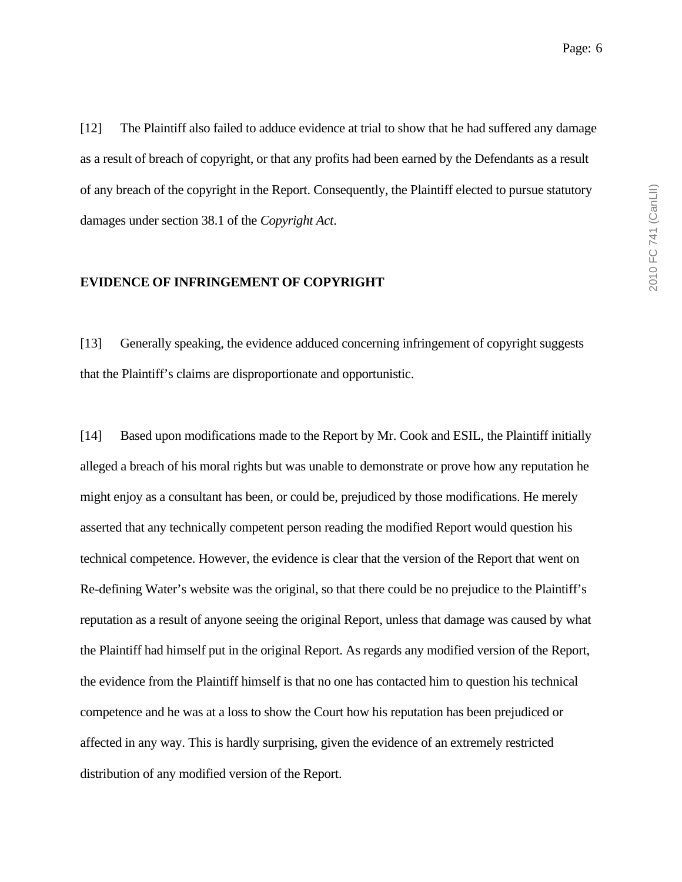[12] The Plaintiff also failed to adduce evidence at trial to show that he had suffered any damage as a result of breach of copyright, or that any profits had been earned by the Defendants as a result of any breach of the copyright in the Report. Consequently, the Plaintiff elected to pursue statutory damages under section 38.1 of the *Copyright Act*.

**EVIDENCE OF INFRINGEMENT OF COPYRIGHT**

[13] Generally speaking, the evidence adduced concerning infringement of copyright suggests that the Plaintiff's claims are disproportionate and opportunistic.

[14] Based upon modifications made to the Report by Mr. Cook and ESIL, the Plaintiff initially alleged a breach of his moral rights but was unable to demonstrate or prove how any reputation he might enjoy as a consultant has been, or could be, prejudiced by those modifications. He merely asserted that any technically competent person reading the modified Report would question his technical competence. However, the evidence is clear that the version of the Report that went on Re-defining Water's website was the original, so that there could be no prejudice to the Plaintiff's reputation as a result of anyone seeing the original Report, unless that damage was caused by what the Plaintiff had himself put in the original Report. As regards any modified version of the Report, the evidence from the Plaintiff himself is that no one has contacted him to question his technical competence and he was at a loss to show the Court how his reputation has been prejudiced or affected in any way. This is hardly surprising, given the evidence of an extremely restricted distribution of any modified version of the Report.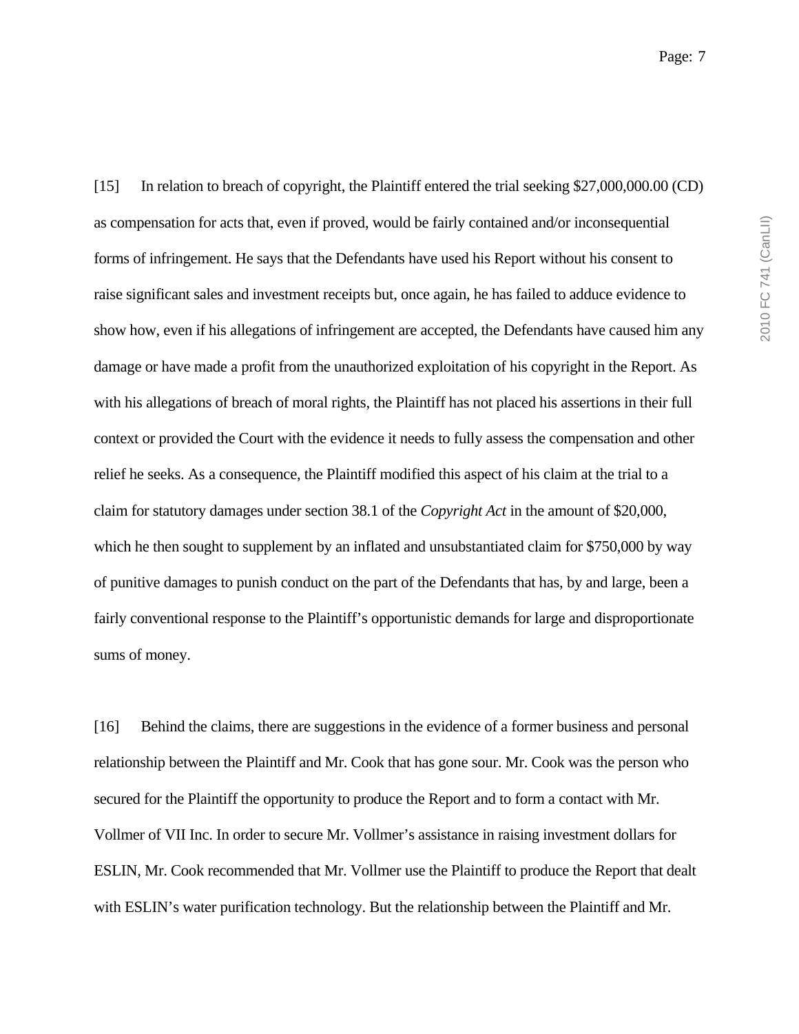[15] In relation to breach of copyright, the Plaintiff entered the trial seeking $27,000,000.00 (CD) as compensation for acts that, even if proved, would be fairly contained and/or inconsequential forms of infringement. He says that the Defendants have used his Report without his consent to raise significant sales and investment receipts but, once again, he has failed to adduce evidence to show how, even if his allegations of infringement are accepted, the Defendants have caused him any damage or have made a profit from the unauthorized exploitation of his copyright in the Report. As with his allegations of breach of moral rights, the Plaintiff has not placed his assertions in their full context or provided the Court with the evidence it needs to fully assess the compensation and other relief he seeks. As a consequence, the Plaintiff modified this aspect of his claim at the trial to a claim for statutory damages under section 38.1 of the *Copyright Act* in the amount of $20,000, which he then sought to supplement by an inflated and unsubstantiated claim for $750,000 by way of punitive damages to punish conduct on the part of the Defendants that has, by and large, been a fairly conventional response to the Plaintiff's opportunistic demands for large and disproportionate sums of money.

[16] Behind the claims, there are suggestions in the evidence of a former business and personal relationship between the Plaintiff and Mr. Cook that has gone sour. Mr. Cook was the person who secured for the Plaintiff the opportunity to produce the Report and to form a contact with Mr. Vollmer of VII Inc. In order to secure Mr. Vollmer's assistance in raising investment dollars for ESLIN, Mr. Cook recommended that Mr. Vollmer use the Plaintiff to produce the Report that dealt with ESLIN's water purification technology. But the relationship between the Plaintiff and Mr.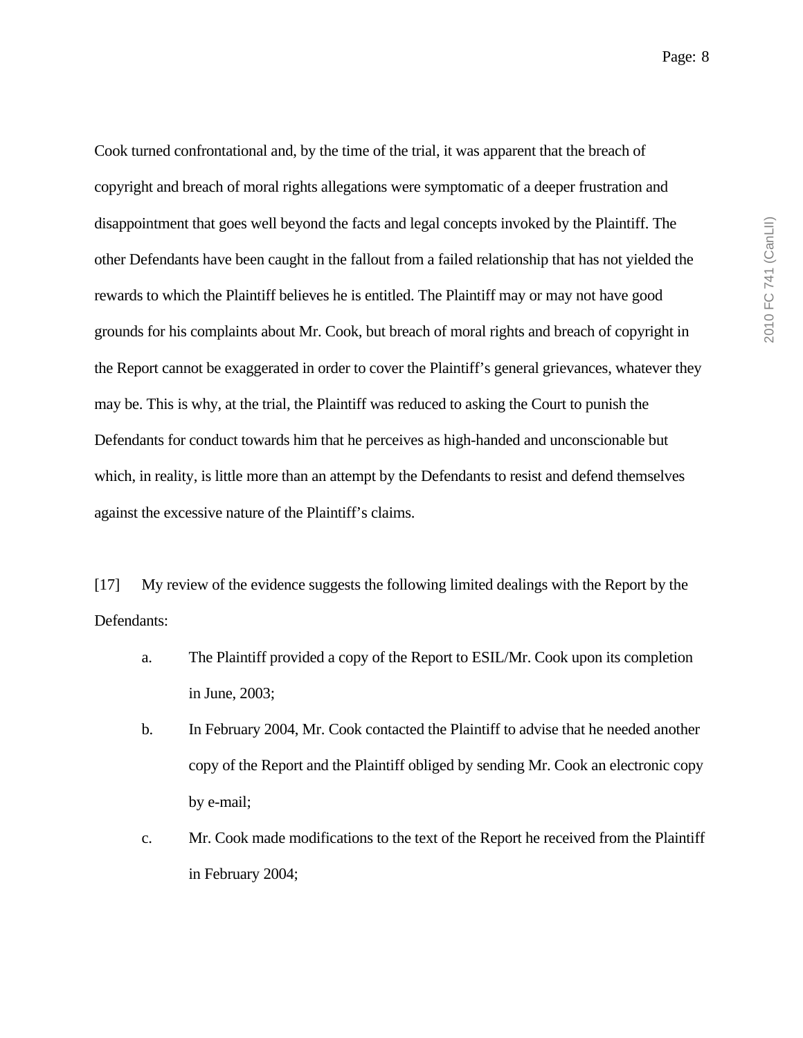Cook turned confrontational and, by the time of the trial, it was apparent that the breach of copyright and breach of moral rights allegations were symptomatic of a deeper frustration and disappointment that goes well beyond the facts and legal concepts invoked by the Plaintiff. The other Defendants have been caught in the fallout from a failed relationship that has not yielded the rewards to which the Plaintiff believes he is entitled. The Plaintiff may or may not have good grounds for his complaints about Mr. Cook, but breach of moral rights and breach of copyright in the Report cannot be exaggerated in order to cover the Plaintiff's general grievances, whatever they may be. This is why, at the trial, the Plaintiff was reduced to asking the Court to punish the Defendants for conduct towards him that he perceives as high-handed and unconscionable but which, in reality, is little more than an attempt by the Defendants to resist and defend themselves against the excessive nature of the Plaintiff's claims.

[17] My review of the evidence suggests the following limited dealings with the Report by the Defendants:

a. The Plaintiff provided a copy of the Report to ESIL/Mr. Cook upon its completion in June, 2003;

b. In February 2004, Mr. Cook contacted the Plaintiff to advise that he needed another copy of the Report and the Plaintiff obliged by sending Mr. Cook an electronic copy by e-mail;

c. Mr. Cook made modifications to the text of the Report he received from the Plaintiff in February 2004;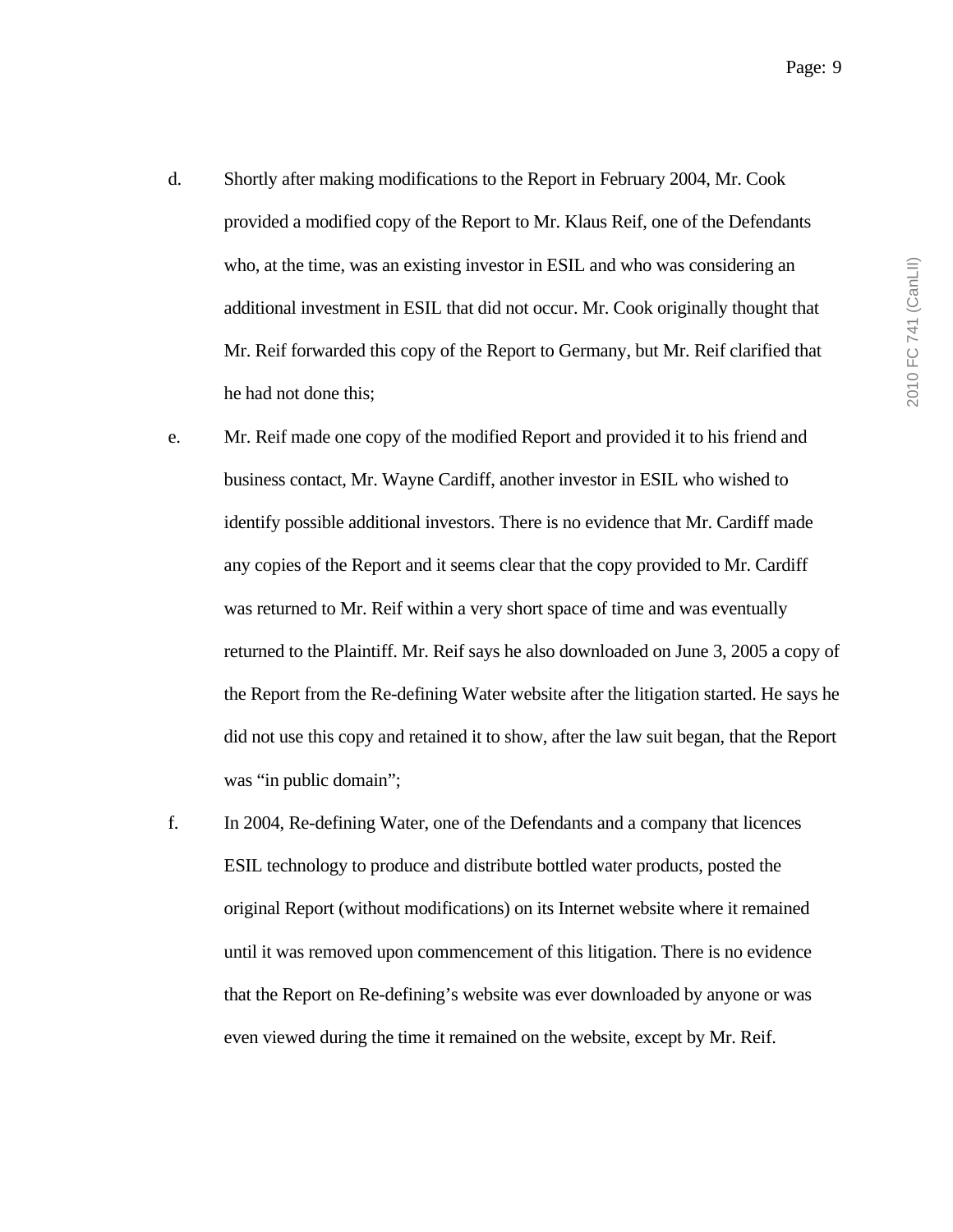d. Shortly after making modifications to the Report in February 2004, Mr. Cook provided a modified copy of the Report to Mr. Klaus Reif, one of the Defendants who, at the time, was an existing investor in ESIL and who was considering an additional investment in ESIL that did not occur. Mr. Cook originally thought that Mr. Reif forwarded this copy of the Report to Germany, but Mr. Reif clarified that he had not done this;

e. Mr. Reif made one copy of the modified Report and provided it to his friend and business contact, Mr. Wayne Cardiff, another investor in ESIL who wished to identify possible additional investors. There is no evidence that Mr. Cardiff made any copies of the Report and it seems clear that the copy provided to Mr. Cardiff was returned to Mr. Reif within a very short space of time and was eventually returned to the Plaintiff. Mr. Reif says he also downloaded on June 3, 2005 a copy of the Report from the Re-defining Water website after the litigation started. He says he did not use this copy and retained it to show, after the law suit began, that the Report was "in public domain";

f. In 2004, Re-defining Water, one of the Defendants and a company that licences ESIL technology to produce and distribute bottled water products, posted the original Report (without modifications) on its Internet website where it remained until it was removed upon commencement of this litigation. There is no evidence that the Report on Re-defining's website was ever downloaded by anyone or was even viewed during the time it remained on the website, except by Mr. Reif.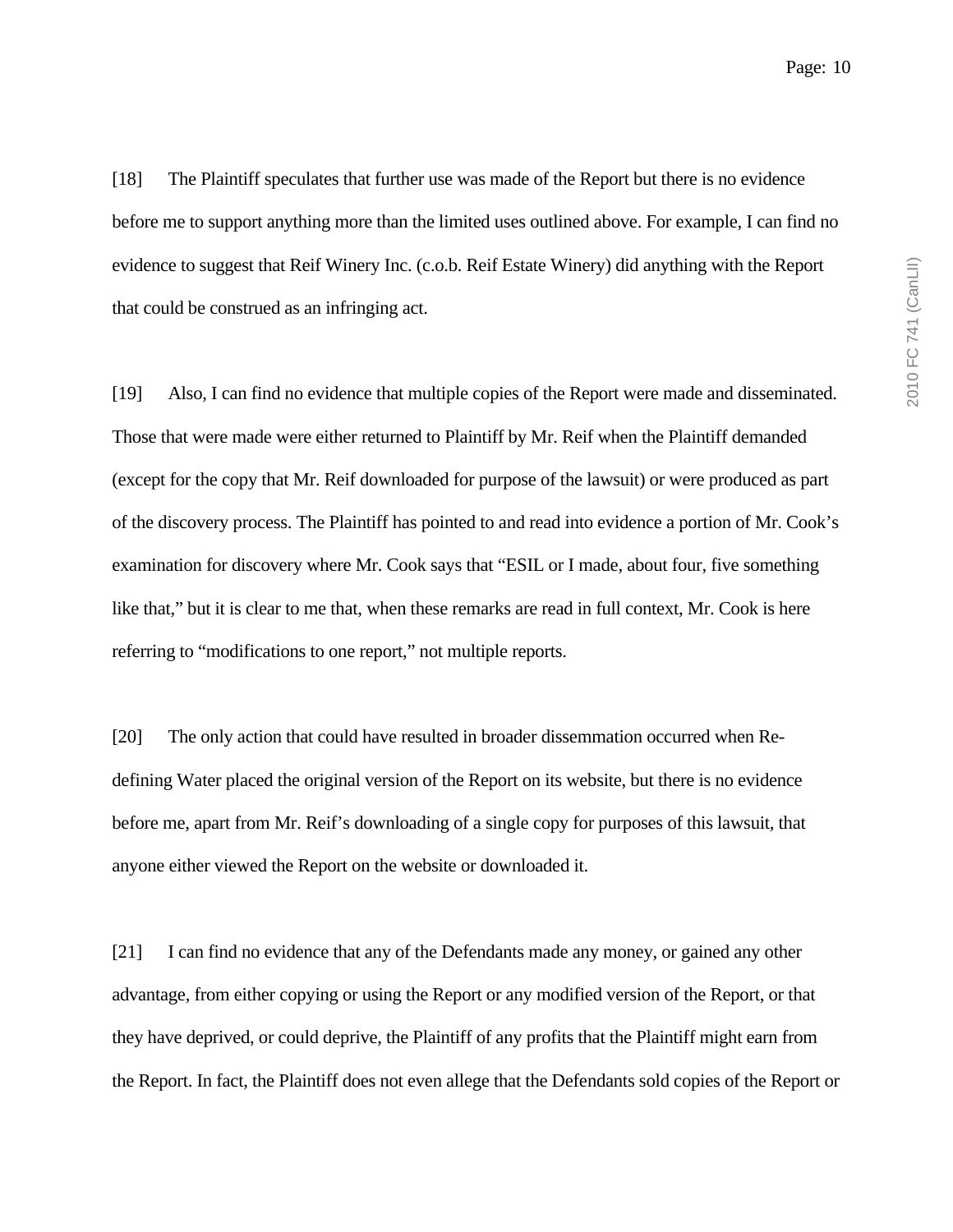[18] The Plaintiff speculates that further use was made of the Report but there is no evidence before me to support anything more than the limited uses outlined above. For example, I can find no evidence to suggest that Reif Winery Inc. (c.o.b. Reif Estate Winery) did anything with the Report that could be construed as an infringing act.

[19] Also, I can find no evidence that multiple copies of the Report were made and disseminated. Those that were made were either returned to Plaintiff by Mr. Reif when the Plaintiff demanded (except for the copy that Mr. Reif downloaded for purpose of the lawsuit) or were produced as part of the discovery process. The Plaintiff has pointed to and read into evidence a portion of Mr. Cook's examination for discovery where Mr. Cook says that "ESIL or I made, about four, five something like that," but it is clear to me that, when these remarks are read in full context, Mr. Cook is here referring to "modifications to one report," not multiple reports.

[20] The only action that could have resulted in broader dissemmation occurred when Re-defining Water placed the original version of the Report on its website, but there is no evidence before me, apart from Mr. Reif's downloading of a single copy for purposes of this lawsuit, that anyone either viewed the Report on the website or downloaded it.

[21] I can find no evidence that any of the Defendants made any money, or gained any other advantage, from either copying or using the Report or any modified version of the Report, or that they have deprived, or could deprive, the Plaintiff of any profits that the Plaintiff might earn from the Report. In fact, the Plaintiff does not even allege that the Defendants sold copies of the Report or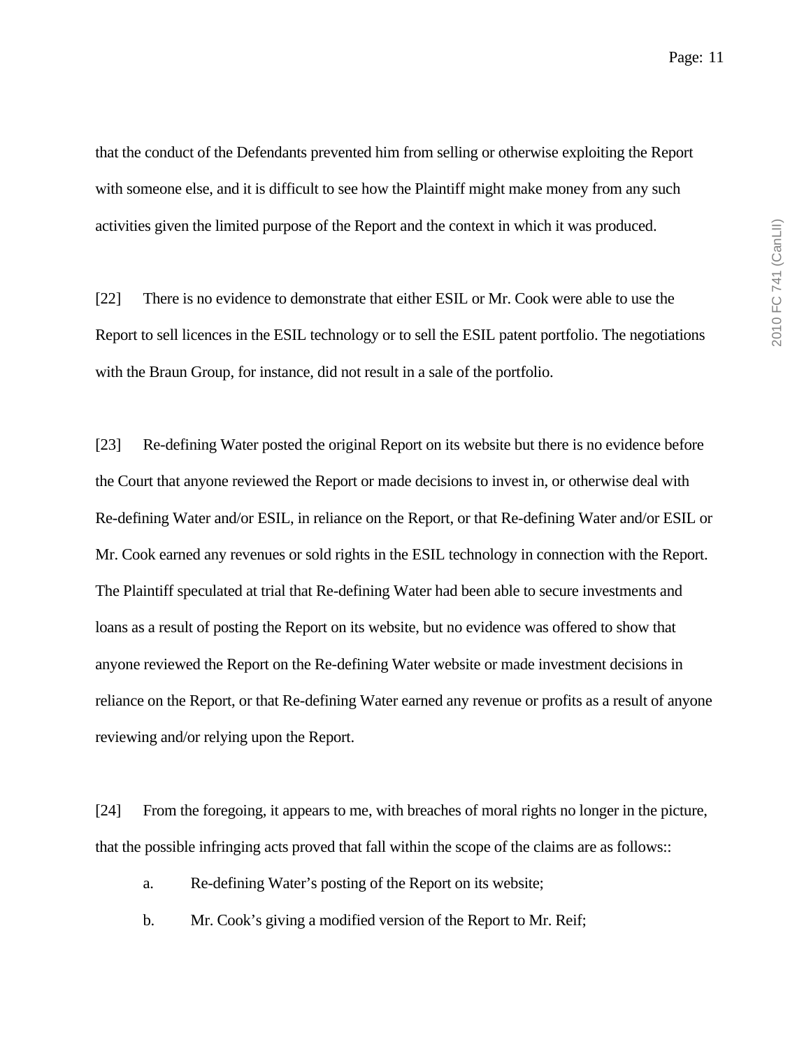that the conduct of the Defendants prevented him from selling or otherwise exploiting the Report with someone else, and it is difficult to see how the Plaintiff might make money from any such activities given the limited purpose of the Report and the context in which it was produced.

[22] There is no evidence to demonstrate that either ESIL or Mr. Cook were able to use the Report to sell licences in the ESIL technology or to sell the ESIL patent portfolio. The negotiations with the Braun Group, for instance, did not result in a sale of the portfolio.

[23] Re-defining Water posted the original Report on its website but there is no evidence before the Court that anyone reviewed the Report or made decisions to invest in, or otherwise deal with Re-defining Water and/or ESIL, in reliance on the Report, or that Re-defining Water and/or ESIL or Mr. Cook earned any revenues or sold rights in the ESIL technology in connection with the Report. The Plaintiff speculated at trial that Re-defining Water had been able to secure investments and loans as a result of posting the Report on its website, but no evidence was offered to show that anyone reviewed the Report on the Re-defining Water website or made investment decisions in reliance on the Report, or that Re-defining Water earned any revenue or profits as a result of anyone reviewing and/or relying upon the Report.

[24] From the foregoing, it appears to me, with breaches of moral rights no longer in the picture, that the possible infringing acts proved that fall within the scope of the claims are as follows::

a. Re-defining Water's posting of the Report on its website;

b. Mr. Cook's giving a modified version of the Report to Mr. Reif;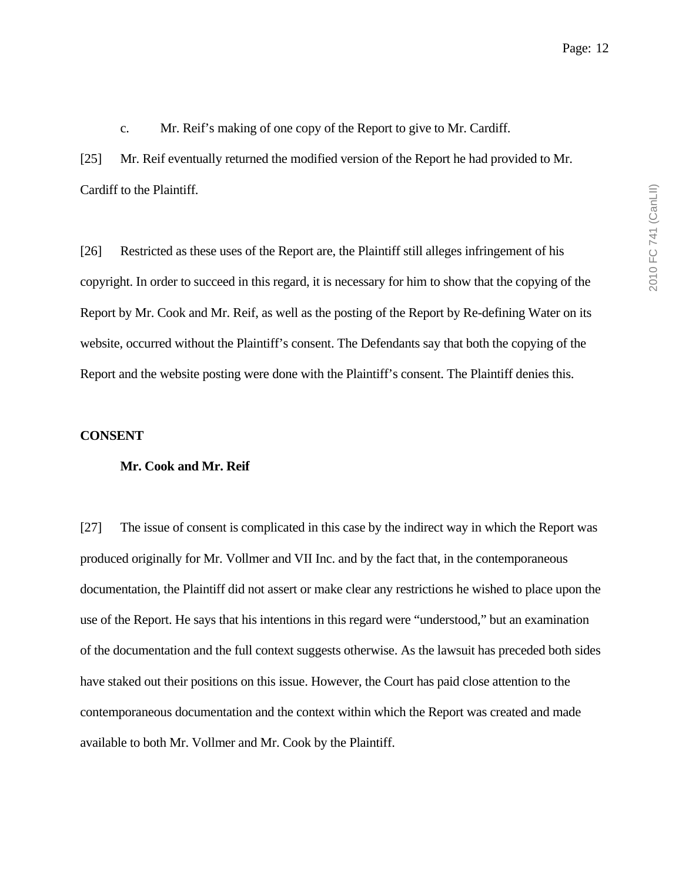c. Mr. Reif's making of one copy of the Report to give to Mr. Cardiff.

[25] Mr. Reif eventually returned the modified version of the Report he had provided to Mr. Cardiff to the Plaintiff.

[26] Restricted as these uses of the Report are, the Plaintiff still alleges infringement of his copyright. In order to succeed in this regard, it is necessary for him to show that the copying of the Report by Mr. Cook and Mr. Reif, as well as the posting of the Report by Re-defining Water on its website, occurred without the Plaintiff's consent. The Defendants say that both the copying of the Report and the website posting were done with the Plaintiff's consent. The Plaintiff denies this.

## CONSENT

### Mr. Cook and Mr. Reif

[27] The issue of consent is complicated in this case by the indirect way in which the Report was produced originally for Mr. Vollmer and VII Inc. and by the fact that, in the contemporaneous documentation, the Plaintiff did not assert or make clear any restrictions he wished to place upon the use of the Report. He says that his intentions in this regard were "understood," but an examination of the documentation and the full context suggests otherwise. As the lawsuit has preceded both sides have staked out their positions on this issue. However, the Court has paid close attention to the contemporaneous documentation and the context within which the Report was created and made available to both Mr. Vollmer and Mr. Cook by the Plaintiff.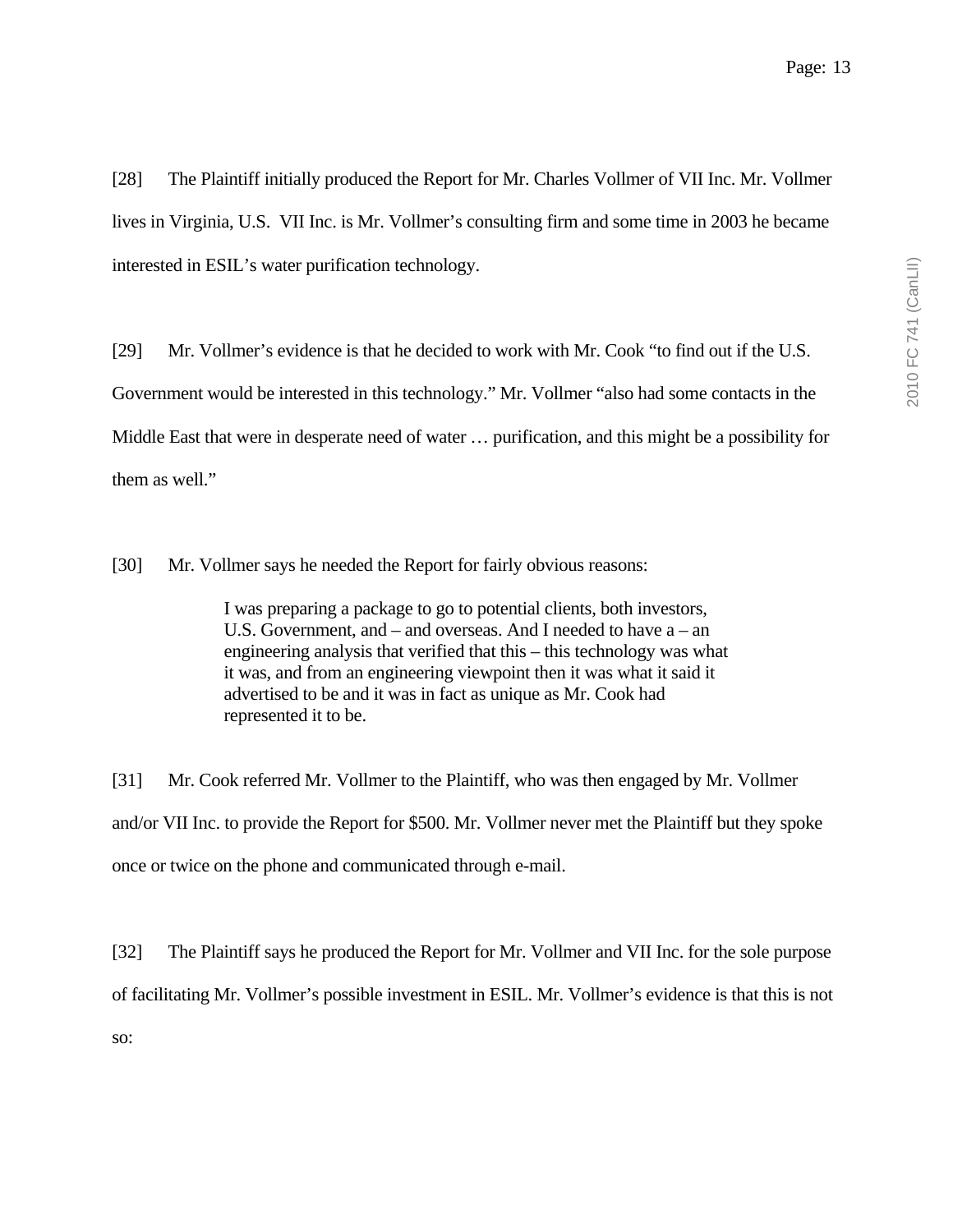[28] The Plaintiff initially produced the Report for Mr. Charles Vollmer of VII Inc. Mr. Vollmer lives in Virginia, U.S. VII Inc. is Mr. Vollmer's consulting firm and some time in 2003 he became interested in ESIL's water purification technology.

[29] Mr. Vollmer's evidence is that he decided to work with Mr. Cook "to find out if the U.S. Government would be interested in this technology." Mr. Vollmer "also had some contacts in the Middle East that were in desperate need of water … purification, and this might be a possibility for them as well."

[30] Mr. Vollmer says he needed the Report for fairly obvious reasons:

> I was preparing a package to go to potential clients, both investors, U.S. Government, and – and overseas. And I needed to have a – an engineering analysis that verified that this – this technology was what it was, and from an engineering viewpoint then it was what it said it advertised to be and it was in fact as unique as Mr. Cook had represented it to be.

[31] Mr. Cook referred Mr. Vollmer to the Plaintiff, who was then engaged by Mr. Vollmer and/or VII Inc. to provide the Report for $500. Mr. Vollmer never met the Plaintiff but they spoke once or twice on the phone and communicated through e-mail.

[32] The Plaintiff says he produced the Report for Mr. Vollmer and VII Inc. for the sole purpose of facilitating Mr. Vollmer's possible investment in ESIL. Mr. Vollmer's evidence is that this is not so: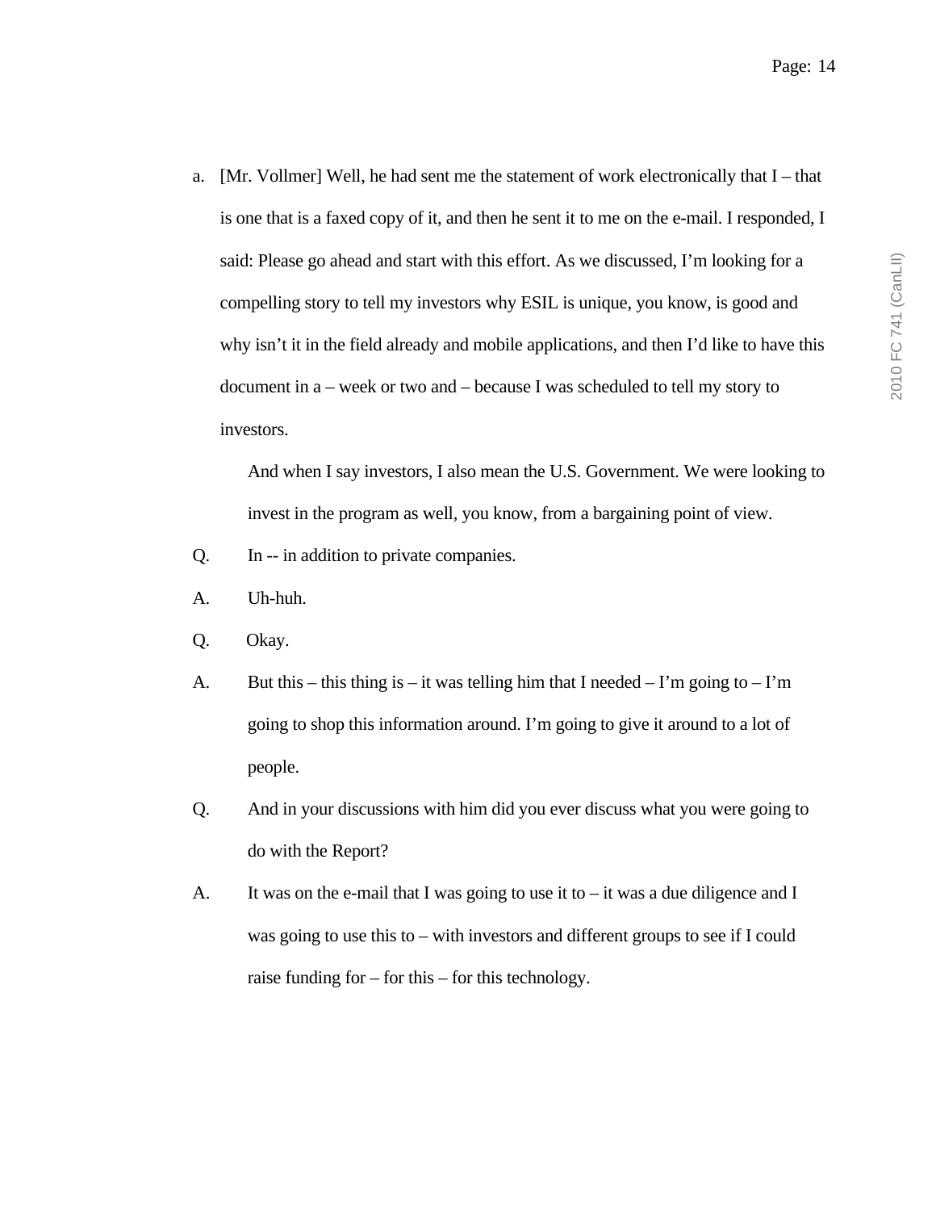a. [Mr. Vollmer] Well, he had sent me the statement of work electronically that I – that is one that is a faxed copy of it, and then he sent it to me on the e-mail. I responded, I said: Please go ahead and start with this effort. As we discussed, I'm looking for a compelling story to tell my investors why ESIL is unique, you know, is good and why isn't it in the field already and mobile applications, and then I'd like to have this document in a – week or two and – because I was scheduled to tell my story to investors.

   And when I say investors, I also mean the U.S. Government. We were looking to invest in the program as well, you know, from a bargaining point of view.

Q. In -- in addition to private companies.

A. Uh-huh.

Q. Okay.

A. But this – this thing is – it was telling him that I needed – I'm going to – I'm going to shop this information around. I'm going to give it around to a lot of people.

Q. And in your discussions with him did you ever discuss what you were going to do with the Report?

A. It was on the e-mail that I was going to use it to – it was a due diligence and I was going to use this to – with investors and different groups to see if I could raise funding for – for this – for this technology.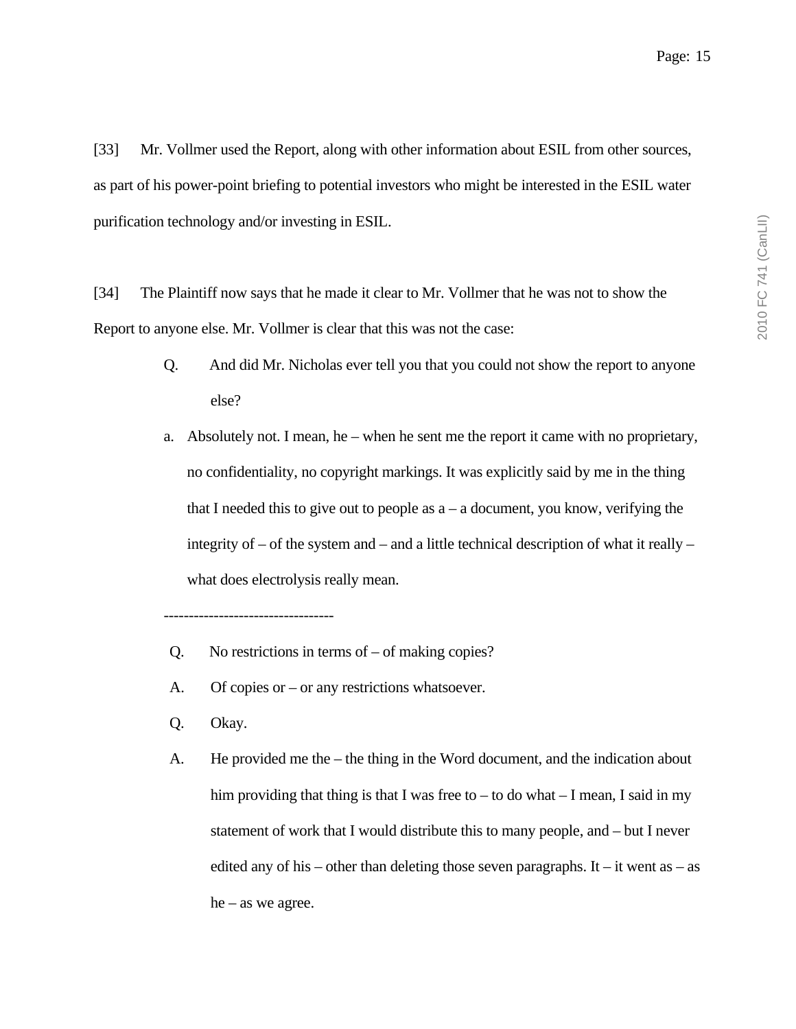[33] Mr. Vollmer used the Report, along with other information about ESIL from other sources, as part of his power-point briefing to potential investors who might be interested in the ESIL water purification technology and/or investing in ESIL.

[34] The Plaintiff now says that he made it clear to Mr. Vollmer that he was not to show the Report to anyone else. Mr. Vollmer is clear that this was not the case:

> Q. And did Mr. Nicholas ever tell you that you could not show the report to anyone else?
>
> a. Absolutely not. I mean, he – when he sent me the report it came with no proprietary, no confidentiality, no copyright markings. It was explicitly said by me in the thing that I needed this to give out to people as a – a document, you know, verifying the integrity of – of the system and – and a little technical description of what it really – what does electrolysis really mean.
>
> ----------------------------------
>
> Q. No restrictions in terms of – of making copies?
>
> A. Of copies or – or any restrictions whatsoever.
>
> Q. Okay.
>
> A. He provided me the – the thing in the Word document, and the indication about him providing that thing is that I was free to – to do what – I mean, I said in my statement of work that I would distribute this to many people, and – but I never edited any of his – other than deleting those seven paragraphs. It – it went as – as he – as we agree.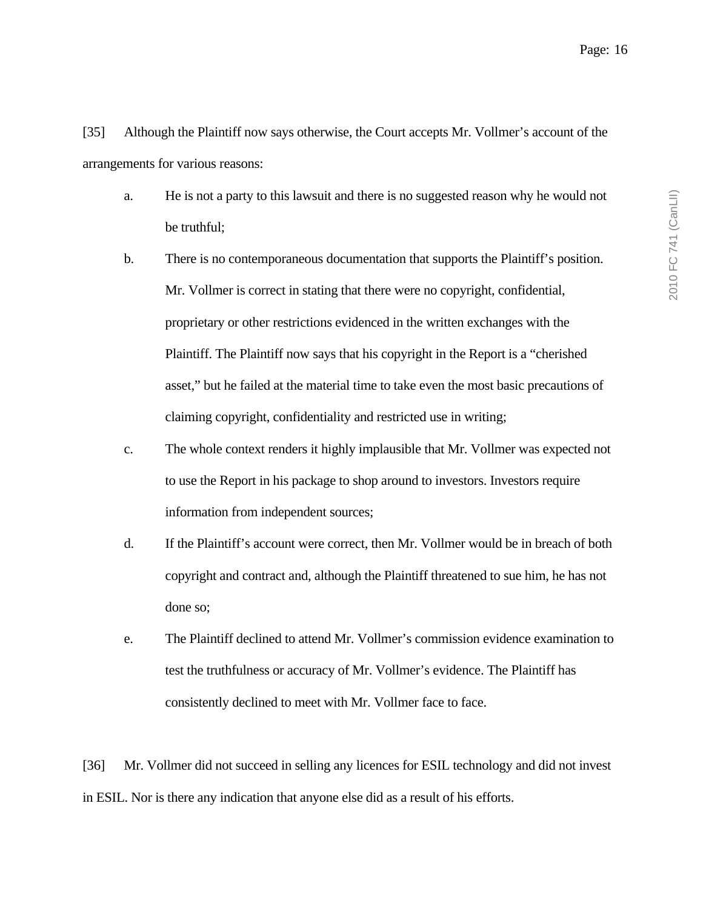[35] Although the Plaintiff now says otherwise, the Court accepts Mr. Vollmer's account of the arrangements for various reasons:

a. He is not a party to this lawsuit and there is no suggested reason why he would not be truthful;

b. There is no contemporaneous documentation that supports the Plaintiff's position. Mr. Vollmer is correct in stating that there were no copyright, confidential, proprietary or other restrictions evidenced in the written exchanges with the Plaintiff. The Plaintiff now says that his copyright in the Report is a "cherished asset," but he failed at the material time to take even the most basic precautions of claiming copyright, confidentiality and restricted use in writing;

c. The whole context renders it highly implausible that Mr. Vollmer was expected not to use the Report in his package to shop around to investors. Investors require information from independent sources;

d. If the Plaintiff's account were correct, then Mr. Vollmer would be in breach of both copyright and contract and, although the Plaintiff threatened to sue him, he has not done so;

e. The Plaintiff declined to attend Mr. Vollmer's commission evidence examination to test the truthfulness or accuracy of Mr. Vollmer's evidence. The Plaintiff has consistently declined to meet with Mr. Vollmer face to face.

[36] Mr. Vollmer did not succeed in selling any licences for ESIL technology and did not invest in ESIL. Nor is there any indication that anyone else did as a result of his efforts.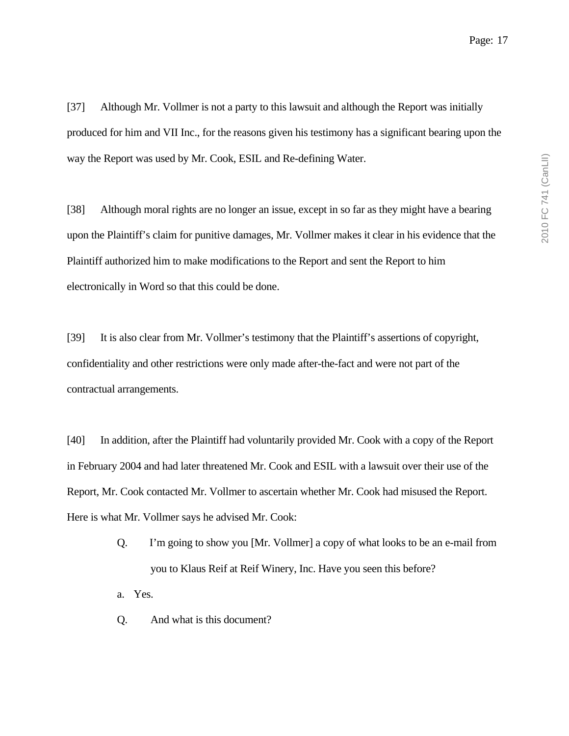[37] Although Mr. Vollmer is not a party to this lawsuit and although the Report was initially produced for him and VII Inc., for the reasons given his testimony has a significant bearing upon the way the Report was used by Mr. Cook, ESIL and Re-defining Water.

[38] Although moral rights are no longer an issue, except in so far as they might have a bearing upon the Plaintiff's claim for punitive damages, Mr. Vollmer makes it clear in his evidence that the Plaintiff authorized him to make modifications to the Report and sent the Report to him electronically in Word so that this could be done.

[39] It is also clear from Mr. Vollmer's testimony that the Plaintiff's assertions of copyright, confidentiality and other restrictions were only made after-the-fact and were not part of the contractual arrangements.

[40] In addition, after the Plaintiff had voluntarily provided Mr. Cook with a copy of the Report in February 2004 and had later threatened Mr. Cook and ESIL with a lawsuit over their use of the Report, Mr. Cook contacted Mr. Vollmer to ascertain whether Mr. Cook had misused the Report. Here is what Mr. Vollmer says he advised Mr. Cook:

> Q. I'm going to show you [Mr. Vollmer] a copy of what looks to be an e-mail from you to Klaus Reif at Reif Winery, Inc. Have you seen this before?
>
> a. Yes.
>
> Q. And what is this document?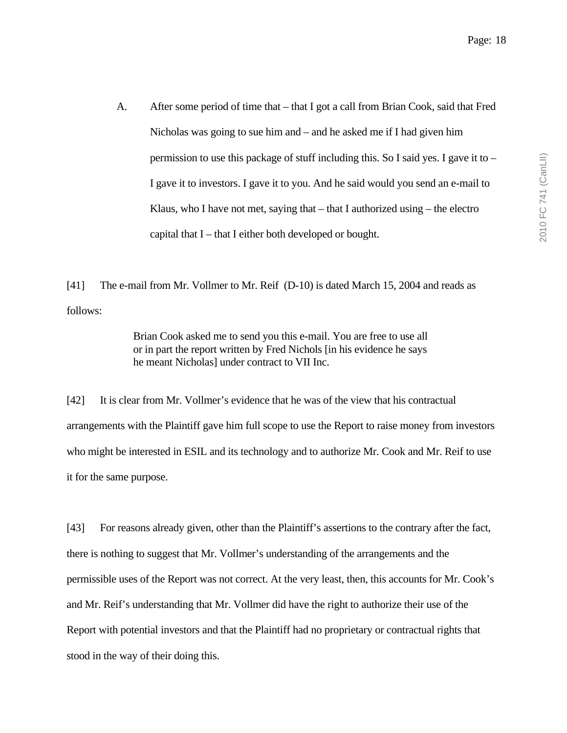A. After some period of time that – that I got a call from Brian Cook, said that Fred Nicholas was going to sue him and – and he asked me if I had given him permission to use this package of stuff including this. So I said yes. I gave it to – I gave it to investors. I gave it to you. And he said would you send an e-mail to Klaus, who I have not met, saying that – that I authorized using – the electro capital that I – that I either both developed or bought.

[41] The e-mail from Mr. Vollmer to Mr. Reif (D-10) is dated March 15, 2004 and reads as follows:

> Brian Cook asked me to send you this e-mail. You are free to use all or in part the report written by Fred Nichols [in his evidence he says he meant Nicholas] under contract to VII Inc.

[42] It is clear from Mr. Vollmer's evidence that he was of the view that his contractual arrangements with the Plaintiff gave him full scope to use the Report to raise money from investors who might be interested in ESIL and its technology and to authorize Mr. Cook and Mr. Reif to use it for the same purpose.

[43] For reasons already given, other than the Plaintiff's assertions to the contrary after the fact, there is nothing to suggest that Mr. Vollmer's understanding of the arrangements and the permissible uses of the Report was not correct. At the very least, then, this accounts for Mr. Cook's and Mr. Reif's understanding that Mr. Vollmer did have the right to authorize their use of the Report with potential investors and that the Plaintiff had no proprietary or contractual rights that stood in the way of their doing this.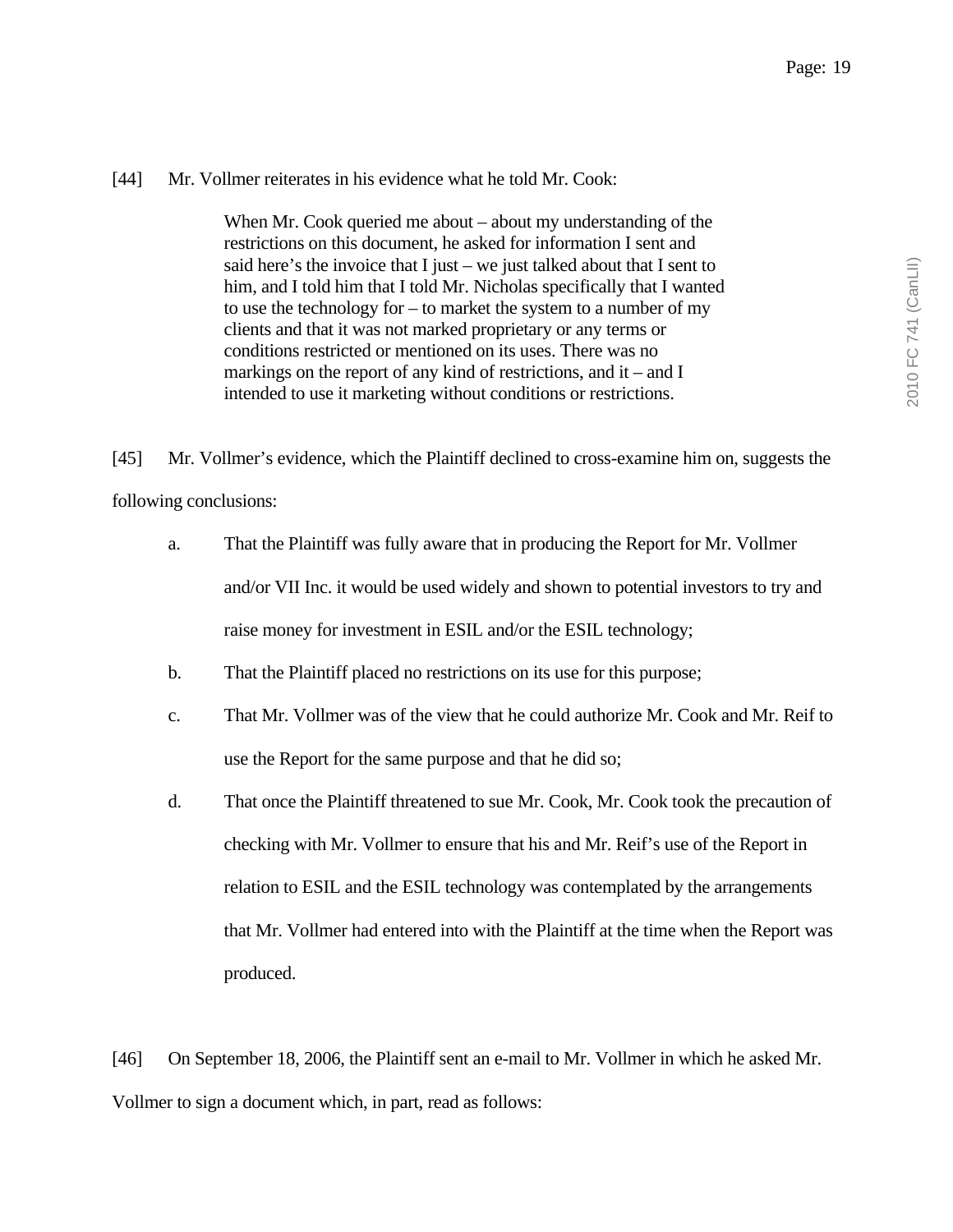[44] Mr. Vollmer reiterates in his evidence what he told Mr. Cook:

> When Mr. Cook queried me about – about my understanding of the restrictions on this document, he asked for information I sent and said here's the invoice that I just – we just talked about that I sent to him, and I told him that I told Mr. Nicholas specifically that I wanted to use the technology for – to market the system to a number of my clients and that it was not marked proprietary or any terms or conditions restricted or mentioned on its uses. There was no markings on the report of any kind of restrictions, and it – and I intended to use it marketing without conditions or restrictions.

[45] Mr. Vollmer's evidence, which the Plaintiff declined to cross-examine him on, suggests the following conclusions:

a. That the Plaintiff was fully aware that in producing the Report for Mr. Vollmer and/or VII Inc. it would be used widely and shown to potential investors to try and raise money for investment in ESIL and/or the ESIL technology;

b. That the Plaintiff placed no restrictions on its use for this purpose;

c. That Mr. Vollmer was of the view that he could authorize Mr. Cook and Mr. Reif to use the Report for the same purpose and that he did so;

d. That once the Plaintiff threatened to sue Mr. Cook, Mr. Cook took the precaution of checking with Mr. Vollmer to ensure that his and Mr. Reif's use of the Report in relation to ESIL and the ESIL technology was contemplated by the arrangements that Mr. Vollmer had entered into with the Plaintiff at the time when the Report was produced.

[46] On September 18, 2006, the Plaintiff sent an e-mail to Mr. Vollmer in which he asked Mr. Vollmer to sign a document which, in part, read as follows: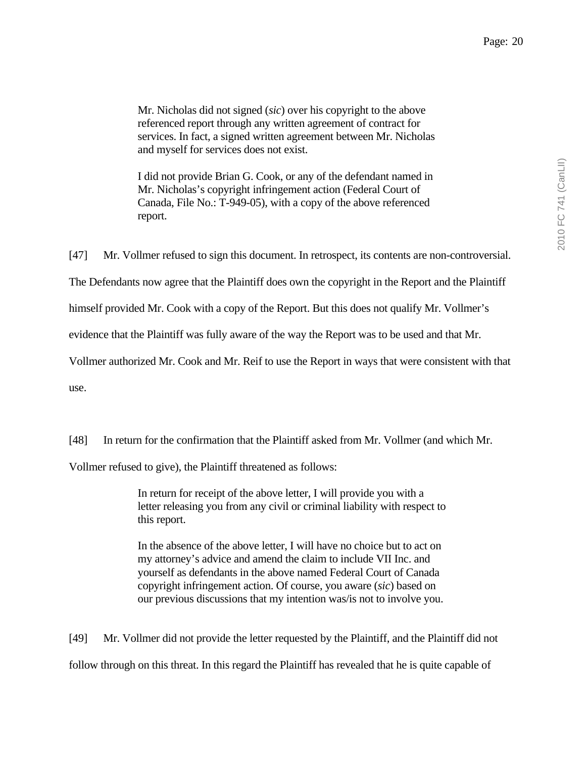> Mr. Nicholas did not signed (*sic*) over his copyright to the above referenced report through any written agreement of contract for services. In fact, a signed written agreement between Mr. Nicholas and myself for services does not exist.
>
> I did not provide Brian G. Cook, or any of the defendant named in Mr. Nicholas's copyright infringement action (Federal Court of Canada, File No.: T-949-05), with a copy of the above referenced report.

[47] Mr. Vollmer refused to sign this document. In retrospect, its contents are non-controversial. The Defendants now agree that the Plaintiff does own the copyright in the Report and the Plaintiff himself provided Mr. Cook with a copy of the Report. But this does not qualify Mr. Vollmer's evidence that the Plaintiff was fully aware of the way the Report was to be used and that Mr. Vollmer authorized Mr. Cook and Mr. Reif to use the Report in ways that were consistent with that use.

[48] In return for the confirmation that the Plaintiff asked from Mr. Vollmer (and which Mr. Vollmer refused to give), the Plaintiff threatened as follows:

> In return for receipt of the above letter, I will provide you with a letter releasing you from any civil or criminal liability with respect to this report.
>
> In the absence of the above letter, I will have no choice but to act on my attorney's advice and amend the claim to include VII Inc. and yourself as defendants in the above named Federal Court of Canada copyright infringement action. Of course, you aware (*sic*) based on our previous discussions that my intention was/is not to involve you.

[49] Mr. Vollmer did not provide the letter requested by the Plaintiff, and the Plaintiff did not follow through on this threat. In this regard the Plaintiff has revealed that he is quite capable of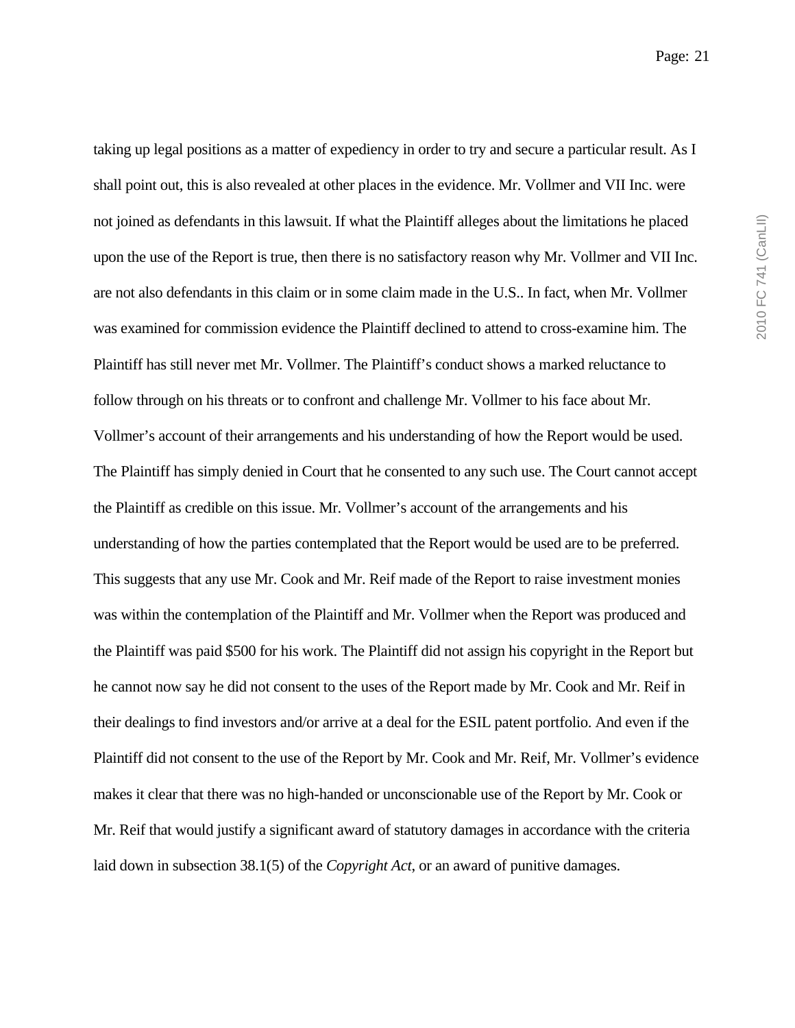taking up legal positions as a matter of expediency in order to try and secure a particular result. As I shall point out, this is also revealed at other places in the evidence. Mr. Vollmer and VII Inc. were not joined as defendants in this lawsuit. If what the Plaintiff alleges about the limitations he placed upon the use of the Report is true, then there is no satisfactory reason why Mr. Vollmer and VII Inc. are not also defendants in this claim or in some claim made in the U.S.. In fact, when Mr. Vollmer was examined for commission evidence the Plaintiff declined to attend to cross-examine him. The Plaintiff has still never met Mr. Vollmer. The Plaintiff's conduct shows a marked reluctance to follow through on his threats or to confront and challenge Mr. Vollmer to his face about Mr. Vollmer's account of their arrangements and his understanding of how the Report would be used. The Plaintiff has simply denied in Court that he consented to any such use. The Court cannot accept the Plaintiff as credible on this issue. Mr. Vollmer's account of the arrangements and his understanding of how the parties contemplated that the Report would be used are to be preferred. This suggests that any use Mr. Cook and Mr. Reif made of the Report to raise investment monies was within the contemplation of the Plaintiff and Mr. Vollmer when the Report was produced and the Plaintiff was paid $500 for his work. The Plaintiff did not assign his copyright in the Report but he cannot now say he did not consent to the uses of the Report made by Mr. Cook and Mr. Reif in their dealings to find investors and/or arrive at a deal for the ESIL patent portfolio. And even if the Plaintiff did not consent to the use of the Report by Mr. Cook and Mr. Reif, Mr. Vollmer's evidence makes it clear that there was no high-handed or unconscionable use of the Report by Mr. Cook or Mr. Reif that would justify a significant award of statutory damages in accordance with the criteria laid down in subsection 38.1(5) of the *Copyright Act*, or an award of punitive damages.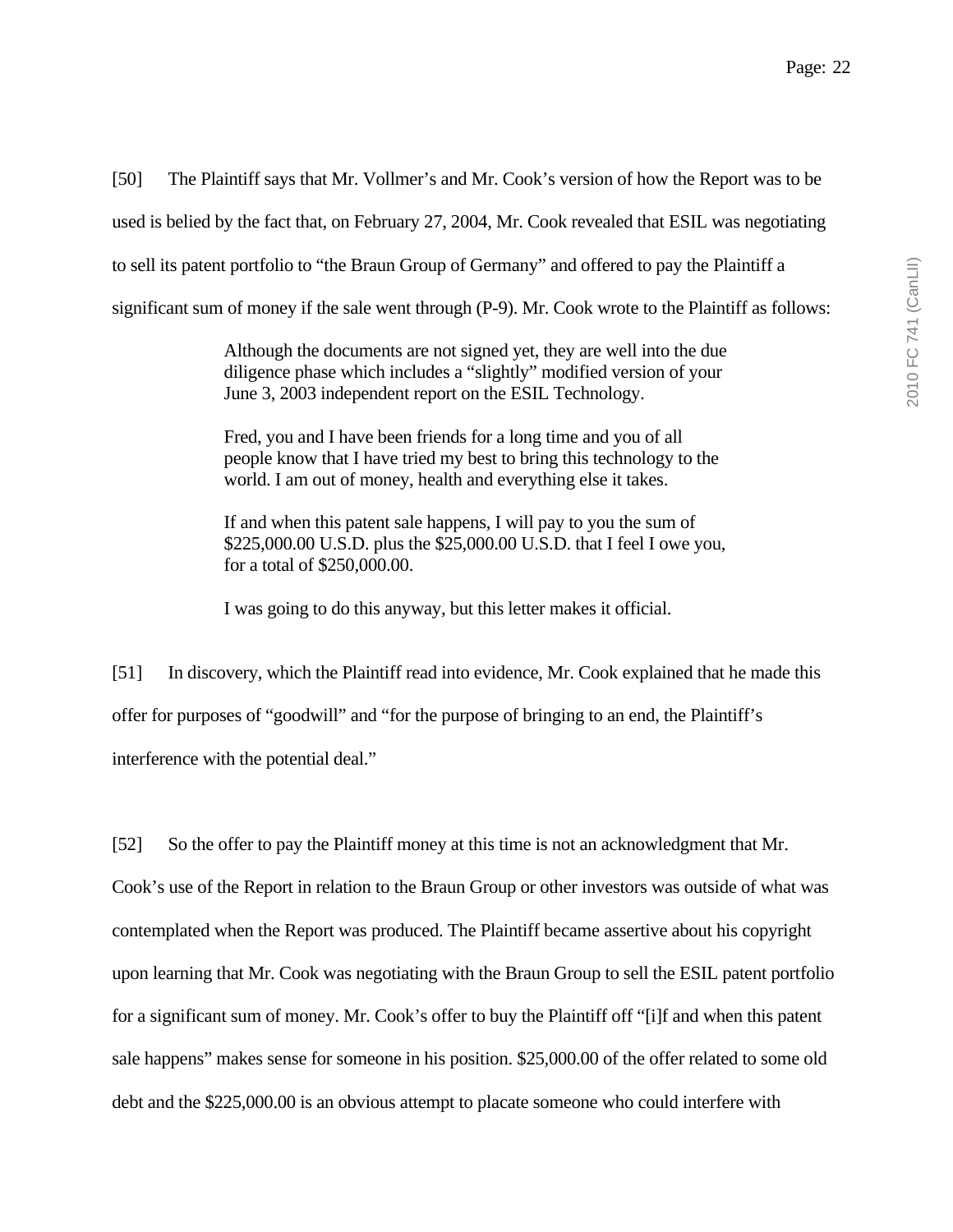[50] The Plaintiff says that Mr. Vollmer's and Mr. Cook's version of how the Report was to be used is belied by the fact that, on February 27, 2004, Mr. Cook revealed that ESIL was negotiating to sell its patent portfolio to "the Braun Group of Germany" and offered to pay the Plaintiff a significant sum of money if the sale went through (P-9). Mr. Cook wrote to the Plaintiff as follows:

> Although the documents are not signed yet, they are well into the due diligence phase which includes a "slightly" modified version of your June 3, 2003 independent report on the ESIL Technology.
>
> Fred, you and I have been friends for a long time and you of all people know that I have tried my best to bring this technology to the world. I am out of money, health and everything else it takes.
>
> If and when this patent sale happens, I will pay to you the sum of $225,000.00 U.S.D. plus the $25,000.00 U.S.D. that I feel I owe you, for a total of $250,000.00.
>
> I was going to do this anyway, but this letter makes it official.

[51] In discovery, which the Plaintiff read into evidence, Mr. Cook explained that he made this offer for purposes of "goodwill" and "for the purpose of bringing to an end, the Plaintiff's interference with the potential deal."

[52] So the offer to pay the Plaintiff money at this time is not an acknowledgment that Mr. Cook's use of the Report in relation to the Braun Group or other investors was outside of what was contemplated when the Report was produced. The Plaintiff became assertive about his copyright upon learning that Mr. Cook was negotiating with the Braun Group to sell the ESIL patent portfolio for a significant sum of money. Mr. Cook's offer to buy the Plaintiff off "[i]f and when this patent sale happens" makes sense for someone in his position. $25,000.00 of the offer related to some old debt and the $225,000.00 is an obvious attempt to placate someone who could interfere with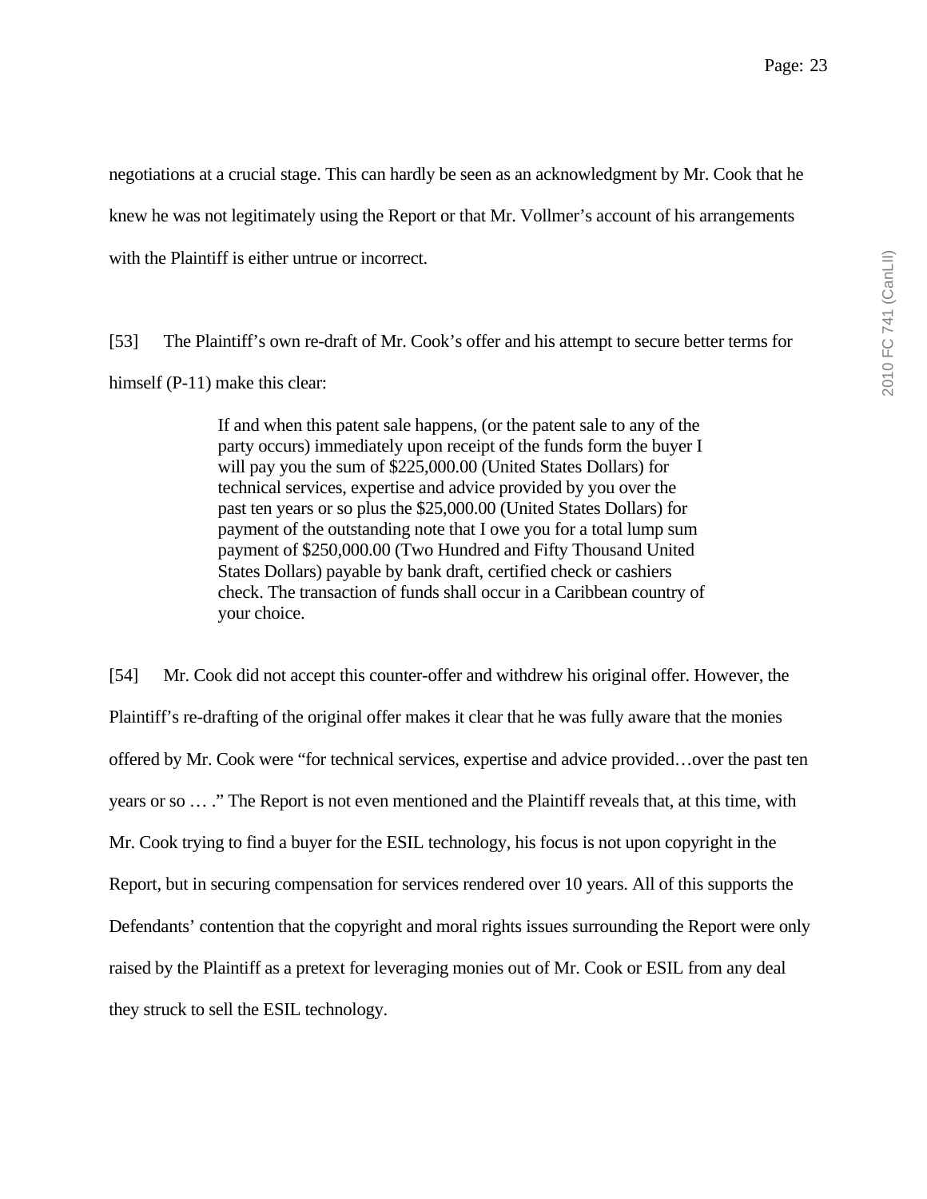negotiations at a crucial stage. This can hardly be seen as an acknowledgment by Mr. Cook that he knew he was not legitimately using the Report or that Mr. Vollmer's account of his arrangements with the Plaintiff is either untrue or incorrect.

[53] The Plaintiff's own re-draft of Mr. Cook's offer and his attempt to secure better terms for himself (P-11) make this clear:

> If and when this patent sale happens, (or the patent sale to any of the party occurs) immediately upon receipt of the funds form the buyer I will pay you the sum of $225,000.00 (United States Dollars) for technical services, expertise and advice provided by you over the past ten years or so plus the $25,000.00 (United States Dollars) for payment of the outstanding note that I owe you for a total lump sum payment of $250,000.00 (Two Hundred and Fifty Thousand United States Dollars) payable by bank draft, certified check or cashiers check. The transaction of funds shall occur in a Caribbean country of your choice.

[54] Mr. Cook did not accept this counter-offer and withdrew his original offer. However, the Plaintiff's re-drafting of the original offer makes it clear that he was fully aware that the monies offered by Mr. Cook were "for technical services, expertise and advice provided…over the past ten years or so … ." The Report is not even mentioned and the Plaintiff reveals that, at this time, with Mr. Cook trying to find a buyer for the ESIL technology, his focus is not upon copyright in the Report, but in securing compensation for services rendered over 10 years. All of this supports the Defendants' contention that the copyright and moral rights issues surrounding the Report were only raised by the Plaintiff as a pretext for leveraging monies out of Mr. Cook or ESIL from any deal they struck to sell the ESIL technology.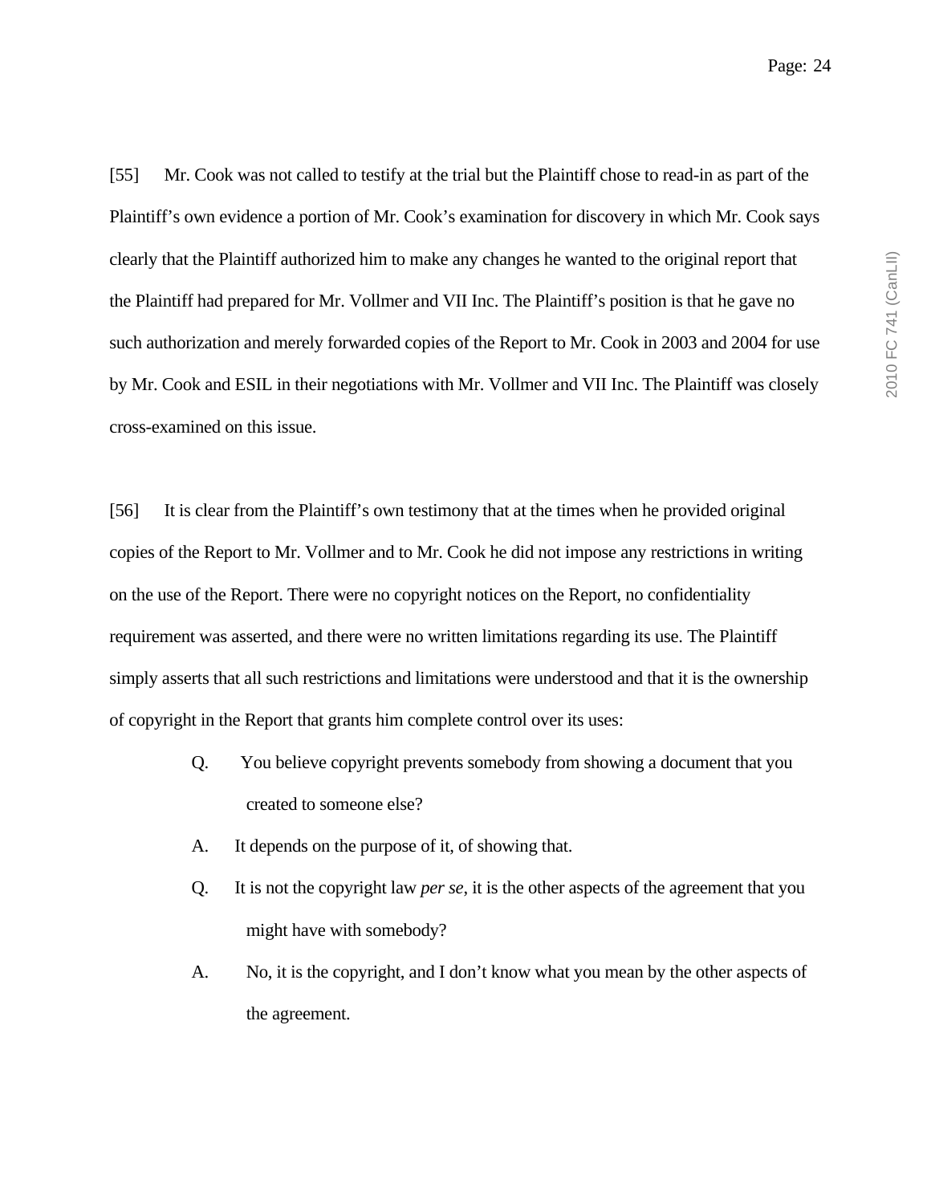[55] Mr. Cook was not called to testify at the trial but the Plaintiff chose to read-in as part of the Plaintiff's own evidence a portion of Mr. Cook's examination for discovery in which Mr. Cook says clearly that the Plaintiff authorized him to make any changes he wanted to the original report that the Plaintiff had prepared for Mr. Vollmer and VII Inc. The Plaintiff's position is that he gave no such authorization and merely forwarded copies of the Report to Mr. Cook in 2003 and 2004 for use by Mr. Cook and ESIL in their negotiations with Mr. Vollmer and VII Inc. The Plaintiff was closely cross-examined on this issue.

[56] It is clear from the Plaintiff's own testimony that at the times when he provided original copies of the Report to Mr. Vollmer and to Mr. Cook he did not impose any restrictions in writing on the use of the Report. There were no copyright notices on the Report, no confidentiality requirement was asserted, and there were no written limitations regarding its use. The Plaintiff simply asserts that all such restrictions and limitations were understood and that it is the ownership of copyright in the Report that grants him complete control over its uses:

> Q. You believe copyright prevents somebody from showing a document that you created to someone else?
>
> A. It depends on the purpose of it, of showing that.
>
> Q. It is not the copyright law *per se*, it is the other aspects of the agreement that you might have with somebody?
>
> A. No, it is the copyright, and I don't know what you mean by the other aspects of the agreement.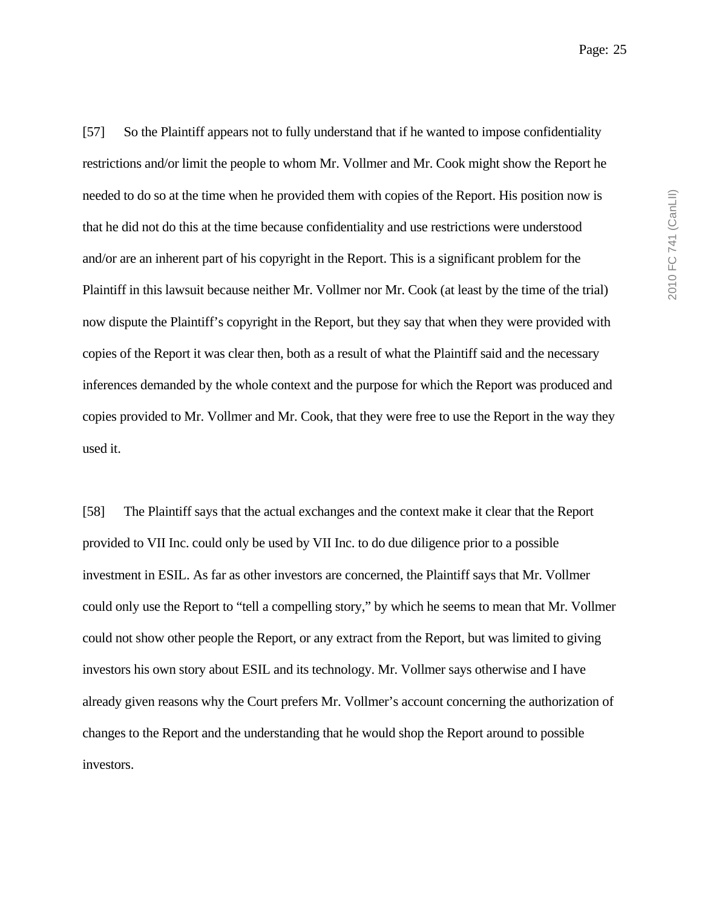[57] So the Plaintiff appears not to fully understand that if he wanted to impose confidentiality restrictions and/or limit the people to whom Mr. Vollmer and Mr. Cook might show the Report he needed to do so at the time when he provided them with copies of the Report. His position now is that he did not do this at the time because confidentiality and use restrictions were understood and/or are an inherent part of his copyright in the Report. This is a significant problem for the Plaintiff in this lawsuit because neither Mr. Vollmer nor Mr. Cook (at least by the time of the trial) now dispute the Plaintiff's copyright in the Report, but they say that when they were provided with copies of the Report it was clear then, both as a result of what the Plaintiff said and the necessary inferences demanded by the whole context and the purpose for which the Report was produced and copies provided to Mr. Vollmer and Mr. Cook, that they were free to use the Report in the way they used it.

[58] The Plaintiff says that the actual exchanges and the context make it clear that the Report provided to VII Inc. could only be used by VII Inc. to do due diligence prior to a possible investment in ESIL. As far as other investors are concerned, the Plaintiff says that Mr. Vollmer could only use the Report to "tell a compelling story," by which he seems to mean that Mr. Vollmer could not show other people the Report, or any extract from the Report, but was limited to giving investors his own story about ESIL and its technology. Mr. Vollmer says otherwise and I have already given reasons why the Court prefers Mr. Vollmer's account concerning the authorization of changes to the Report and the understanding that he would shop the Report around to possible investors.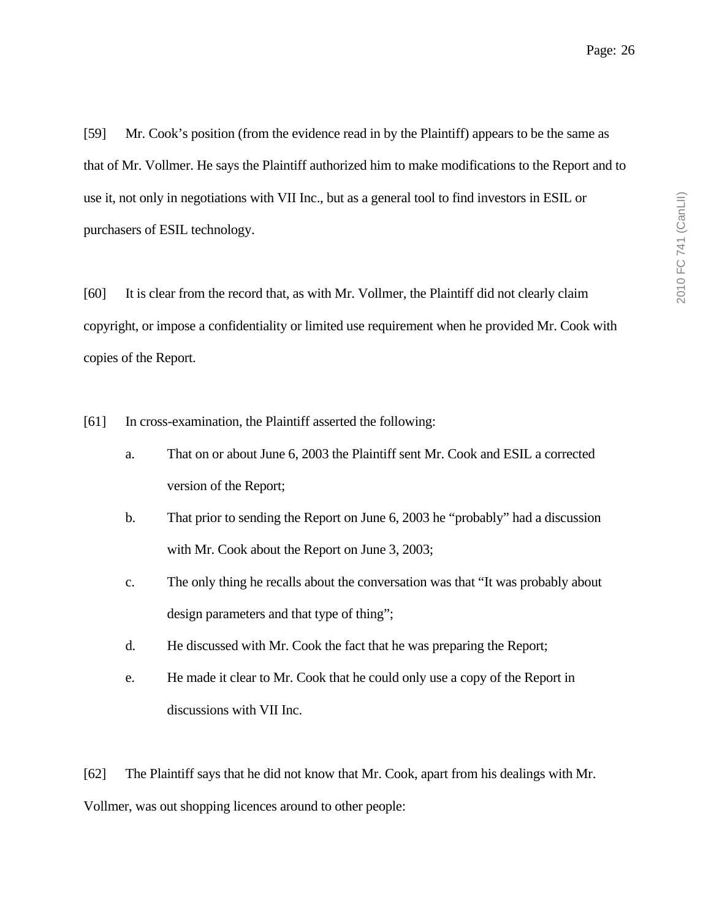[59] Mr. Cook's position (from the evidence read in by the Plaintiff) appears to be the same as that of Mr. Vollmer. He says the Plaintiff authorized him to make modifications to the Report and to use it, not only in negotiations with VII Inc., but as a general tool to find investors in ESIL or purchasers of ESIL technology.

[60] It is clear from the record that, as with Mr. Vollmer, the Plaintiff did not clearly claim copyright, or impose a confidentiality or limited use requirement when he provided Mr. Cook with copies of the Report.

[61] In cross-examination, the Plaintiff asserted the following:

a. That on or about June 6, 2003 the Plaintiff sent Mr. Cook and ESIL a corrected version of the Report;

b. That prior to sending the Report on June 6, 2003 he "probably" had a discussion with Mr. Cook about the Report on June 3, 2003;

c. The only thing he recalls about the conversation was that "It was probably about design parameters and that type of thing";

d. He discussed with Mr. Cook the fact that he was preparing the Report;

e. He made it clear to Mr. Cook that he could only use a copy of the Report in discussions with VII Inc.

[62] The Plaintiff says that he did not know that Mr. Cook, apart from his dealings with Mr. Vollmer, was out shopping licences around to other people: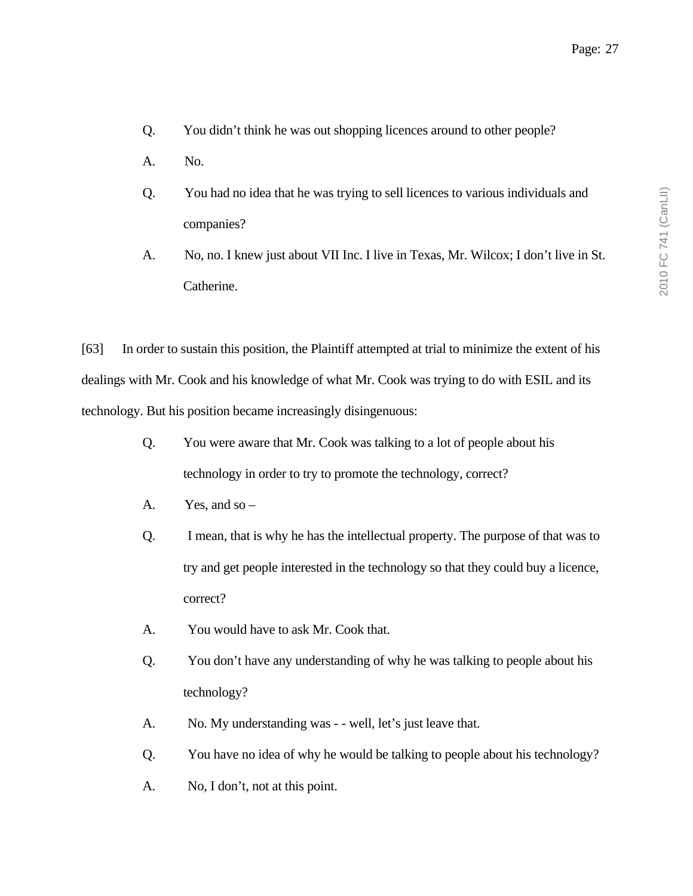> Q. You didn't think he was out shopping licences around to other people?
>
> A. No.
>
> Q. You had no idea that he was trying to sell licences to various individuals and companies?
>
> A. No, no. I knew just about VII Inc. I live in Texas, Mr. Wilcox; I don't live in St. Catherine.

[63] In order to sustain this position, the Plaintiff attempted at trial to minimize the extent of his dealings with Mr. Cook and his knowledge of what Mr. Cook was trying to do with ESIL and its technology. But his position became increasingly disingenuous:

> Q. You were aware that Mr. Cook was talking to a lot of people about his technology in order to try to promote the technology, correct?
>
> A. Yes, and so –
>
> Q. I mean, that is why he has the intellectual property. The purpose of that was to try and get people interested in the technology so that they could buy a licence, correct?
>
> A. You would have to ask Mr. Cook that.
>
> Q. You don't have any understanding of why he was talking to people about his technology?
>
> A. No. My understanding was - - well, let's just leave that.
>
> Q. You have no idea of why he would be talking to people about his technology?
>
> A. No, I don't, not at this point.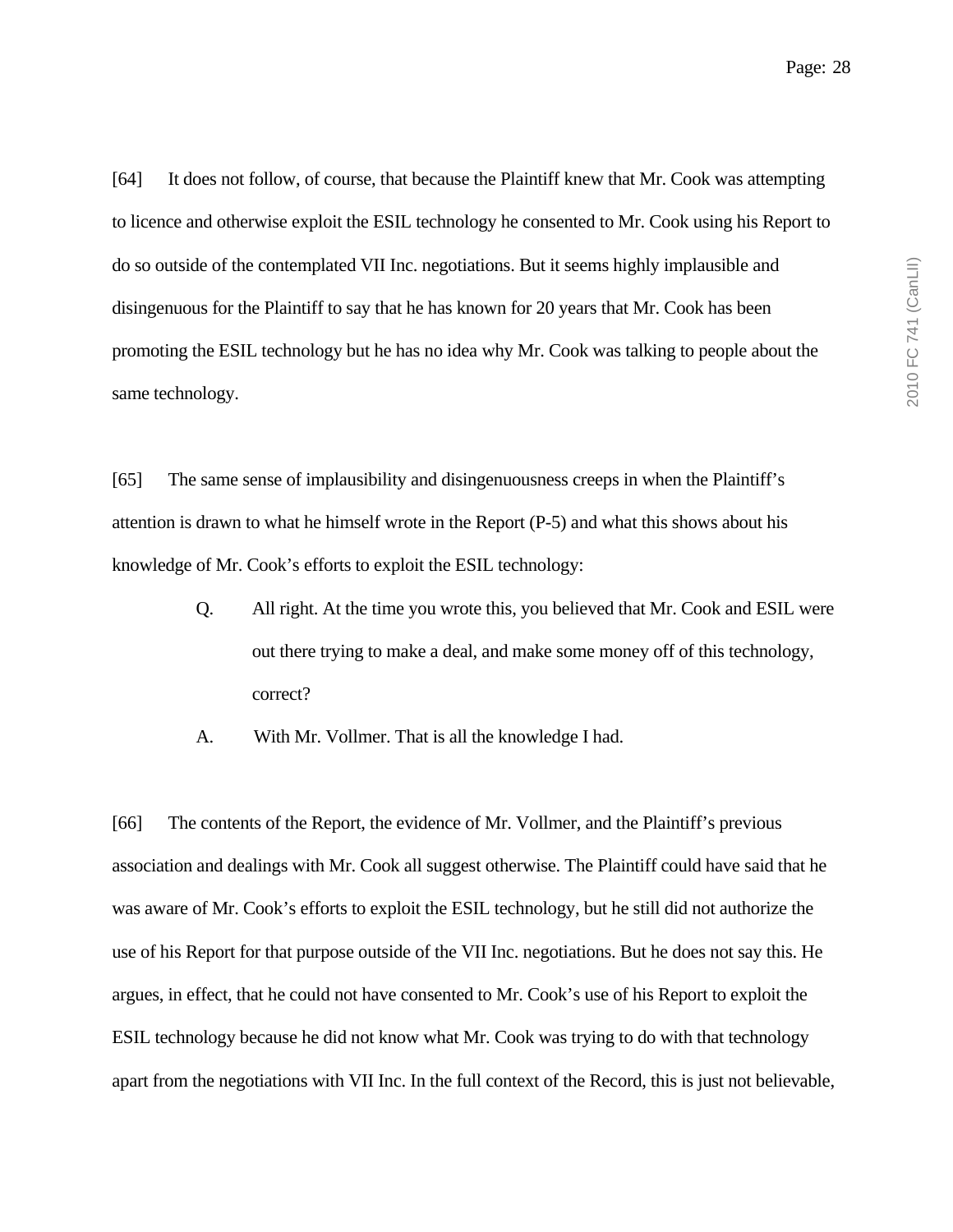[64] It does not follow, of course, that because the Plaintiff knew that Mr. Cook was attempting to licence and otherwise exploit the ESIL technology he consented to Mr. Cook using his Report to do so outside of the contemplated VII Inc. negotiations. But it seems highly implausible and disingenuous for the Plaintiff to say that he has known for 20 years that Mr. Cook has been promoting the ESIL technology but he has no idea why Mr. Cook was talking to people about the same technology.

[65] The same sense of implausibility and disingenuousness creeps in when the Plaintiff's attention is drawn to what he himself wrote in the Report (P-5) and what this shows about his knowledge of Mr. Cook's efforts to exploit the ESIL technology:

> Q. All right. At the time you wrote this, you believed that Mr. Cook and ESIL were out there trying to make a deal, and make some money off of this technology, correct?
>
> A. With Mr. Vollmer. That is all the knowledge I had.

[66] The contents of the Report, the evidence of Mr. Vollmer, and the Plaintiff's previous association and dealings with Mr. Cook all suggest otherwise. The Plaintiff could have said that he was aware of Mr. Cook's efforts to exploit the ESIL technology, but he still did not authorize the use of his Report for that purpose outside of the VII Inc. negotiations. But he does not say this. He argues, in effect, that he could not have consented to Mr. Cook's use of his Report to exploit the ESIL technology because he did not know what Mr. Cook was trying to do with that technology apart from the negotiations with VII Inc. In the full context of the Record, this is just not believable,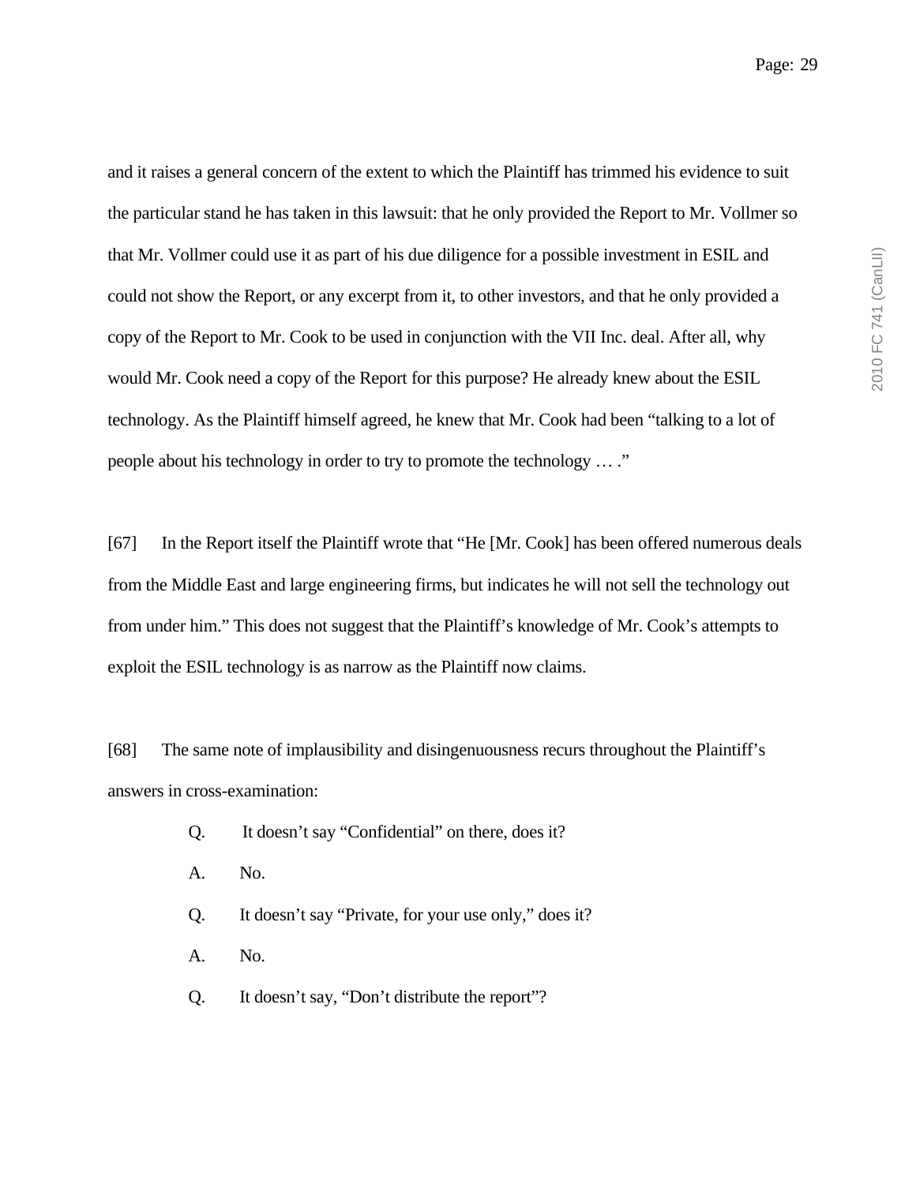and it raises a general concern of the extent to which the Plaintiff has trimmed his evidence to suit the particular stand he has taken in this lawsuit: that he only provided the Report to Mr. Vollmer so that Mr. Vollmer could use it as part of his due diligence for a possible investment in ESIL and could not show the Report, or any excerpt from it, to other investors, and that he only provided a copy of the Report to Mr. Cook to be used in conjunction with the VII Inc. deal. After all, why would Mr. Cook need a copy of the Report for this purpose? He already knew about the ESIL technology. As the Plaintiff himself agreed, he knew that Mr. Cook had been "talking to a lot of people about his technology in order to try to promote the technology … ."

[67] In the Report itself the Plaintiff wrote that "He [Mr. Cook] has been offered numerous deals from the Middle East and large engineering firms, but indicates he will not sell the technology out from under him." This does not suggest that the Plaintiff's knowledge of Mr. Cook's attempts to exploit the ESIL technology is as narrow as the Plaintiff now claims.

[68] The same note of implausibility and disingenuousness recurs throughout the Plaintiff's answers in cross-examination:

> Q. It doesn't say "Confidential" on there, does it?
>
> A. No.
>
> Q. It doesn't say "Private, for your use only," does it?
>
> A. No.
>
> Q. It doesn't say, "Don't distribute the report"?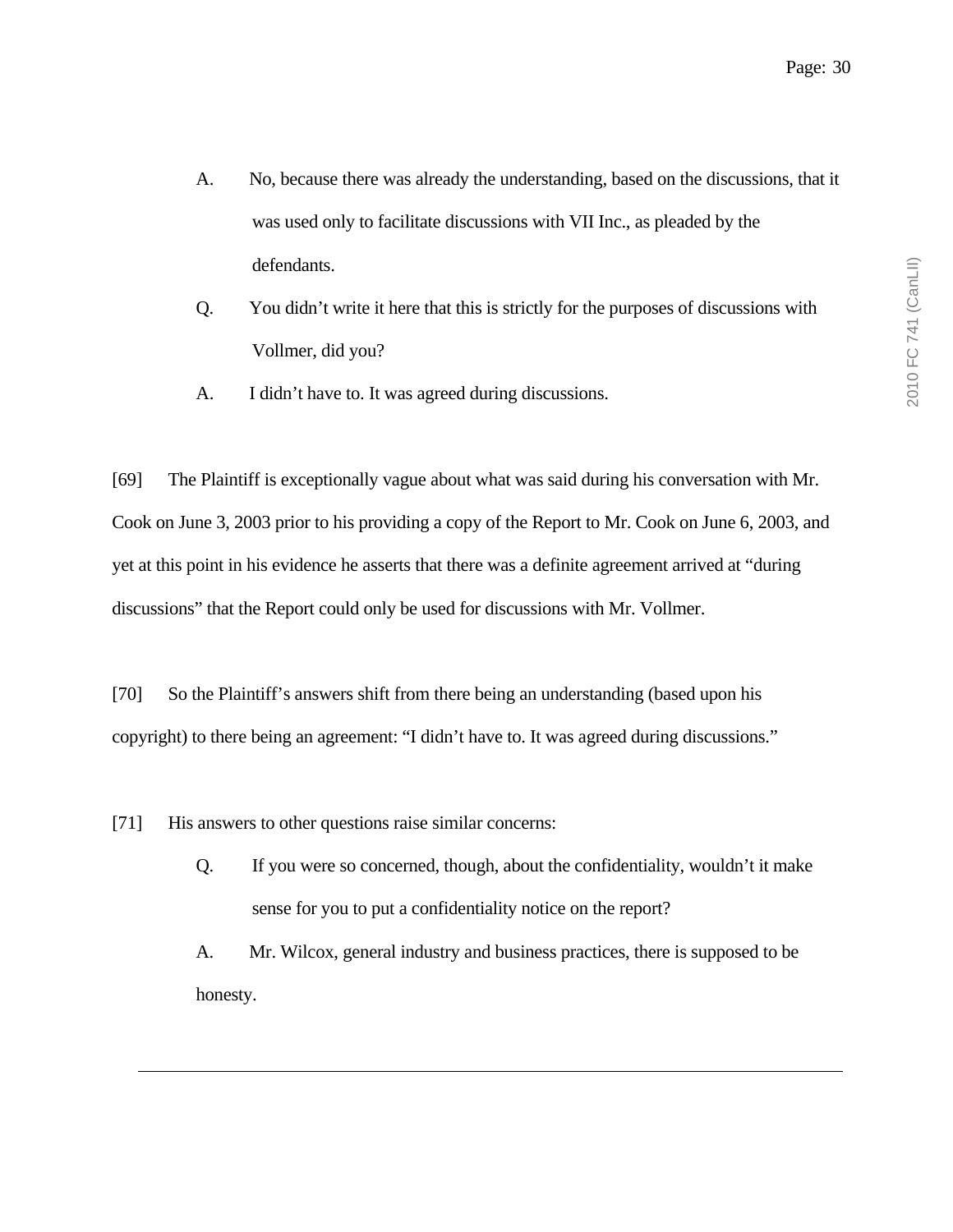A. No, because there was already the understanding, based on the discussions, that it was used only to facilitate discussions with VII Inc., as pleaded by the defendants.

Q. You didn't write it here that this is strictly for the purposes of discussions with Vollmer, did you?

A. I didn't have to. It was agreed during discussions.

[69] The Plaintiff is exceptionally vague about what was said during his conversation with Mr. Cook on June 3, 2003 prior to his providing a copy of the Report to Mr. Cook on June 6, 2003, and yet at this point in his evidence he asserts that there was a definite agreement arrived at "during discussions" that the Report could only be used for discussions with Mr. Vollmer.

[70] So the Plaintiff's answers shift from there being an understanding (based upon his copyright) to there being an agreement: "I didn't have to. It was agreed during discussions."

[71] His answers to other questions raise similar concerns:

Q. If you were so concerned, though, about the confidentiality, wouldn't it make sense for you to put a confidentiality notice on the report?

A. Mr. Wilcox, general industry and business practices, there is supposed to be honesty.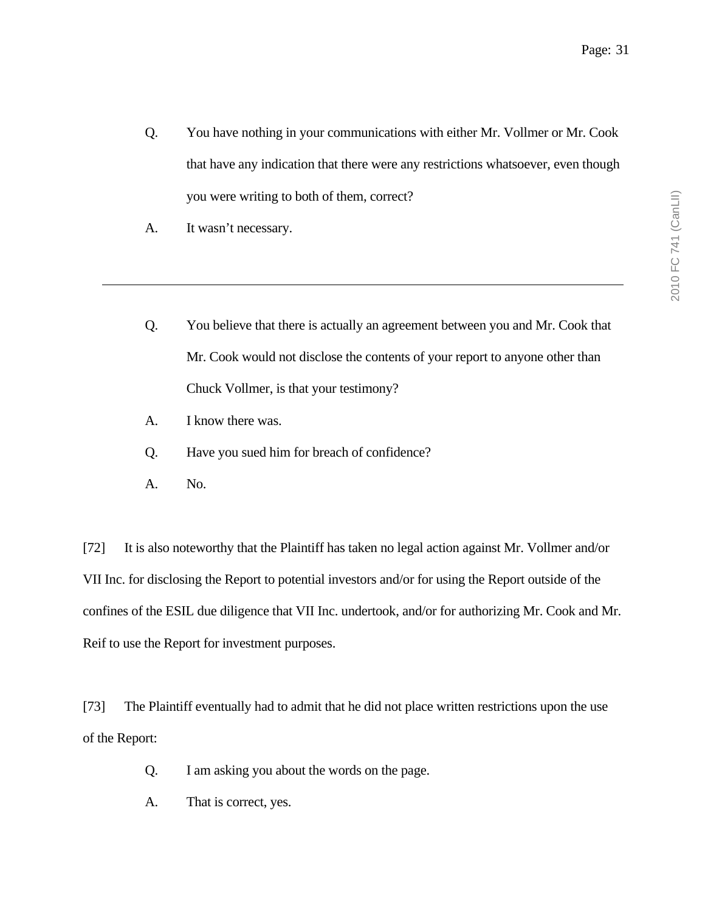Q. You have nothing in your communications with either Mr. Vollmer or Mr. Cook that have any indication that there were any restrictions whatsoever, even though you were writing to both of them, correct?

A. It wasn't necessary.

---

Q. You believe that there is actually an agreement between you and Mr. Cook that Mr. Cook would not disclose the contents of your report to anyone other than Chuck Vollmer, is that your testimony?

A. I know there was.

Q. Have you sued him for breach of confidence?

A. No.

[72] It is also noteworthy that the Plaintiff has taken no legal action against Mr. Vollmer and/or VII Inc. for disclosing the Report to potential investors and/or for using the Report outside of the confines of the ESIL due diligence that VII Inc. undertook, and/or for authorizing Mr. Cook and Mr. Reif to use the Report for investment purposes.

[73] The Plaintiff eventually had to admit that he did not place written restrictions upon the use of the Report:

Q. I am asking you about the words on the page.

A. That is correct, yes.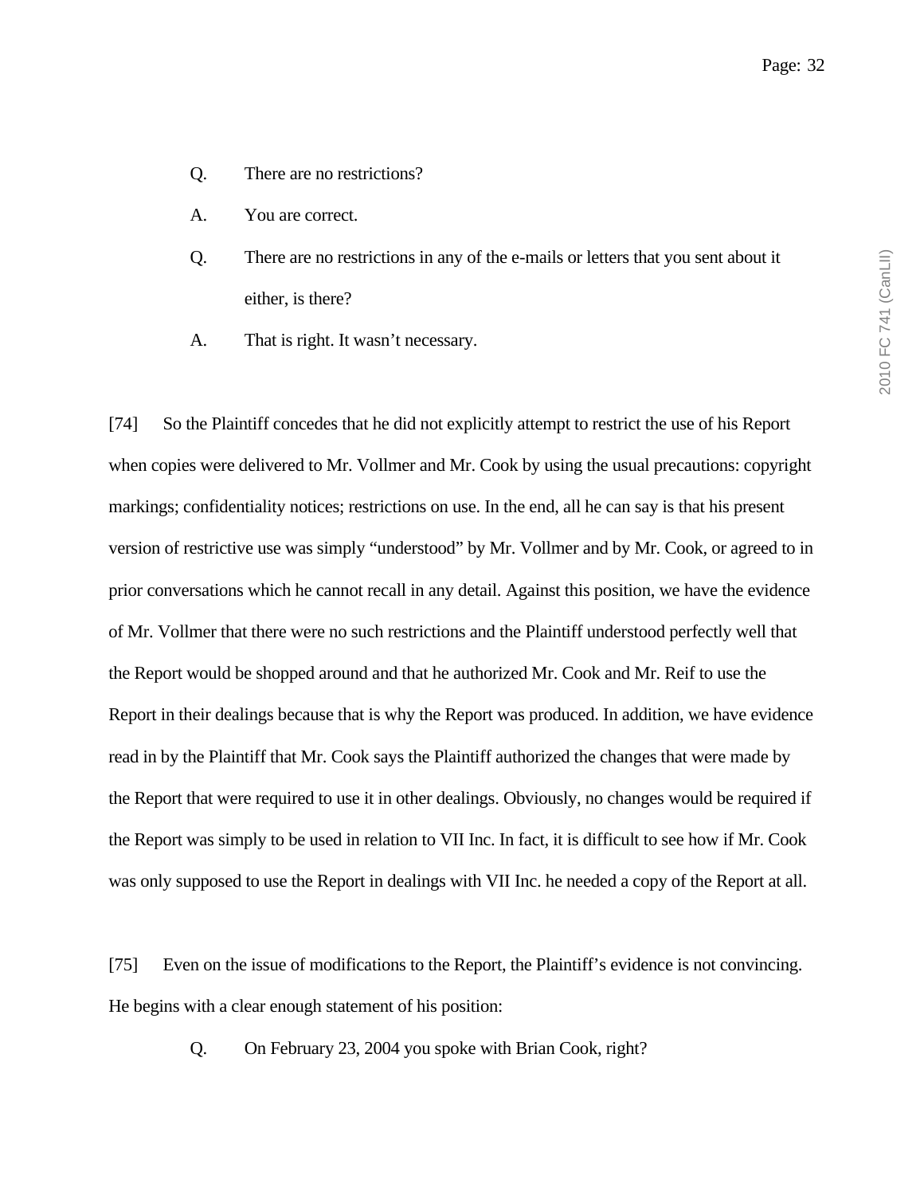Q. There are no restrictions?

A. You are correct.

Q. There are no restrictions in any of the e-mails or letters that you sent about it either, is there?

A. That is right. It wasn't necessary.

[74] So the Plaintiff concedes that he did not explicitly attempt to restrict the use of his Report when copies were delivered to Mr. Vollmer and Mr. Cook by using the usual precautions: copyright markings; confidentiality notices; restrictions on use. In the end, all he can say is that his present version of restrictive use was simply "understood" by Mr. Vollmer and by Mr. Cook, or agreed to in prior conversations which he cannot recall in any detail. Against this position, we have the evidence of Mr. Vollmer that there were no such restrictions and the Plaintiff understood perfectly well that the Report would be shopped around and that he authorized Mr. Cook and Mr. Reif to use the Report in their dealings because that is why the Report was produced. In addition, we have evidence read in by the Plaintiff that Mr. Cook says the Plaintiff authorized the changes that were made by the Report that were required to use it in other dealings. Obviously, no changes would be required if the Report was simply to be used in relation to VII Inc. In fact, it is difficult to see how if Mr. Cook was only supposed to use the Report in dealings with VII Inc. he needed a copy of the Report at all.

[75] Even on the issue of modifications to the Report, the Plaintiff's evidence is not convincing. He begins with a clear enough statement of his position:

Q. On February 23, 2004 you spoke with Brian Cook, right?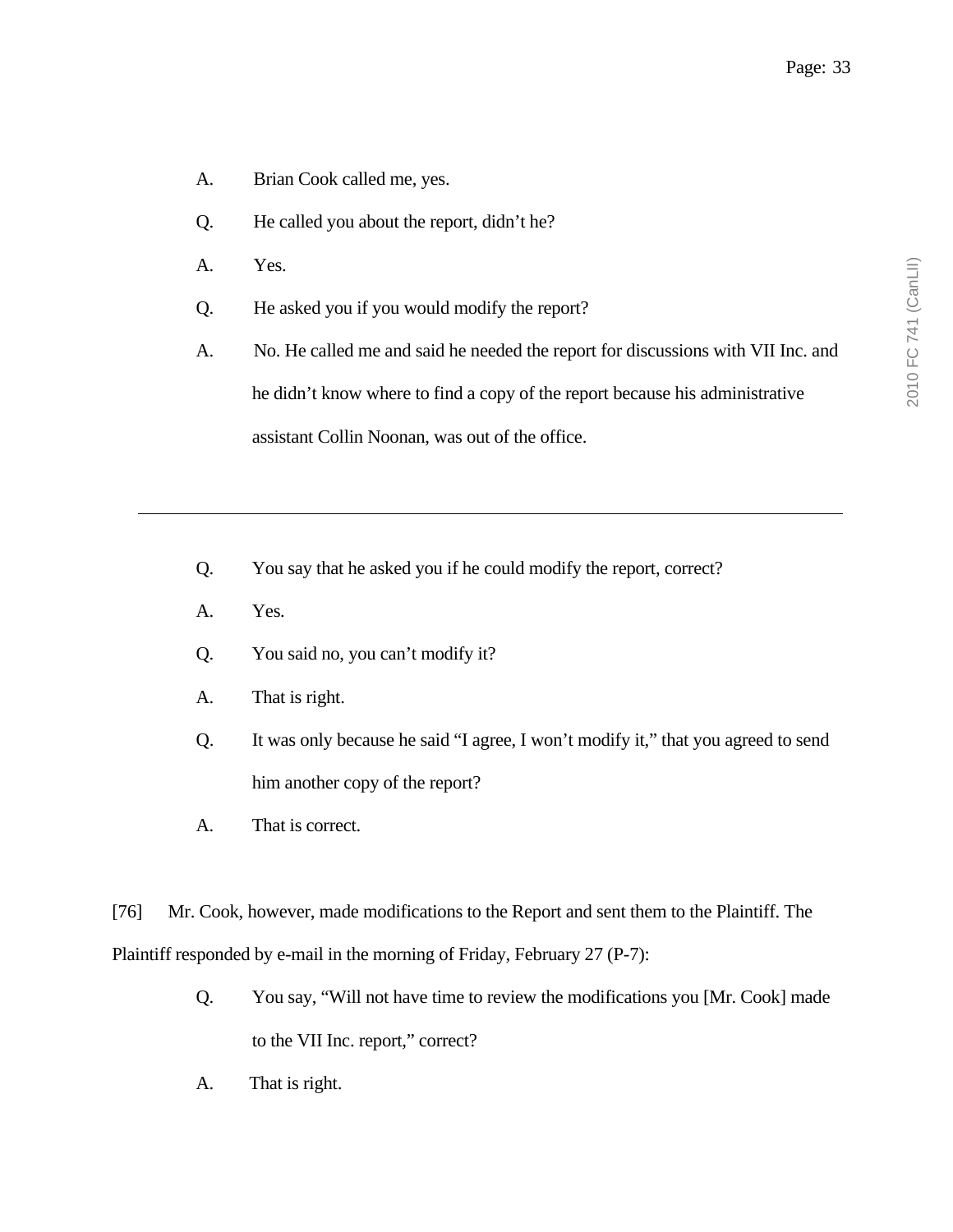A. Brian Cook called me, yes.

Q. He called you about the report, didn't he?

A. Yes.

Q. He asked you if you would modify the report?

A. No. He called me and said he needed the report for discussions with VII Inc. and he didn't know where to find a copy of the report because his administrative assistant Collin Noonan, was out of the office.

---

Q. You say that he asked you if he could modify the report, correct?

A. Yes.

Q. You said no, you can't modify it?

A. That is right.

Q. It was only because he said "I agree, I won't modify it," that you agreed to send him another copy of the report?

A. That is correct.

[76] Mr. Cook, however, made modifications to the Report and sent them to the Plaintiff. The Plaintiff responded by e-mail in the morning of Friday, February 27 (P-7):

Q. You say, "Will not have time to review the modifications you [Mr. Cook] made to the VII Inc. report," correct?

A. That is right.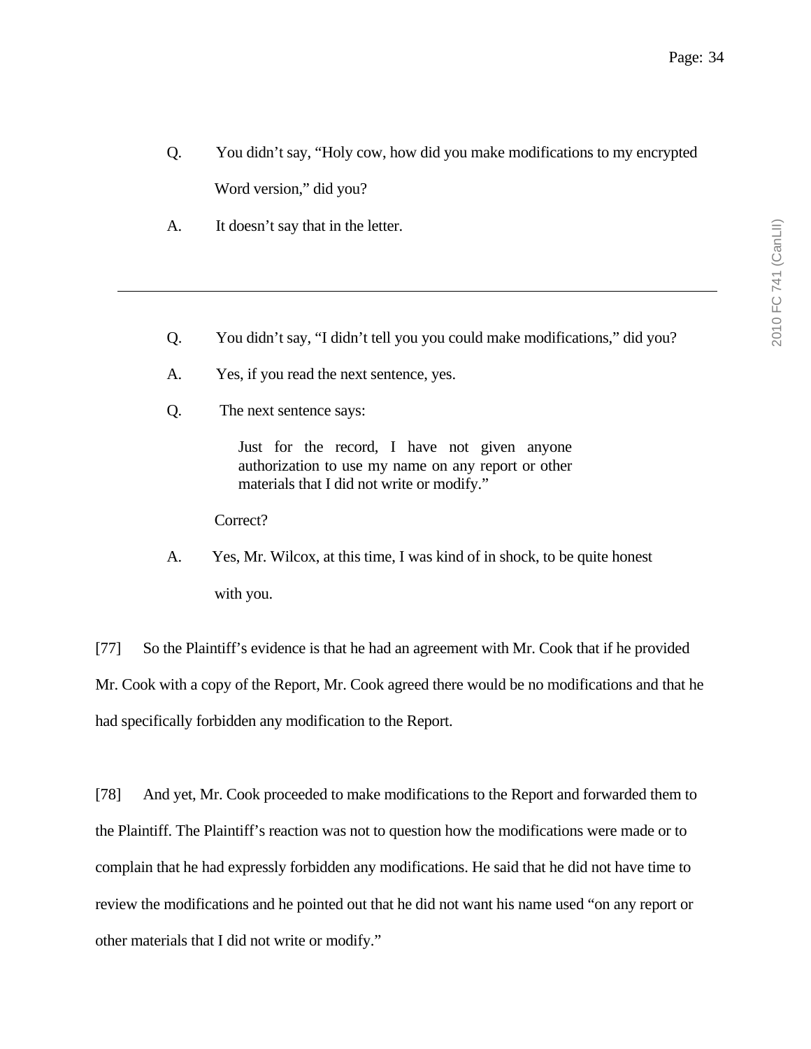Q. You didn't say, "Holy cow, how did you make modifications to my encrypted Word version," did you?

A. It doesn't say that in the letter.

---

Q. You didn't say, "I didn't tell you you could make modifications," did you?

A. Yes, if you read the next sentence, yes.

Q. The next sentence says:

> Just for the record, I have not given anyone authorization to use my name on any report or other materials that I did not write or modify."

Correct?

A. Yes, Mr. Wilcox, at this time, I was kind of in shock, to be quite honest with you.

[77] So the Plaintiff's evidence is that he had an agreement with Mr. Cook that if he provided Mr. Cook with a copy of the Report, Mr. Cook agreed there would be no modifications and that he had specifically forbidden any modification to the Report.

[78] And yet, Mr. Cook proceeded to make modifications to the Report and forwarded them to the Plaintiff. The Plaintiff's reaction was not to question how the modifications were made or to complain that he had expressly forbidden any modifications. He said that he did not have time to review the modifications and he pointed out that he did not want his name used "on any report or other materials that I did not write or modify."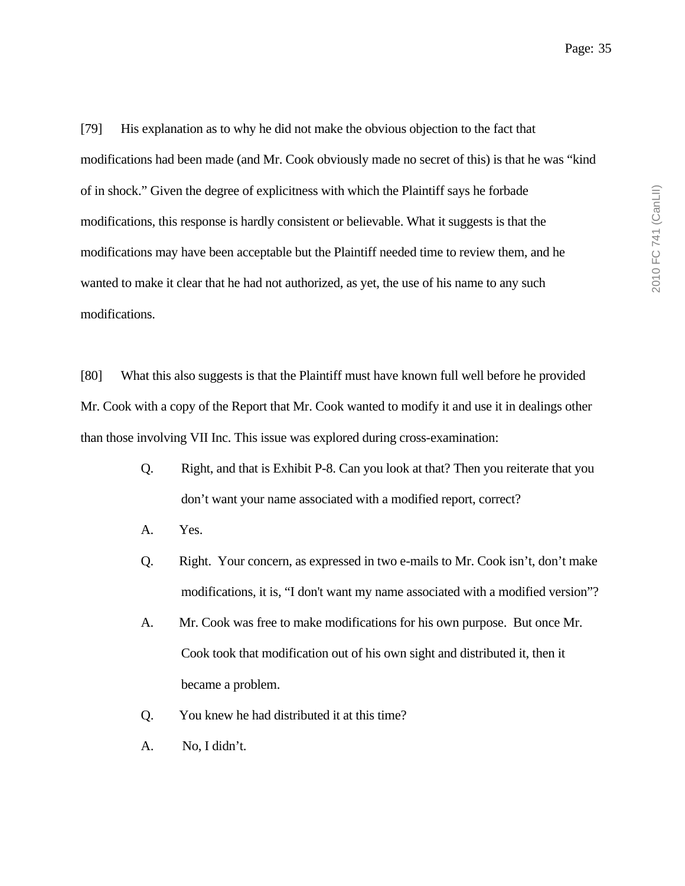[79] His explanation as to why he did not make the obvious objection to the fact that modifications had been made (and Mr. Cook obviously made no secret of this) is that he was "kind of in shock." Given the degree of explicitness with which the Plaintiff says he forbade modifications, this response is hardly consistent or believable. What it suggests is that the modifications may have been acceptable but the Plaintiff needed time to review them, and he wanted to make it clear that he had not authorized, as yet, the use of his name to any such modifications.

[80] What this also suggests is that the Plaintiff must have known full well before he provided Mr. Cook with a copy of the Report that Mr. Cook wanted to modify it and use it in dealings other than those involving VII Inc. This issue was explored during cross-examination:

> Q. Right, and that is Exhibit P-8. Can you look at that? Then you reiterate that you don't want your name associated with a modified report, correct?
>
> A. Yes.
>
> Q. Right. Your concern, as expressed in two e-mails to Mr. Cook isn't, don't make modifications, it is, "I don't want my name associated with a modified version"?
>
> A. Mr. Cook was free to make modifications for his own purpose. But once Mr. Cook took that modification out of his own sight and distributed it, then it became a problem.
>
> Q. You knew he had distributed it at this time?
>
> A. No, I didn't.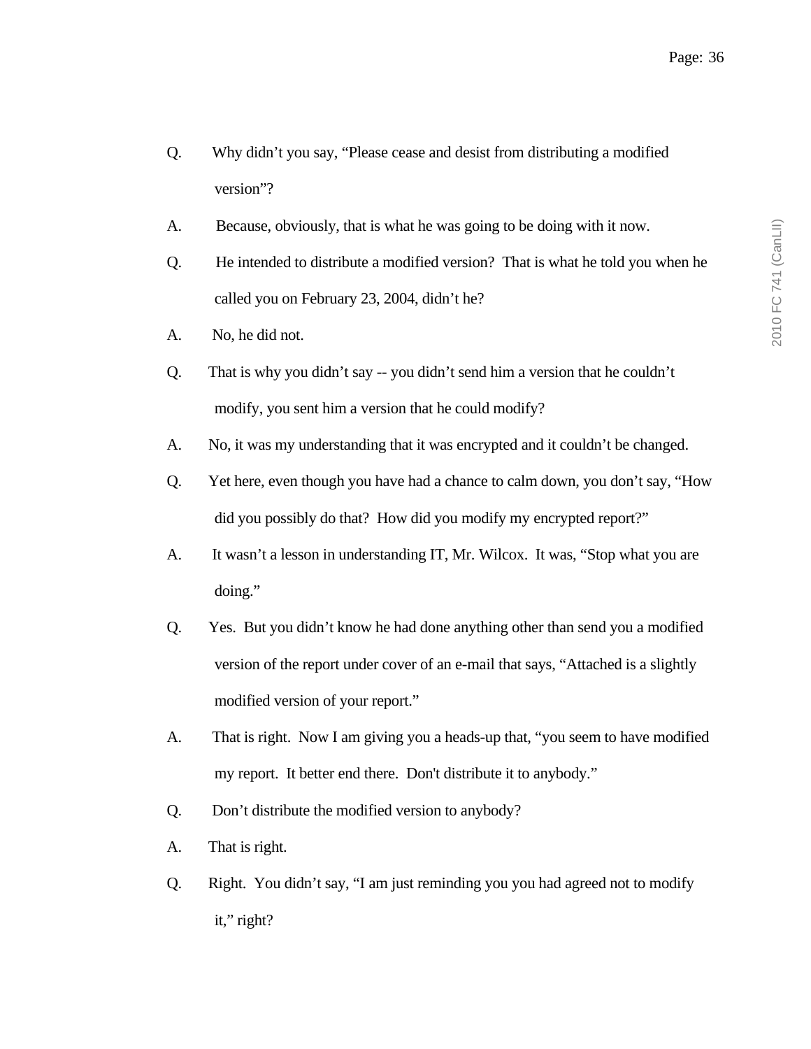Q. Why didn't you say, "Please cease and desist from distributing a modified version"?

A. Because, obviously, that is what he was going to be doing with it now.

Q. He intended to distribute a modified version? That is what he told you when he called you on February 23, 2004, didn't he?

A. No, he did not.

Q. That is why you didn't say -- you didn't send him a version that he couldn't modify, you sent him a version that he could modify?

A. No, it was my understanding that it was encrypted and it couldn't be changed.

Q. Yet here, even though you have had a chance to calm down, you don't say, "How did you possibly do that? How did you modify my encrypted report?"

A. It wasn't a lesson in understanding IT, Mr. Wilcox. It was, "Stop what you are doing."

Q. Yes. But you didn't know he had done anything other than send you a modified version of the report under cover of an e-mail that says, "Attached is a slightly modified version of your report."

A. That is right. Now I am giving you a heads-up that, "you seem to have modified my report. It better end there. Don't distribute it to anybody."

Q. Don't distribute the modified version to anybody?

A. That is right.

Q. Right. You didn't say, "I am just reminding you you had agreed not to modify it," right?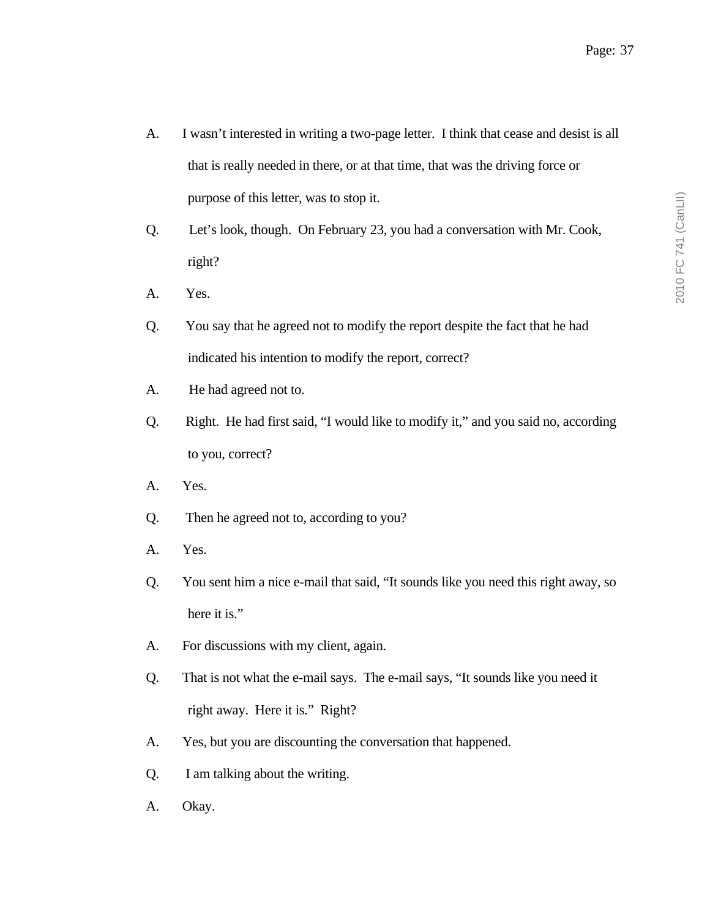A. I wasn't interested in writing a two-page letter. I think that cease and desist is all that is really needed in there, or at that time, that was the driving force or purpose of this letter, was to stop it.

Q. Let's look, though. On February 23, you had a conversation with Mr. Cook, right?

A. Yes.

Q. You say that he agreed not to modify the report despite the fact that he had indicated his intention to modify the report, correct?

A. He had agreed not to.

Q. Right. He had first said, "I would like to modify it," and you said no, according to you, correct?

A. Yes.

Q. Then he agreed not to, according to you?

A. Yes.

Q. You sent him a nice e-mail that said, "It sounds like you need this right away, so here it is."

A. For discussions with my client, again.

Q. That is not what the e-mail says. The e-mail says, "It sounds like you need it right away. Here it is." Right?

A. Yes, but you are discounting the conversation that happened.

Q. I am talking about the writing.

A. Okay.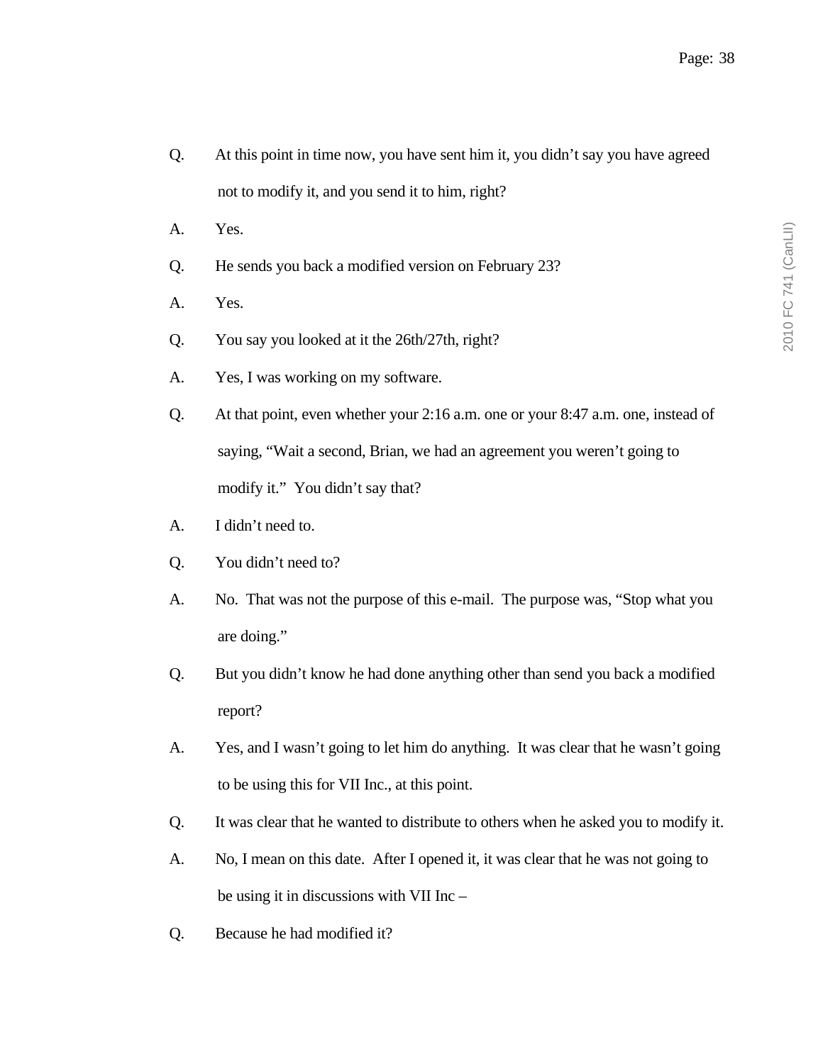Q. At this point in time now, you have sent him it, you didn't say you have agreed not to modify it, and you send it to him, right?

A. Yes.

Q. He sends you back a modified version on February 23?

A. Yes.

Q. You say you looked at it the 26th/27th, right?

A. Yes, I was working on my software.

Q. At that point, even whether your 2:16 a.m. one or your 8:47 a.m. one, instead of saying, "Wait a second, Brian, we had an agreement you weren't going to modify it." You didn't say that?

A. I didn't need to.

Q. You didn't need to?

A. No. That was not the purpose of this e-mail. The purpose was, "Stop what you are doing."

Q. But you didn't know he had done anything other than send you back a modified report?

A. Yes, and I wasn't going to let him do anything. It was clear that he wasn't going to be using this for VII Inc., at this point.

Q. It was clear that he wanted to distribute to others when he asked you to modify it.

A. No, I mean on this date. After I opened it, it was clear that he was not going to be using it in discussions with VII Inc –

Q. Because he had modified it?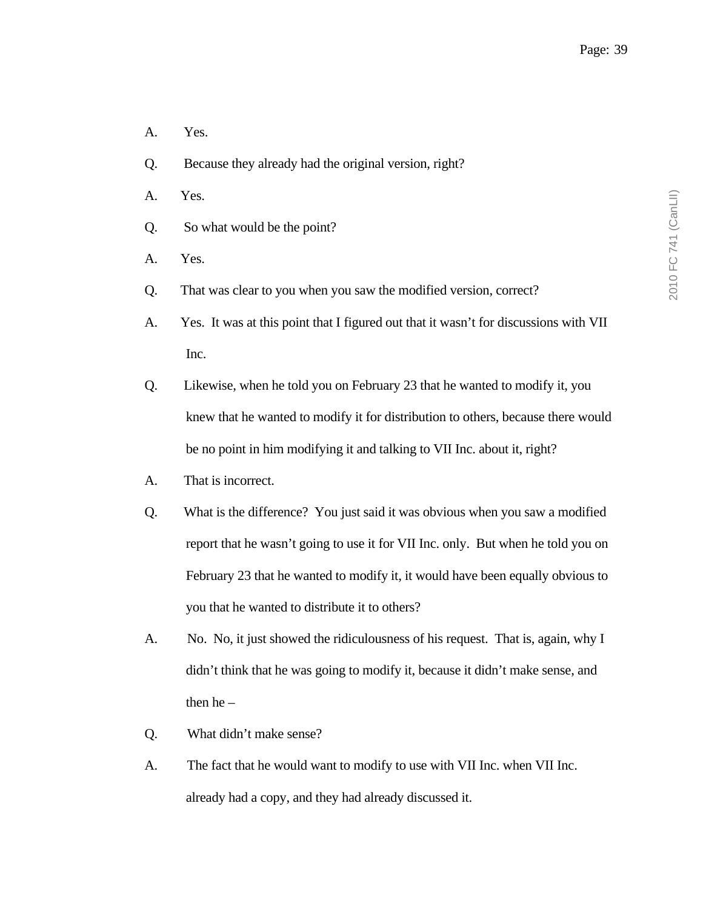A. Yes.

Q. Because they already had the original version, right?

A. Yes.

Q. So what would be the point?

A. Yes.

Q. That was clear to you when you saw the modified version, correct?

A. Yes. It was at this point that I figured out that it wasn't for discussions with VII Inc.

Q. Likewise, when he told you on February 23 that he wanted to modify it, you knew that he wanted to modify it for distribution to others, because there would be no point in him modifying it and talking to VII Inc. about it, right?

A. That is incorrect.

Q. What is the difference? You just said it was obvious when you saw a modified report that he wasn't going to use it for VII Inc. only. But when he told you on February 23 that he wanted to modify it, it would have been equally obvious to you that he wanted to distribute it to others?

A. No. No, it just showed the ridiculousness of his request. That is, again, why I didn't think that he was going to modify it, because it didn't make sense, and then he –

Q. What didn't make sense?

A. The fact that he would want to modify to use with VII Inc. when VII Inc. already had a copy, and they had already discussed it.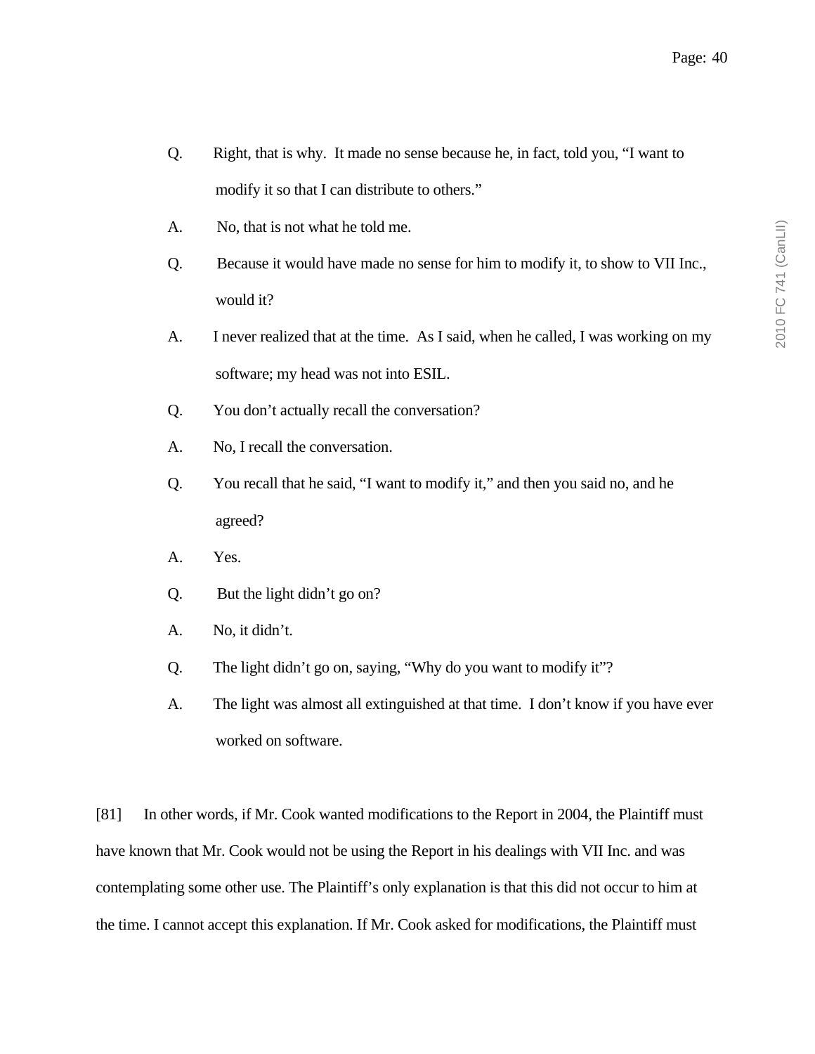Q. Right, that is why. It made no sense because he, in fact, told you, "I want to modify it so that I can distribute to others."

A. No, that is not what he told me.

Q. Because it would have made no sense for him to modify it, to show to VII Inc., would it?

A. I never realized that at the time. As I said, when he called, I was working on my software; my head was not into ESIL.

Q. You don't actually recall the conversation?

A. No, I recall the conversation.

Q. You recall that he said, "I want to modify it," and then you said no, and he agreed?

A. Yes.

Q. But the light didn't go on?

A. No, it didn't.

Q. The light didn't go on, saying, "Why do you want to modify it"?

A. The light was almost all extinguished at that time. I don't know if you have ever worked on software.

[81] In other words, if Mr. Cook wanted modifications to the Report in 2004, the Plaintiff must have known that Mr. Cook would not be using the Report in his dealings with VII Inc. and was contemplating some other use. The Plaintiff's only explanation is that this did not occur to him at the time. I cannot accept this explanation. If Mr. Cook asked for modifications, the Plaintiff must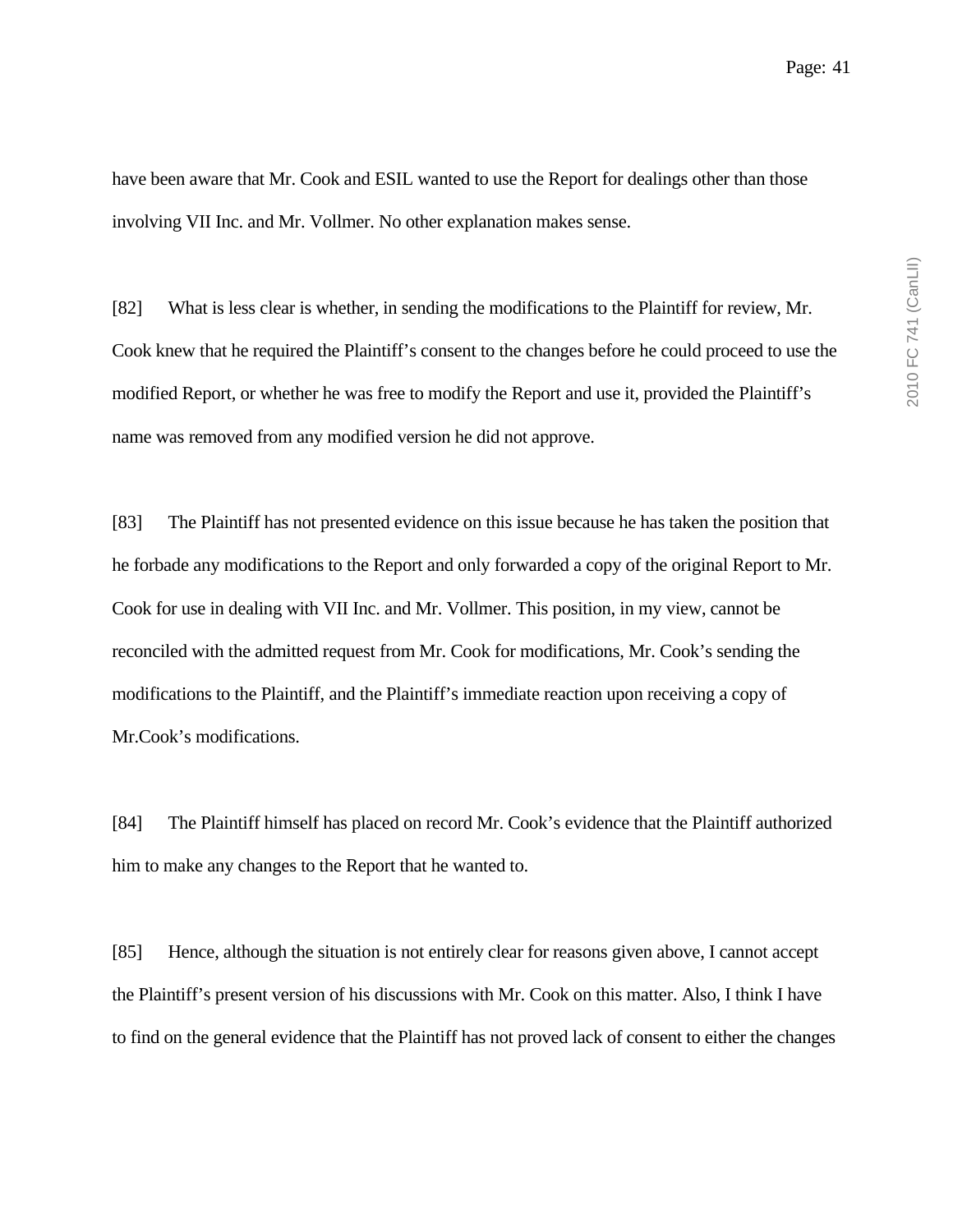have been aware that Mr. Cook and ESIL wanted to use the Report for dealings other than those involving VII Inc. and Mr. Vollmer. No other explanation makes sense.

[82] What is less clear is whether, in sending the modifications to the Plaintiff for review, Mr. Cook knew that he required the Plaintiff's consent to the changes before he could proceed to use the modified Report, or whether he was free to modify the Report and use it, provided the Plaintiff's name was removed from any modified version he did not approve.

[83] The Plaintiff has not presented evidence on this issue because he has taken the position that he forbade any modifications to the Report and only forwarded a copy of the original Report to Mr. Cook for use in dealing with VII Inc. and Mr. Vollmer. This position, in my view, cannot be reconciled with the admitted request from Mr. Cook for modifications, Mr. Cook's sending the modifications to the Plaintiff, and the Plaintiff's immediate reaction upon receiving a copy of Mr.Cook's modifications.

[84] The Plaintiff himself has placed on record Mr. Cook's evidence that the Plaintiff authorized him to make any changes to the Report that he wanted to.

[85] Hence, although the situation is not entirely clear for reasons given above, I cannot accept the Plaintiff's present version of his discussions with Mr. Cook on this matter. Also, I think I have to find on the general evidence that the Plaintiff has not proved lack of consent to either the changes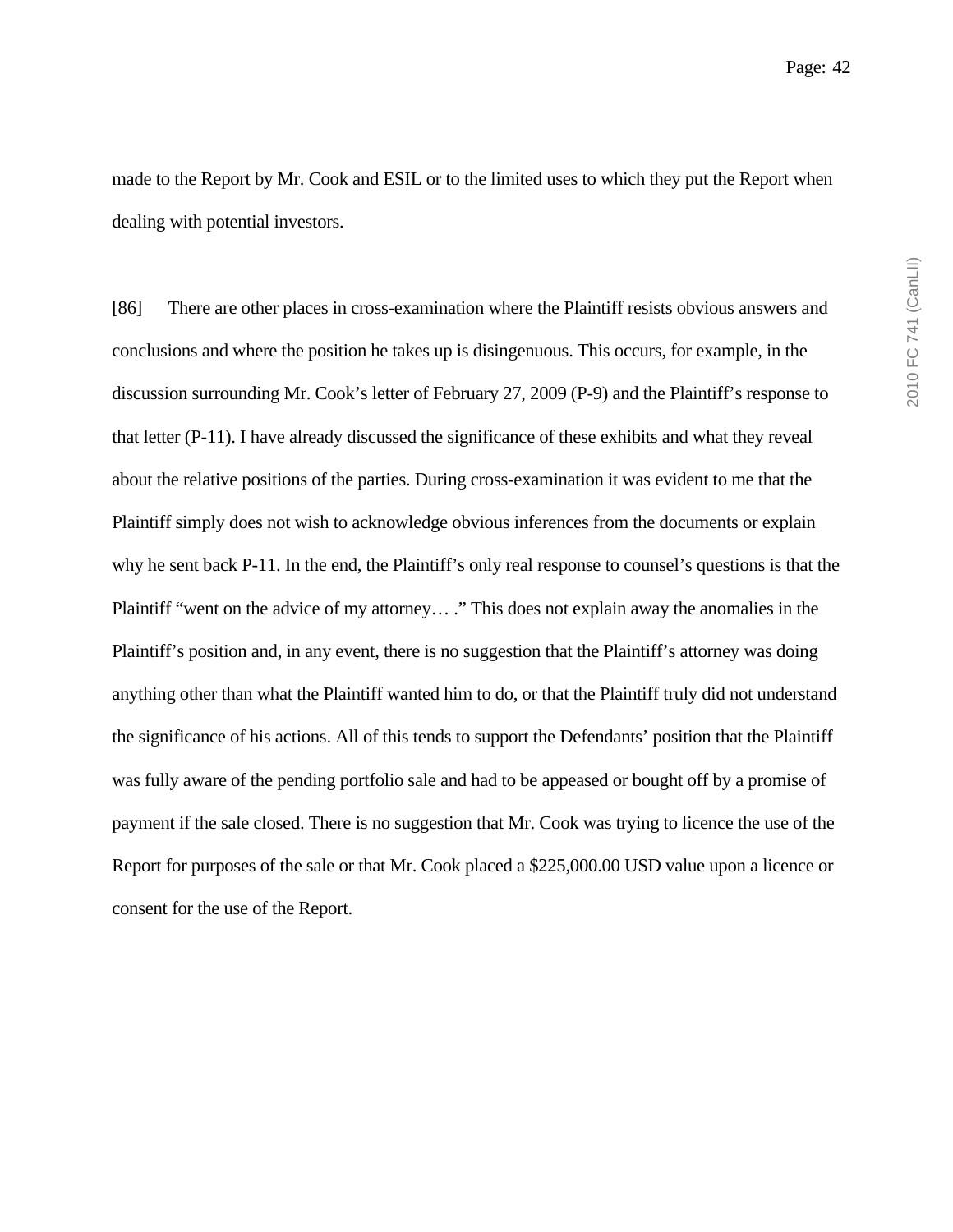made to the Report by Mr. Cook and ESIL or to the limited uses to which they put the Report when dealing with potential investors.

[86] There are other places in cross-examination where the Plaintiff resists obvious answers and conclusions and where the position he takes up is disingenuous. This occurs, for example, in the discussion surrounding Mr. Cook's letter of February 27, 2009 (P-9) and the Plaintiff's response to that letter (P-11). I have already discussed the significance of these exhibits and what they reveal about the relative positions of the parties. During cross-examination it was evident to me that the Plaintiff simply does not wish to acknowledge obvious inferences from the documents or explain why he sent back P-11. In the end, the Plaintiff's only real response to counsel's questions is that the Plaintiff "went on the advice of my attorney… ." This does not explain away the anomalies in the Plaintiff's position and, in any event, there is no suggestion that the Plaintiff's attorney was doing anything other than what the Plaintiff wanted him to do, or that the Plaintiff truly did not understand the significance of his actions. All of this tends to support the Defendants' position that the Plaintiff was fully aware of the pending portfolio sale and had to be appeased or bought off by a promise of payment if the sale closed. There is no suggestion that Mr. Cook was trying to licence the use of the Report for purposes of the sale or that Mr. Cook placed a $225,000.00 USD value upon a licence or consent for the use of the Report.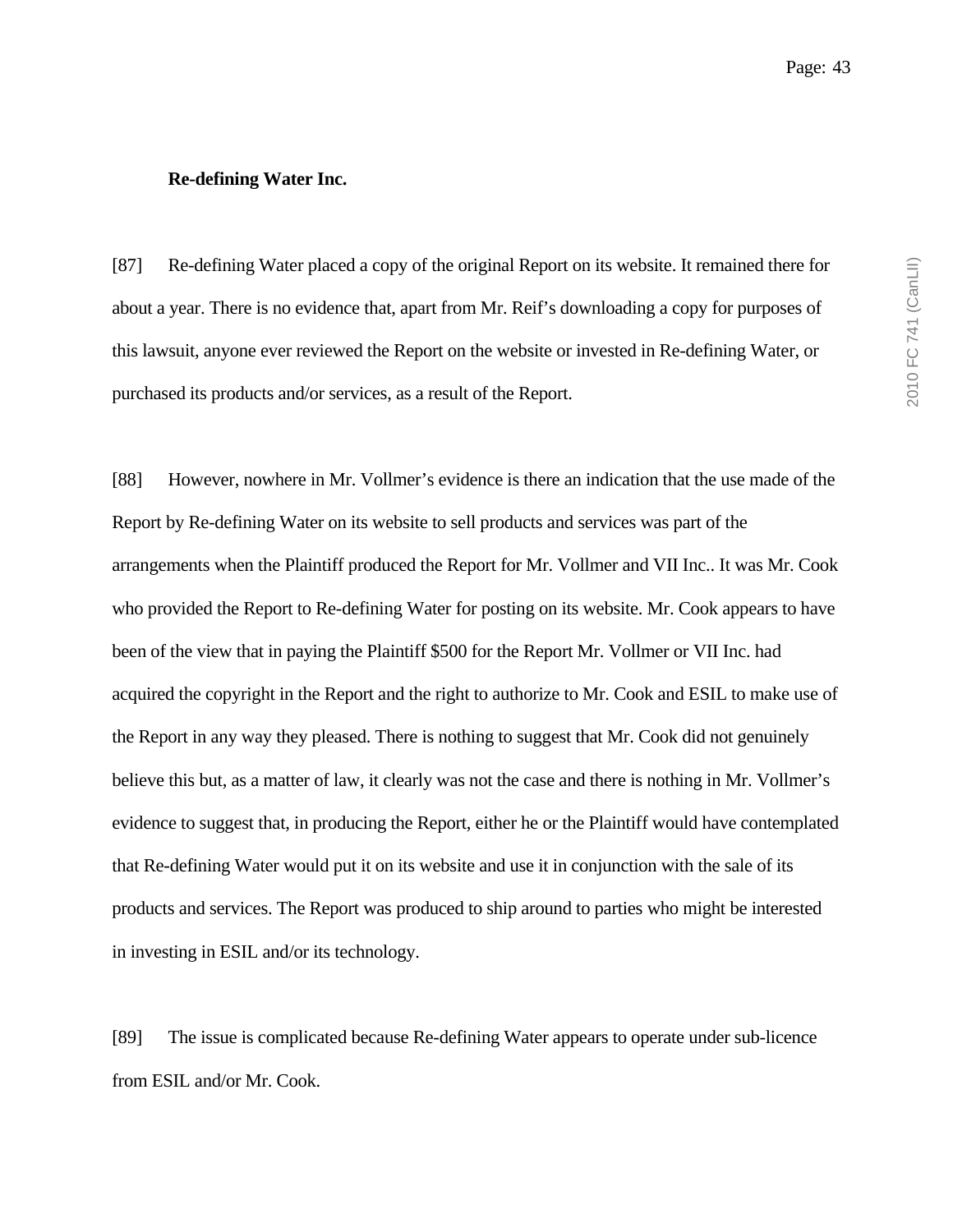**Re-defining Water Inc.**

[87] Re-defining Water placed a copy of the original Report on its website. It remained there for about a year. There is no evidence that, apart from Mr. Reif's downloading a copy for purposes of this lawsuit, anyone ever reviewed the Report on the website or invested in Re-defining Water, or purchased its products and/or services, as a result of the Report.

[88] However, nowhere in Mr. Vollmer's evidence is there an indication that the use made of the Report by Re-defining Water on its website to sell products and services was part of the arrangements when the Plaintiff produced the Report for Mr. Vollmer and VII Inc.. It was Mr. Cook who provided the Report to Re-defining Water for posting on its website. Mr. Cook appears to have been of the view that in paying the Plaintiff $500 for the Report Mr. Vollmer or VII Inc. had acquired the copyright in the Report and the right to authorize to Mr. Cook and ESIL to make use of the Report in any way they pleased. There is nothing to suggest that Mr. Cook did not genuinely believe this but, as a matter of law, it clearly was not the case and there is nothing in Mr. Vollmer's evidence to suggest that, in producing the Report, either he or the Plaintiff would have contemplated that Re-defining Water would put it on its website and use it in conjunction with the sale of its products and services. The Report was produced to ship around to parties who might be interested in investing in ESIL and/or its technology.

[89] The issue is complicated because Re-defining Water appears to operate under sub-licence from ESIL and/or Mr. Cook.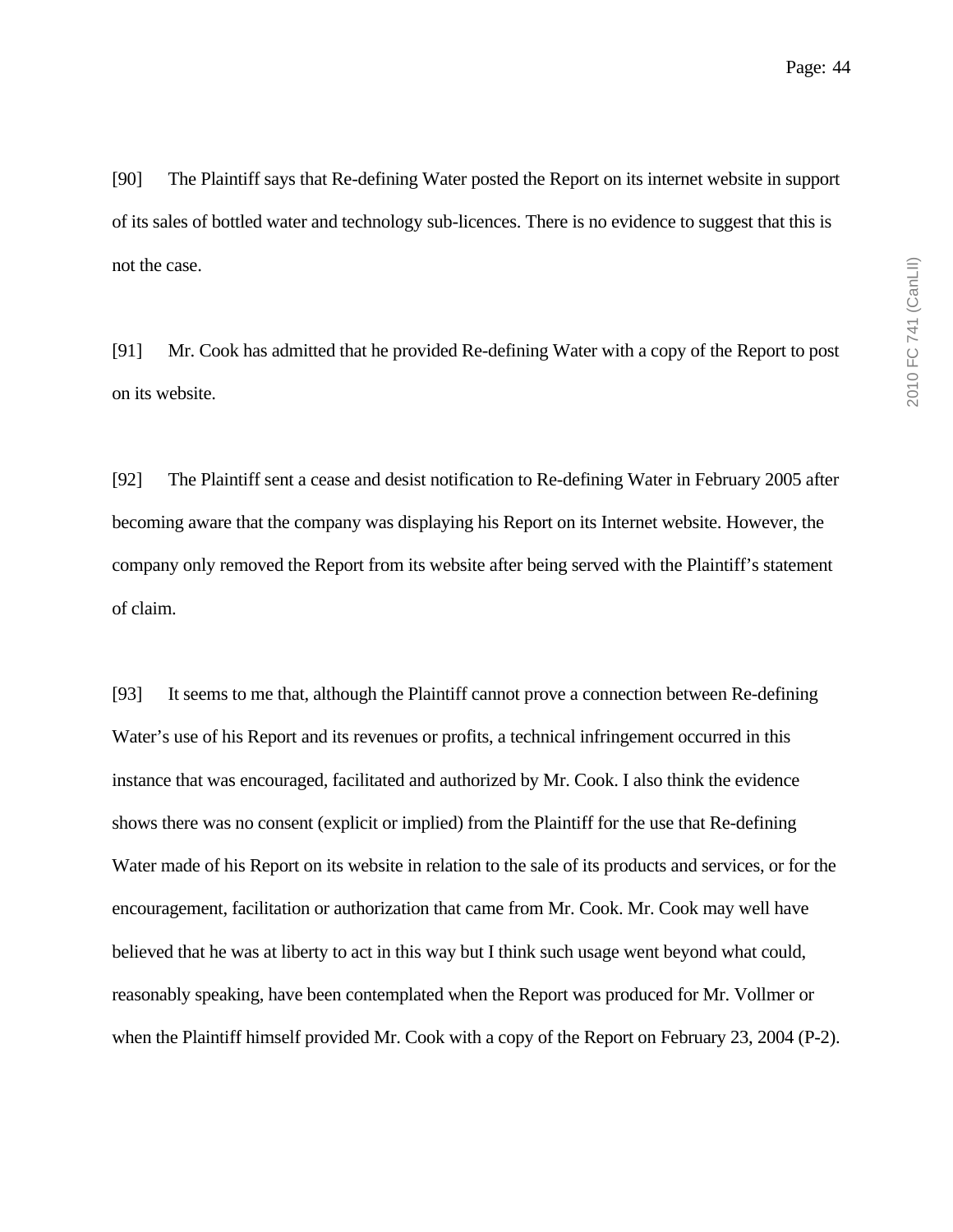[90] The Plaintiff says that Re-defining Water posted the Report on its internet website in support of its sales of bottled water and technology sub-licences. There is no evidence to suggest that this is not the case.

[91] Mr. Cook has admitted that he provided Re-defining Water with a copy of the Report to post on its website.

[92] The Plaintiff sent a cease and desist notification to Re-defining Water in February 2005 after becoming aware that the company was displaying his Report on its Internet website. However, the company only removed the Report from its website after being served with the Plaintiff's statement of claim.

[93] It seems to me that, although the Plaintiff cannot prove a connection between Re-defining Water's use of his Report and its revenues or profits, a technical infringement occurred in this instance that was encouraged, facilitated and authorized by Mr. Cook. I also think the evidence shows there was no consent (explicit or implied) from the Plaintiff for the use that Re-defining Water made of his Report on its website in relation to the sale of its products and services, or for the encouragement, facilitation or authorization that came from Mr. Cook. Mr. Cook may well have believed that he was at liberty to act in this way but I think such usage went beyond what could, reasonably speaking, have been contemplated when the Report was produced for Mr. Vollmer or when the Plaintiff himself provided Mr. Cook with a copy of the Report on February 23, 2004 (P-2).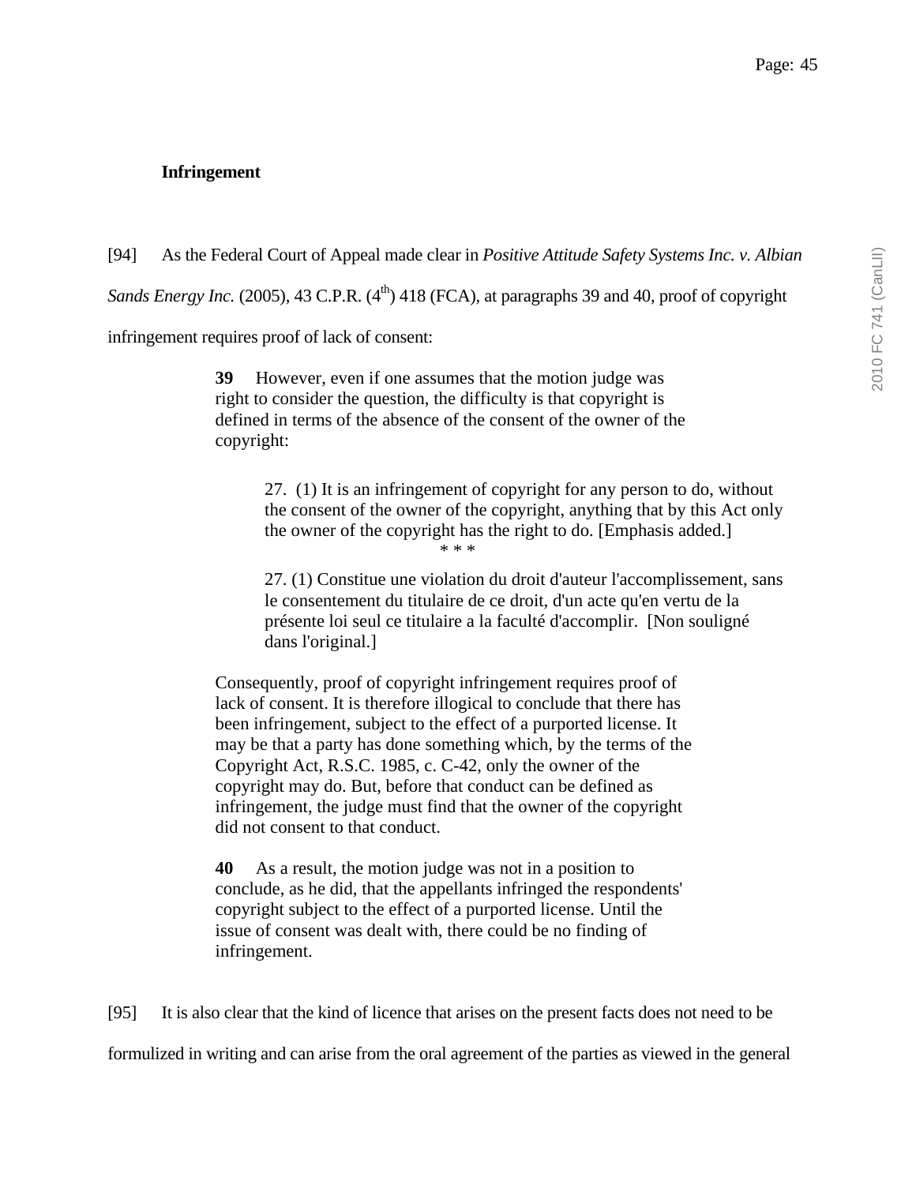**Infringement**

[94] As the Federal Court of Appeal made clear in *Positive Attitude Safety Systems Inc. v. Albian Sands Energy Inc.* (2005), 43 C.P.R. (4th) 418 (FCA), at paragraphs 39 and 40, proof of copyright infringement requires proof of lack of consent:

> **39** However, even if one assumes that the motion judge was right to consider the question, the difficulty is that copyright is defined in terms of the absence of the consent of the owner of the copyright:
>
> > 27. (1) It is an infringement of copyright for any person to do, without the consent of the owner of the copyright, anything that by this Act only the owner of the copyright has the right to do. [Emphasis added.]
> >
> > \* \* \*
> >
> > 27. (1) Constitue une violation du droit d'auteur l'accomplissement, sans le consentement du titulaire de ce droit, d'un acte qu'en vertu de la présente loi seul ce titulaire a la faculté d'accomplir. [Non souligné dans l'original.]
>
> Consequently, proof of copyright infringement requires proof of lack of consent. It is therefore illogical to conclude that there has been infringement, subject to the effect of a purported license. It may be that a party has done something which, by the terms of the Copyright Act, R.S.C. 1985, c. C-42, only the owner of the copyright may do. But, before that conduct can be defined as infringement, the judge must find that the owner of the copyright did not consent to that conduct.
>
> **40** As a result, the motion judge was not in a position to conclude, as he did, that the appellants infringed the respondents' copyright subject to the effect of a purported license. Until the issue of consent was dealt with, there could be no finding of infringement.

[95] It is also clear that the kind of licence that arises on the present facts does not need to be formulized in writing and can arise from the oral agreement of the parties as viewed in the general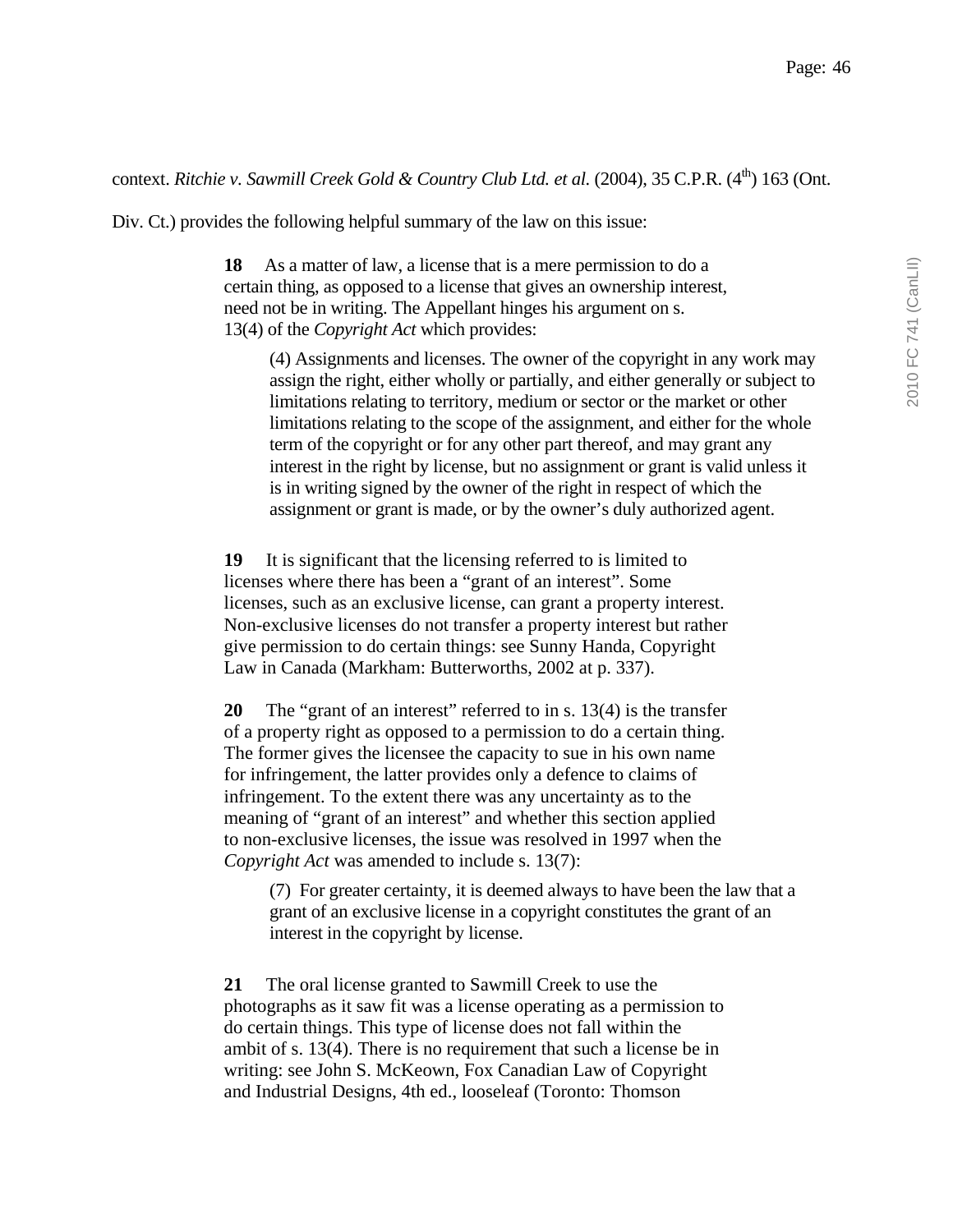context. *Ritchie v. Sawmill Creek Gold & Country Club Ltd. et al.* (2004), 35 C.P.R. (4th) 163 (Ont. Div. Ct.) provides the following helpful summary of the law on this issue:

> **18** As a matter of law, a license that is a mere permission to do a certain thing, as opposed to a license that gives an ownership interest, need not be in writing. The Appellant hinges his argument on s. 13(4) of the *Copyright Act* which provides:
>
> > (4) Assignments and licenses. The owner of the copyright in any work may assign the right, either wholly or partially, and either generally or subject to limitations relating to territory, medium or sector or the market or other limitations relating to the scope of the assignment, and either for the whole term of the copyright or for any other part thereof, and may grant any interest in the right by license, but no assignment or grant is valid unless it is in writing signed by the owner of the right in respect of which the assignment or grant is made, or by the owner's duly authorized agent.
>
> **19** It is significant that the licensing referred to is limited to licenses where there has been a "grant of an interest". Some licenses, such as an exclusive license, can grant a property interest. Non-exclusive licenses do not transfer a property interest but rather give permission to do certain things: see Sunny Handa, Copyright Law in Canada (Markham: Butterworths, 2002 at p. 337).
>
> **20** The "grant of an interest" referred to in s. 13(4) is the transfer of a property right as opposed to a permission to do a certain thing. The former gives the licensee the capacity to sue in his own name for infringement, the latter provides only a defence to claims of infringement. To the extent there was any uncertainty as to the meaning of "grant of an interest" and whether this section applied to non-exclusive licenses, the issue was resolved in 1997 when the *Copyright Act* was amended to include s. 13(7):
>
> > (7) For greater certainty, it is deemed always to have been the law that a grant of an exclusive license in a copyright constitutes the grant of an interest in the copyright by license.
>
> **21** The oral license granted to Sawmill Creek to use the photographs as it saw fit was a license operating as a permission to do certain things. This type of license does not fall within the ambit of s. 13(4). There is no requirement that such a license be in writing: see John S. McKeown, Fox Canadian Law of Copyright and Industrial Designs, 4th ed., looseleaf (Toronto: Thomson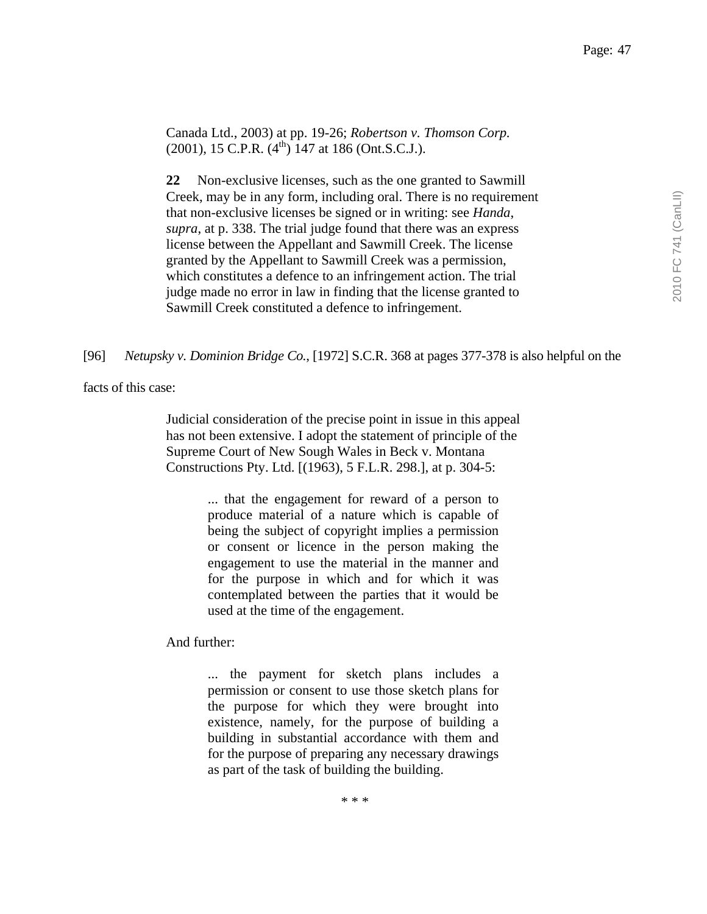> Canada Ltd., 2003) at pp. 19-26; *Robertson v. Thomson Corp.* (2001), 15 C.P.R. (4th) 147 at 186 (Ont.S.C.J.).
>
> **22** Non-exclusive licenses, such as the one granted to Sawmill Creek, may be in any form, including oral. There is no requirement that non-exclusive licenses be signed or in writing: see *Handa*, *supra*, at p. 338. The trial judge found that there was an express license between the Appellant and Sawmill Creek. The license granted by the Appellant to Sawmill Creek was a permission, which constitutes a defence to an infringement action. The trial judge made no error in law in finding that the license granted to Sawmill Creek constituted a defence to infringement.

[96] *Netupsky v. Dominion Bridge Co.*, [1972] S.C.R. 368 at pages 377-378 is also helpful on the facts of this case:

> Judicial consideration of the precise point in issue in this appeal has not been extensive. I adopt the statement of principle of the Supreme Court of New Sough Wales in Beck v. Montana Constructions Pty. Ltd. [(1963), 5 F.L.R. 298.], at p. 304-5:
>
> > ... that the engagement for reward of a person to produce material of a nature which is capable of being the subject of copyright implies a permission or consent or licence in the person making the engagement to use the material in the manner and for the purpose in which and for which it was contemplated between the parties that it would be used at the time of the engagement.
>
> And further:
>
> > ... the payment for sketch plans includes a permission or consent to use those sketch plans for the purpose for which they were brought into existence, namely, for the purpose of building a building in substantial accordance with them and for the purpose of preparing any necessary drawings as part of the task of building the building.
>
> \* \* \*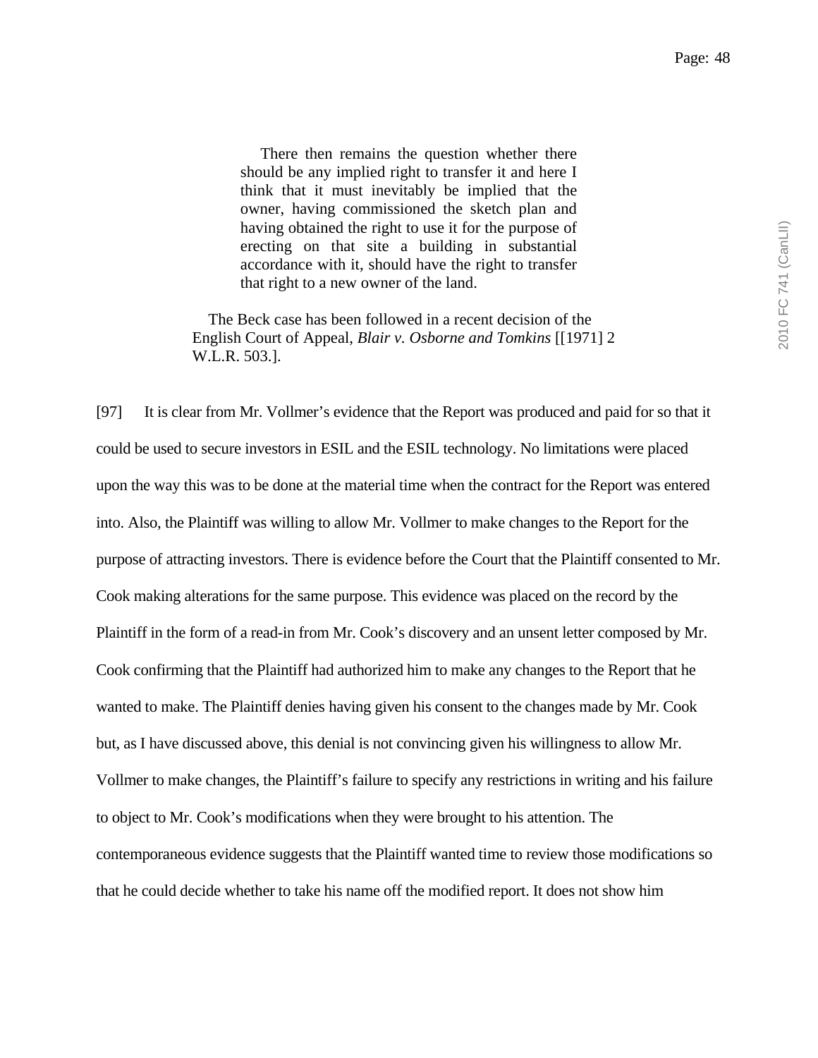> There then remains the question whether there should be any implied right to transfer it and here I think that it must inevitably be implied that the owner, having commissioned the sketch plan and having obtained the right to use it for the purpose of erecting on that site a building in substantial accordance with it, should have the right to transfer that right to a new owner of the land.
>
> The Beck case has been followed in a recent decision of the English Court of Appeal, *Blair v. Osborne and Tomkins* [[1971] 2 W.L.R. 503.].

[97] It is clear from Mr. Vollmer's evidence that the Report was produced and paid for so that it could be used to secure investors in ESIL and the ESIL technology. No limitations were placed upon the way this was to be done at the material time when the contract for the Report was entered into. Also, the Plaintiff was willing to allow Mr. Vollmer to make changes to the Report for the purpose of attracting investors. There is evidence before the Court that the Plaintiff consented to Mr. Cook making alterations for the same purpose. This evidence was placed on the record by the Plaintiff in the form of a read-in from Mr. Cook's discovery and an unsent letter composed by Mr. Cook confirming that the Plaintiff had authorized him to make any changes to the Report that he wanted to make. The Plaintiff denies having given his consent to the changes made by Mr. Cook but, as I have discussed above, this denial is not convincing given his willingness to allow Mr. Vollmer to make changes, the Plaintiff's failure to specify any restrictions in writing and his failure to object to Mr. Cook's modifications when they were brought to his attention. The contemporaneous evidence suggests that the Plaintiff wanted time to review those modifications so that he could decide whether to take his name off the modified report. It does not show him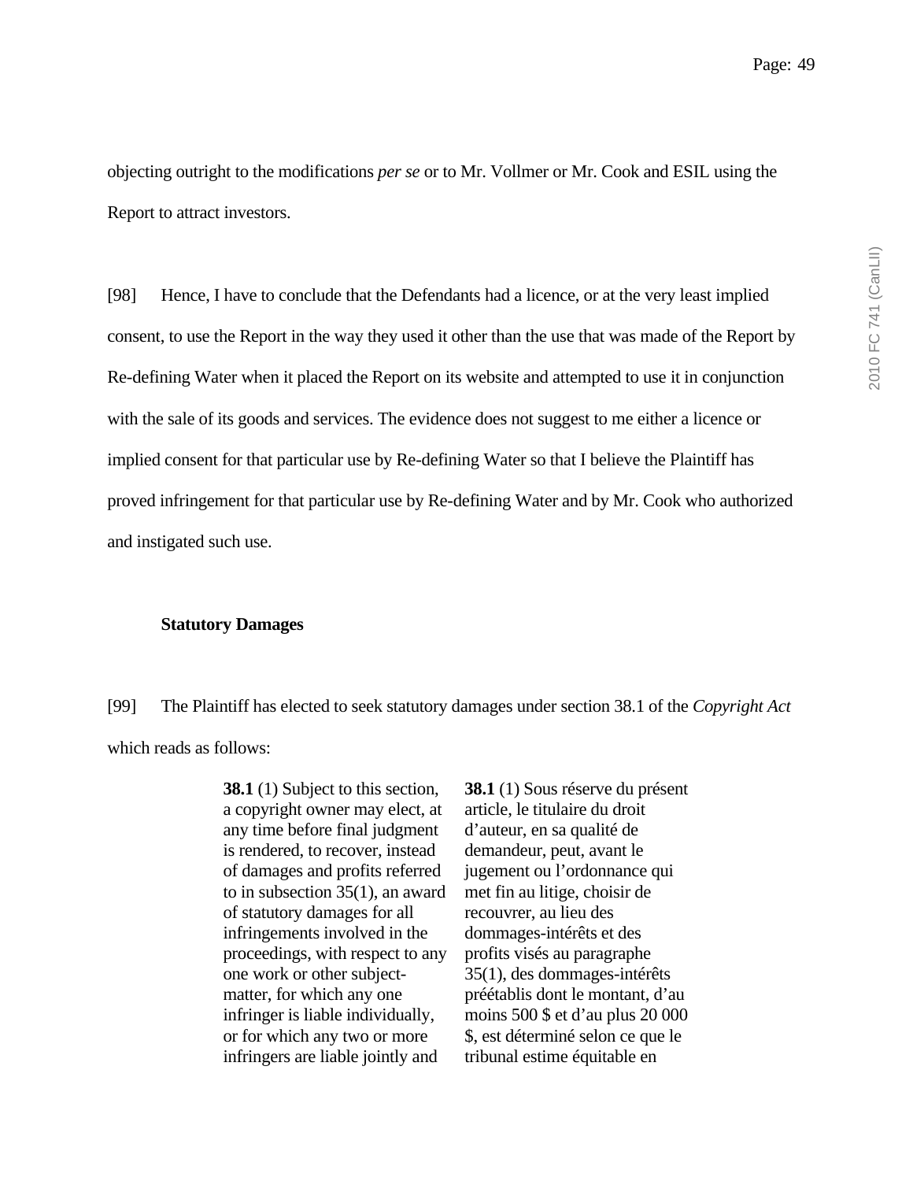objecting outright to the modifications *per se* or to Mr. Vollmer or Mr. Cook and ESIL using the Report to attract investors.

[98] Hence, I have to conclude that the Defendants had a licence, or at the very least implied consent, to use the Report in the way they used it other than the use that was made of the Report by Re-defining Water when it placed the Report on its website and attempted to use it in conjunction with the sale of its goods and services. The evidence does not suggest to me either a licence or implied consent for that particular use by Re-defining Water so that I believe the Plaintiff has proved infringement for that particular use by Re-defining Water and by Mr. Cook who authorized and instigated such use.

**Statutory Damages**

[99] The Plaintiff has elected to seek statutory damages under section 38.1 of the *Copyright Act* which reads as follows:

| | |
|---|---|
| **38.1** (1) Subject to this section, a copyright owner may elect, at any time before final judgment is rendered, to recover, instead of damages and profits referred to in subsection 35(1), an award of statutory damages for all infringements involved in the proceedings, with respect to any one work or other subject-matter, for which any one infringer is liable individually, or for which any two or more infringers are liable jointly and | **38.1** (1) Sous réserve du présent article, le titulaire du droit d'auteur, en sa qualité de demandeur, peut, avant le jugement ou l'ordonnance qui met fin au litige, choisir de recouvrer, au lieu des dommages-intérêts et des profits visés au paragraphe 35(1), des dommages-intérêts préétablis dont le montant, d'au moins 500 $ et d'au plus 20 000 $, est déterminé selon ce que le tribunal estime équitable en |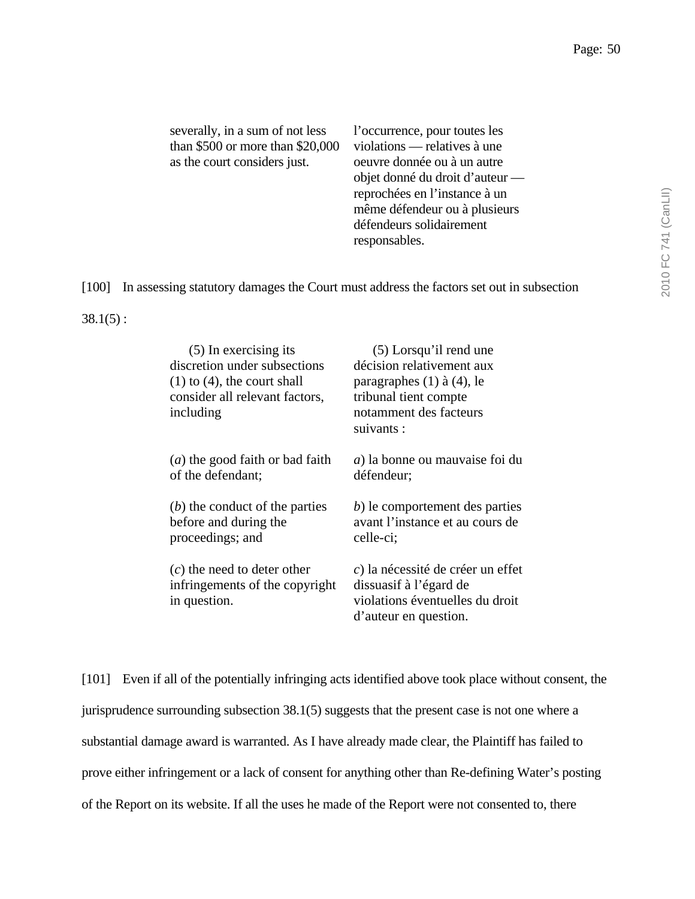| | |
|---|---|
| severally, in a sum of not less than $500 or more than $20,000 as the court considers just. | l'occurrence, pour toutes les violations — relatives à une oeuvre donnée ou à un autre objet donné du droit d'auteur — reprochées en l'instance à un même défendeur ou à plusieurs défendeurs solidairement responsables. |

[100] In assessing statutory damages the Court must address the factors set out in subsection 38.1(5) :

| | |
|---|---|
| (5) In exercising its discretion under subsections (1) to (4), the court shall consider all relevant factors, including | (5) Lorsqu'il rend une décision relativement aux paragraphes (1) à (4), le tribunal tient compte notamment des facteurs suivants : |
| (*a*) the good faith or bad faith of the defendant; | *a*) la bonne ou mauvaise foi du défendeur; |
| (*b*) the conduct of the parties before and during the proceedings; and | *b*) le comportement des parties avant l'instance et au cours de celle-ci; |
| (*c*) the need to deter other infringements of the copyright in question. | *c*) la nécessité de créer un effet dissuasif à l'égard de violations éventuelles du droit d'auteur en question. |

[101] Even if all of the potentially infringing acts identified above took place without consent, the jurisprudence surrounding subsection 38.1(5) suggests that the present case is not one where a substantial damage award is warranted. As I have already made clear, the Plaintiff has failed to prove either infringement or a lack of consent for anything other than Re-defining Water's posting of the Report on its website. If all the uses he made of the Report were not consented to, there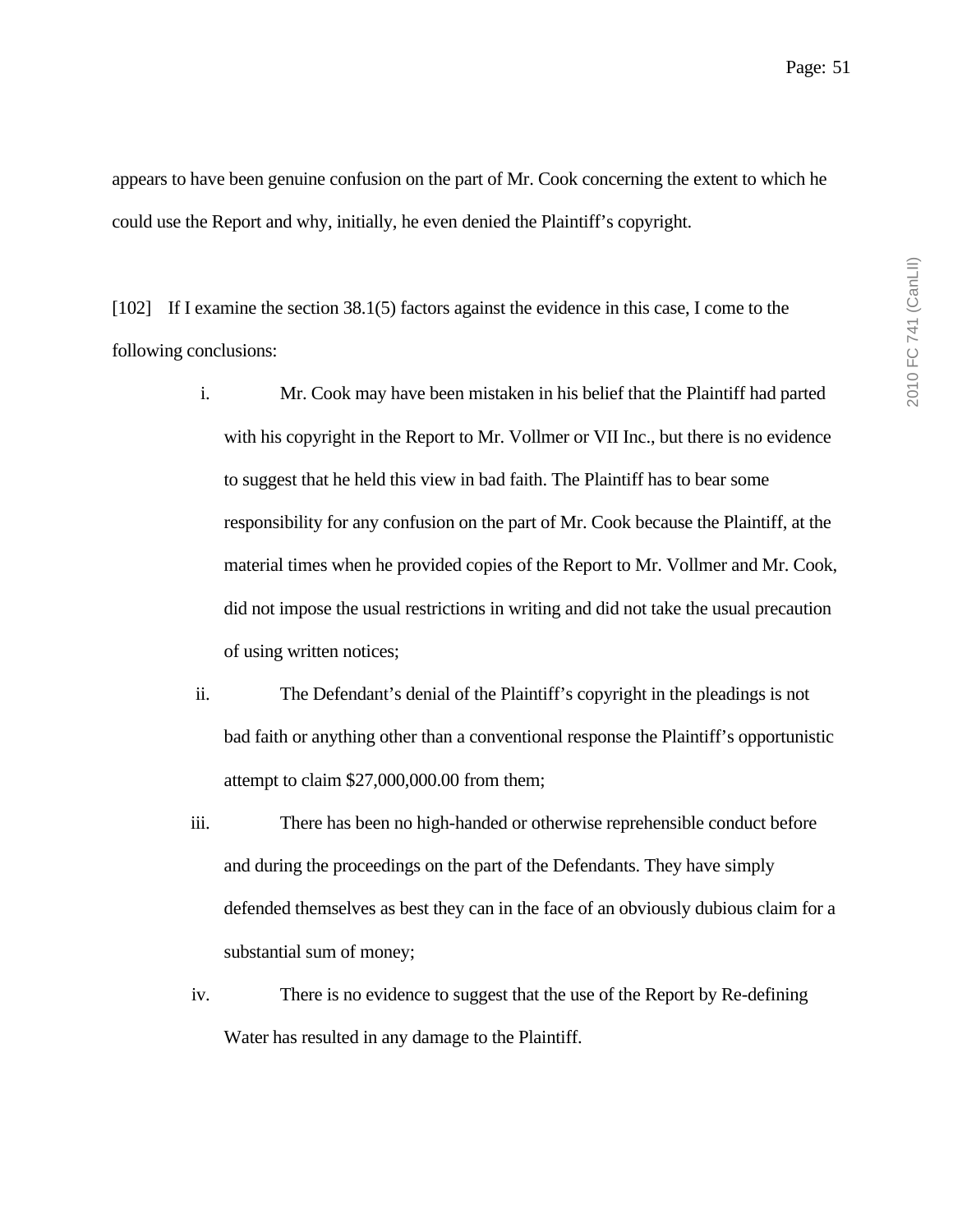appears to have been genuine confusion on the part of Mr. Cook concerning the extent to which he could use the Report and why, initially, he even denied the Plaintiff's copyright.

[102] If I examine the section 38.1(5) factors against the evidence in this case, I come to the following conclusions:

i. Mr. Cook may have been mistaken in his belief that the Plaintiff had parted with his copyright in the Report to Mr. Vollmer or VII Inc., but there is no evidence to suggest that he held this view in bad faith. The Plaintiff has to bear some responsibility for any confusion on the part of Mr. Cook because the Plaintiff, at the material times when he provided copies of the Report to Mr. Vollmer and Mr. Cook, did not impose the usual restrictions in writing and did not take the usual precaution of using written notices;

ii. The Defendant's denial of the Plaintiff's copyright in the pleadings is not bad faith or anything other than a conventional response the Plaintiff's opportunistic attempt to claim $27,000,000.00 from them;

iii. There has been no high-handed or otherwise reprehensible conduct before and during the proceedings on the part of the Defendants. They have simply defended themselves as best they can in the face of an obviously dubious claim for a substantial sum of money;

iv. There is no evidence to suggest that the use of the Report by Re-defining Water has resulted in any damage to the Plaintiff.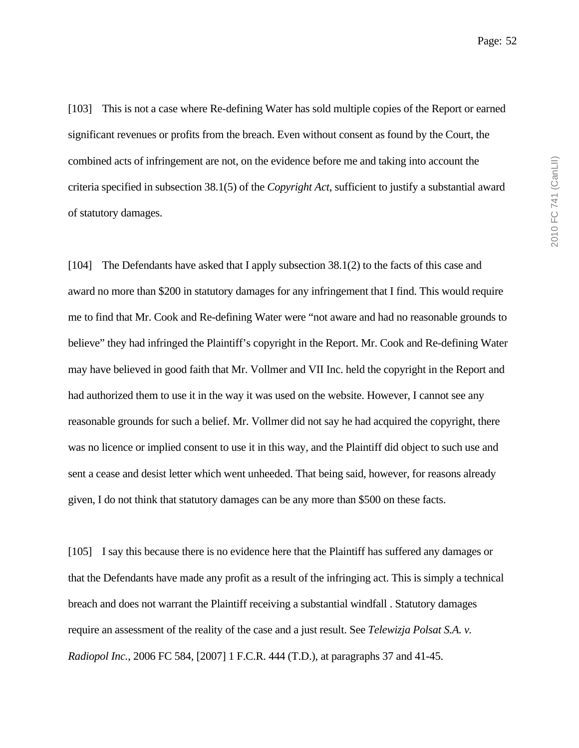[103] This is not a case where Re-defining Water has sold multiple copies of the Report or earned significant revenues or profits from the breach. Even without consent as found by the Court, the combined acts of infringement are not, on the evidence before me and taking into account the criteria specified in subsection 38.1(5) of the *Copyright Act*, sufficient to justify a substantial award of statutory damages.

[104] The Defendants have asked that I apply subsection 38.1(2) to the facts of this case and award no more than $200 in statutory damages for any infringement that I find. This would require me to find that Mr. Cook and Re-defining Water were "not aware and had no reasonable grounds to believe" they had infringed the Plaintiff's copyright in the Report. Mr. Cook and Re-defining Water may have believed in good faith that Mr. Vollmer and VII Inc. held the copyright in the Report and had authorized them to use it in the way it was used on the website. However, I cannot see any reasonable grounds for such a belief. Mr. Vollmer did not say he had acquired the copyright, there was no licence or implied consent to use it in this way, and the Plaintiff did object to such use and sent a cease and desist letter which went unheeded. That being said, however, for reasons already given, I do not think that statutory damages can be any more than $500 on these facts.

[105] I say this because there is no evidence here that the Plaintiff has suffered any damages or that the Defendants have made any profit as a result of the infringing act. This is simply a technical breach and does not warrant the Plaintiff receiving a substantial windfall . Statutory damages require an assessment of the reality of the case and a just result. See *Telewizja Polsat S.A. v. Radiopol Inc.*, 2006 FC 584, [2007] 1 F.C.R. 444 (T.D.), at paragraphs 37 and 41-45.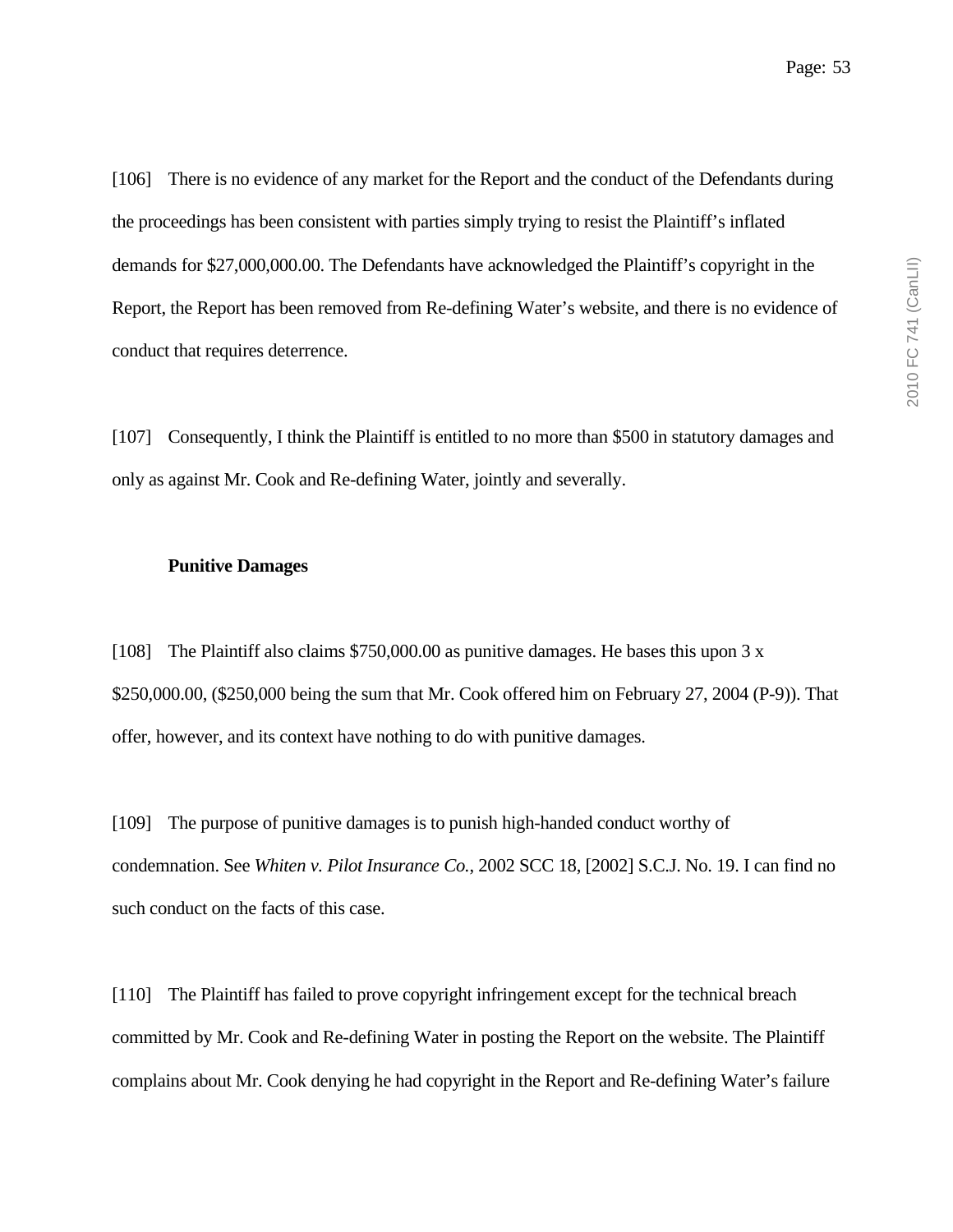[106] There is no evidence of any market for the Report and the conduct of the Defendants during the proceedings has been consistent with parties simply trying to resist the Plaintiff's inflated demands for $27,000,000.00. The Defendants have acknowledged the Plaintiff's copyright in the Report, the Report has been removed from Re-defining Water's website, and there is no evidence of conduct that requires deterrence.

[107] Consequently, I think the Plaintiff is entitled to no more than $500 in statutory damages and only as against Mr. Cook and Re-defining Water, jointly and severally.

**Punitive Damages**

[108] The Plaintiff also claims $750,000.00 as punitive damages. He bases this upon 3 x $250,000.00, ($250,000 being the sum that Mr. Cook offered him on February 27, 2004 (P-9)). That offer, however, and its context have nothing to do with punitive damages.

[109] The purpose of punitive damages is to punish high-handed conduct worthy of condemnation. See *Whiten v. Pilot Insurance Co.*, 2002 SCC 18, [2002] S.C.J. No. 19. I can find no such conduct on the facts of this case.

[110] The Plaintiff has failed to prove copyright infringement except for the technical breach committed by Mr. Cook and Re-defining Water in posting the Report on the website. The Plaintiff complains about Mr. Cook denying he had copyright in the Report and Re-defining Water's failure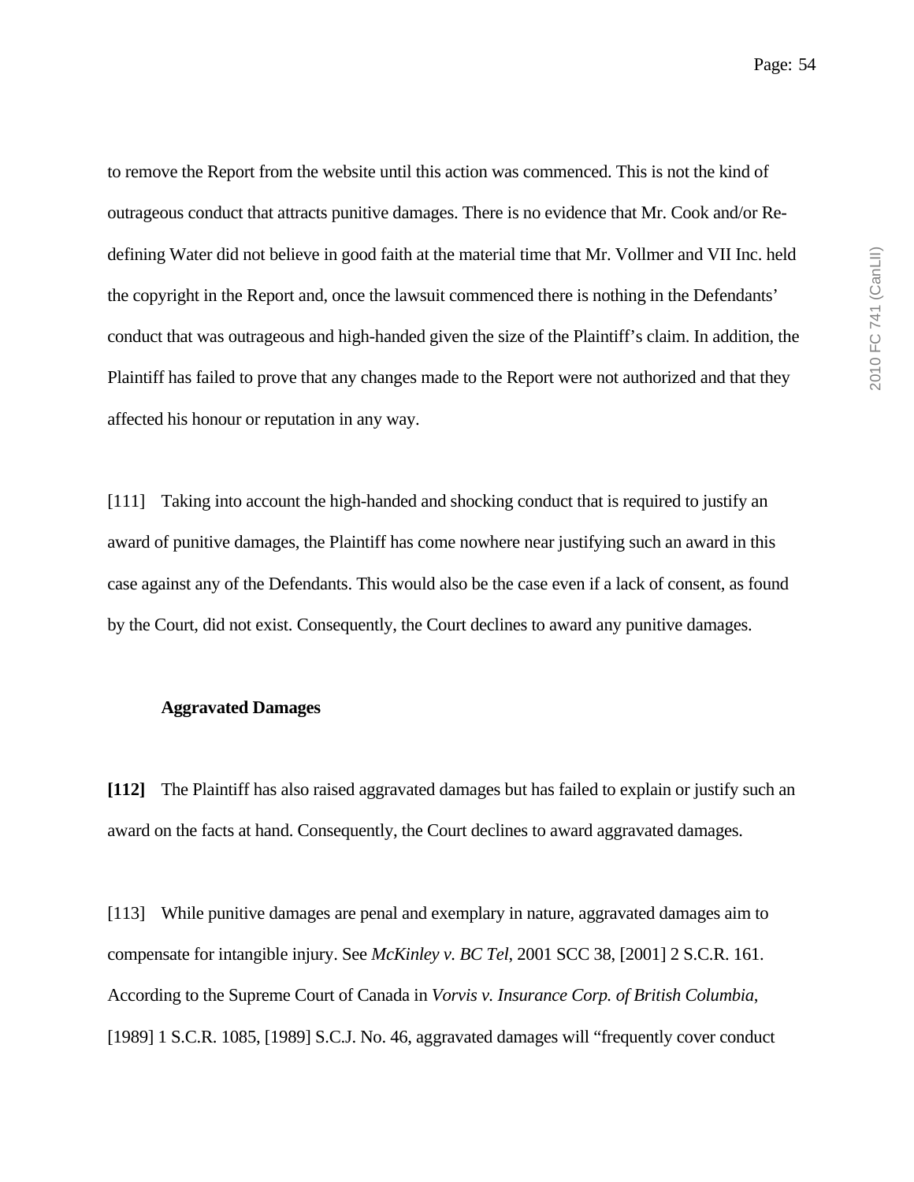to remove the Report from the website until this action was commenced. This is not the kind of outrageous conduct that attracts punitive damages. There is no evidence that Mr. Cook and/or Re-defining Water did not believe in good faith at the material time that Mr. Vollmer and VII Inc. held the copyright in the Report and, once the lawsuit commenced there is nothing in the Defendants' conduct that was outrageous and high-handed given the size of the Plaintiff's claim. In addition, the Plaintiff has failed to prove that any changes made to the Report were not authorized and that they affected his honour or reputation in any way.

[111] Taking into account the high-handed and shocking conduct that is required to justify an award of punitive damages, the Plaintiff has come nowhere near justifying such an award in this case against any of the Defendants. This would also be the case even if a lack of consent, as found by the Court, did not exist. Consequently, the Court declines to award any punitive damages.

**Aggravated Damages**

**[112]** The Plaintiff has also raised aggravated damages but has failed to explain or justify such an award on the facts at hand. Consequently, the Court declines to award aggravated damages.

[113] While punitive damages are penal and exemplary in nature, aggravated damages aim to compensate for intangible injury. See *McKinley v. BC Tel*, 2001 SCC 38, [2001] 2 S.C.R. 161. According to the Supreme Court of Canada in *Vorvis v. Insurance Corp. of British Columbia*, [1989] 1 S.C.R. 1085, [1989] S.C.J. No. 46, aggravated damages will "frequently cover conduct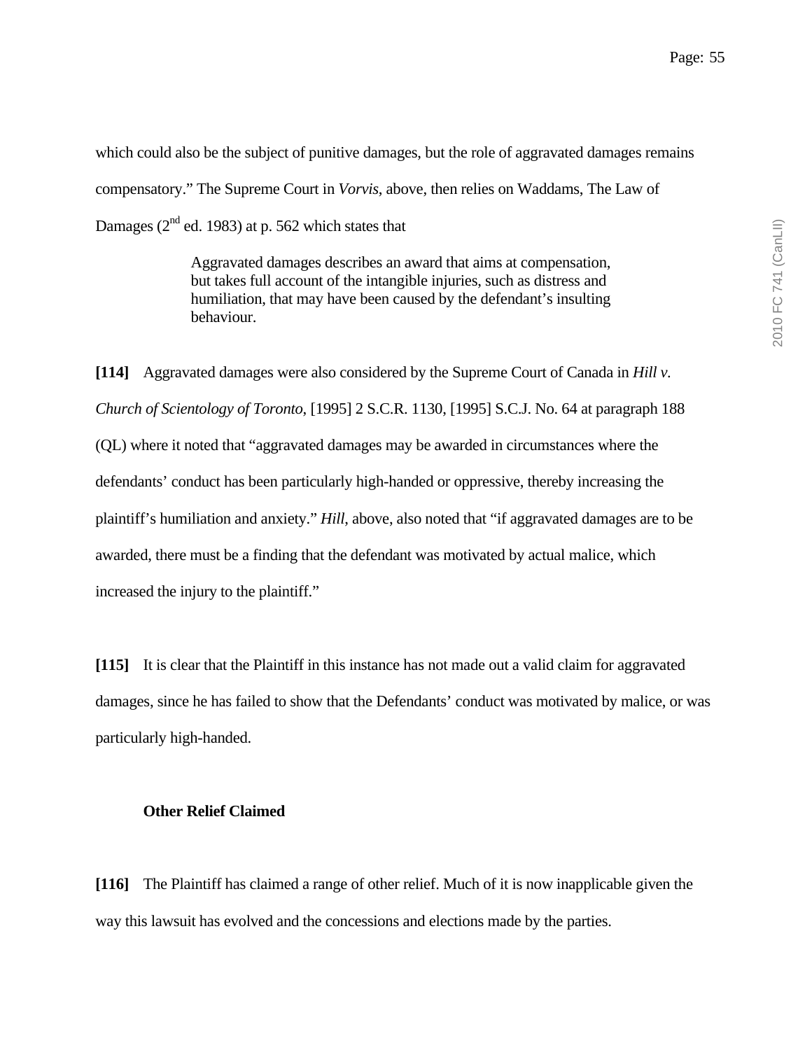which could also be the subject of punitive damages, but the role of aggravated damages remains compensatory." The Supreme Court in *Vorvis*, above, then relies on Waddams, The Law of Damages (2nd ed. 1983) at p. 562 which states that

> Aggravated damages describes an award that aims at compensation, but takes full account of the intangible injuries, such as distress and humiliation, that may have been caused by the defendant's insulting behaviour.

**[114]** Aggravated damages were also considered by the Supreme Court of Canada in *Hill v. Church of Scientology of Toronto*, [1995] 2 S.C.R. 1130, [1995] S.C.J. No. 64 at paragraph 188 (QL) where it noted that "aggravated damages may be awarded in circumstances where the defendants' conduct has been particularly high-handed or oppressive, thereby increasing the plaintiff's humiliation and anxiety." *Hill*, above, also noted that "if aggravated damages are to be awarded, there must be a finding that the defendant was motivated by actual malice, which increased the injury to the plaintiff."

**[115]** It is clear that the Plaintiff in this instance has not made out a valid claim for aggravated damages, since he has failed to show that the Defendants' conduct was motivated by malice, or was particularly high-handed.

**Other Relief Claimed**

**[116]** The Plaintiff has claimed a range of other relief. Much of it is now inapplicable given the way this lawsuit has evolved and the concessions and elections made by the parties.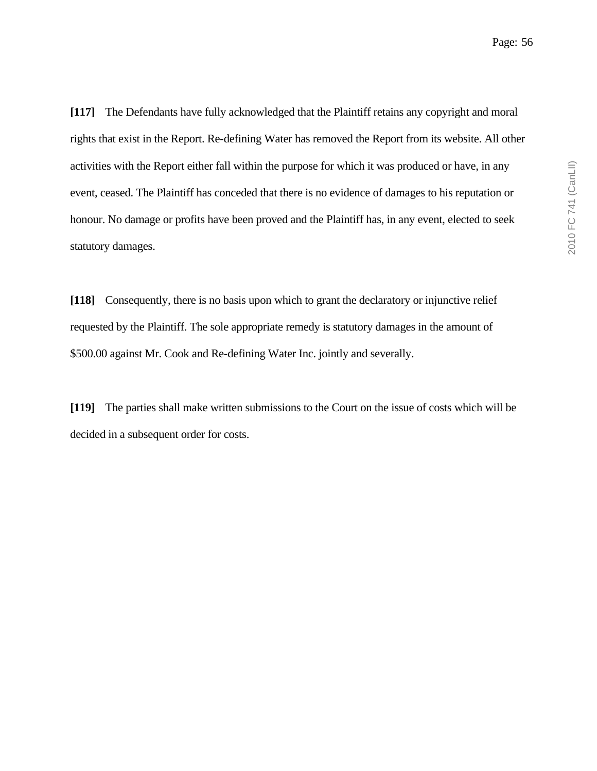**[117]** The Defendants have fully acknowledged that the Plaintiff retains any copyright and moral rights that exist in the Report. Re-defining Water has removed the Report from its website. All other activities with the Report either fall within the purpose for which it was produced or have, in any event, ceased. The Plaintiff has conceded that there is no evidence of damages to his reputation or honour. No damage or profits have been proved and the Plaintiff has, in any event, elected to seek statutory damages.

**[118]** Consequently, there is no basis upon which to grant the declaratory or injunctive relief requested by the Plaintiff. The sole appropriate remedy is statutory damages in the amount of $500.00 against Mr. Cook and Re-defining Water Inc. jointly and severally.

**[119]** The parties shall make written submissions to the Court on the issue of costs which will be decided in a subsequent order for costs.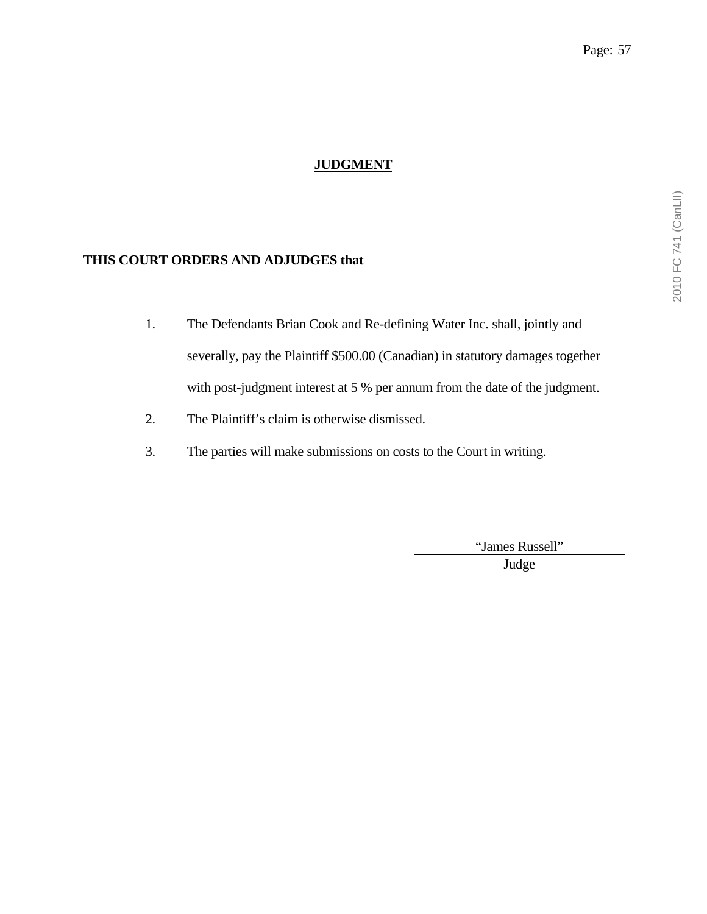## JUDGMENT

**THIS COURT ORDERS AND ADJUDGES that**

1. The Defendants Brian Cook and Re-defining Water Inc. shall, jointly and severally, pay the Plaintiff $500.00 (Canadian) in statutory damages together with post-judgment interest at 5 % per annum from the date of the judgment.
2. The Plaintiff's claim is otherwise dismissed.
3. The parties will make submissions on costs to the Court in writing.

"James Russell"

Judge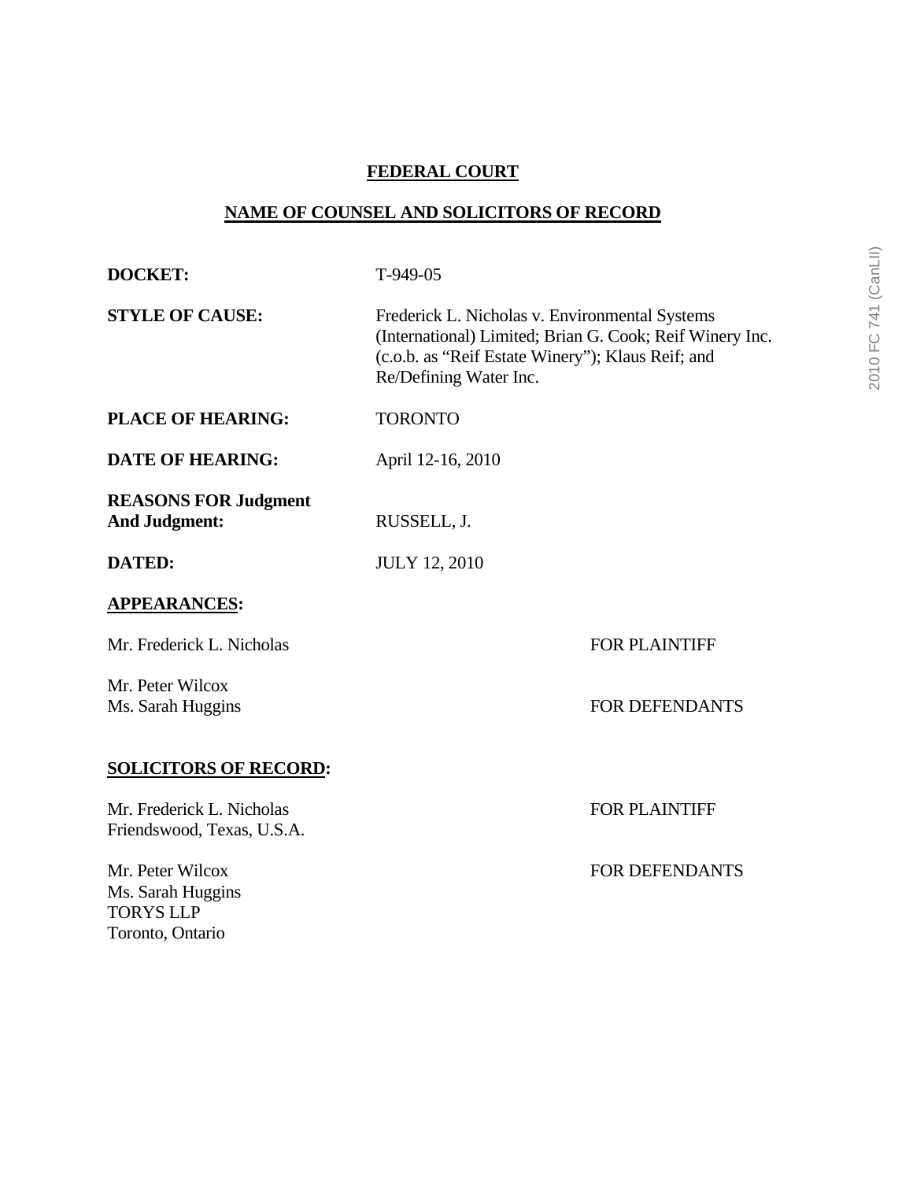**FEDERAL COURT**

**NAME OF COUNSEL AND SOLICITORS OF RECORD**

| | |
|---|---|
| **DOCKET:** | T-949-05 |
| **STYLE OF CAUSE:** | Frederick L. Nicholas v. Environmental Systems (International) Limited; Brian G. Cook; Reif Winery Inc. (c.o.b. as "Reif Estate Winery"); Klaus Reif; and Re/Defining Water Inc. |
| **PLACE OF HEARING:** | TORONTO |
| **DATE OF HEARING:** | April 12-16, 2010 |
| **REASONS FOR Judgment And Judgment:** | RUSSELL, J. |
| **DATED:** | JULY 12, 2010 |

**APPEARANCES:**

| | |
|---|---|
| Mr. Frederick L. Nicholas | FOR PLAINTIFF |
| Mr. Peter Wilcox<br>Ms. Sarah Huggins | FOR DEFENDANTS |

**SOLICITORS OF RECORD:**

| | |
|---|---|
| Mr. Frederick L. Nicholas<br>Friendswood, Texas, U.S.A. | FOR PLAINTIFF |
| Mr. Peter Wilcox<br>Ms. Sarah Huggins<br>TORYS LLP<br>Toronto, Ontario | FOR DEFENDANTS |